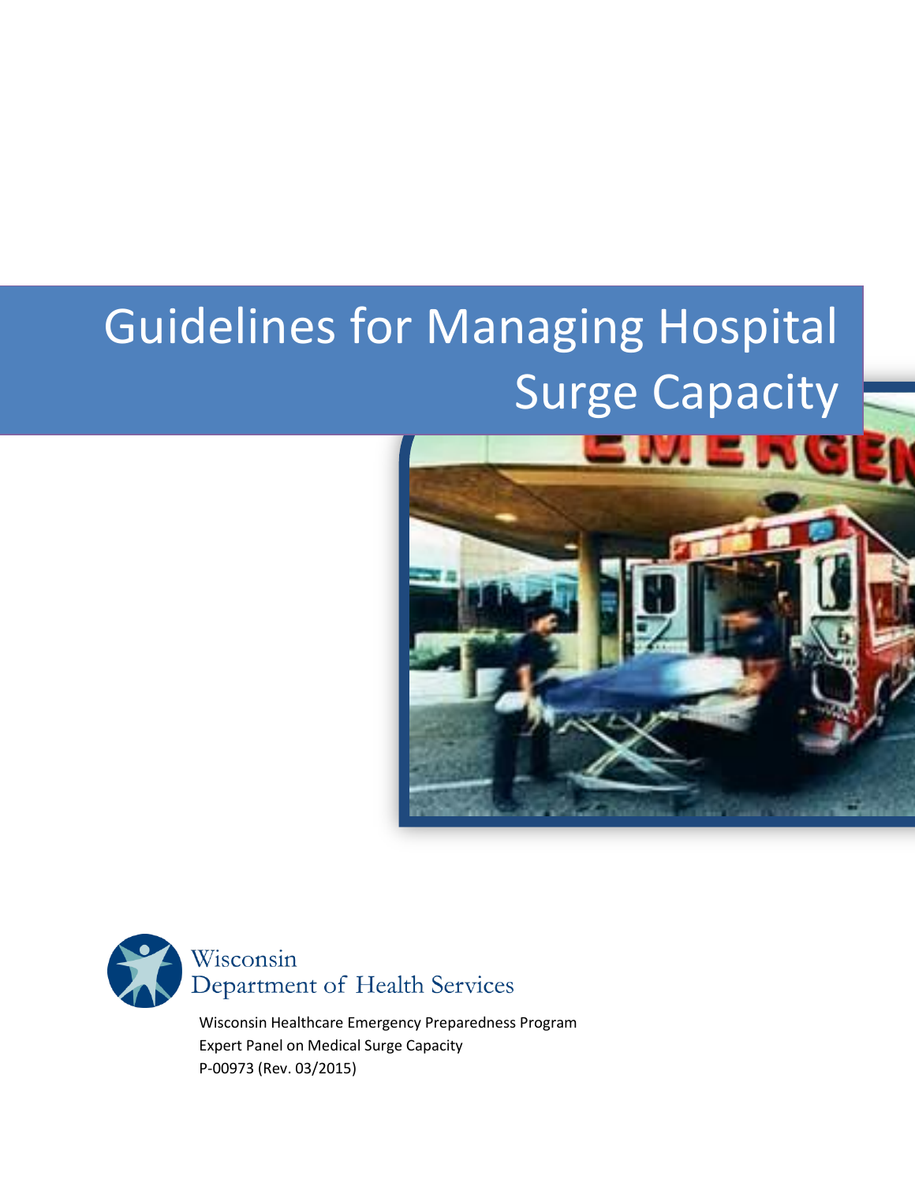# Guidelines for Managing Hospital Surge Capacity

Wisconsin Department of Health Services

Wisconsin Healthcare Emergency Preparedness Program
Expert Panel on Medical Surge Capacity
P-00973 (Rev. 03/2015)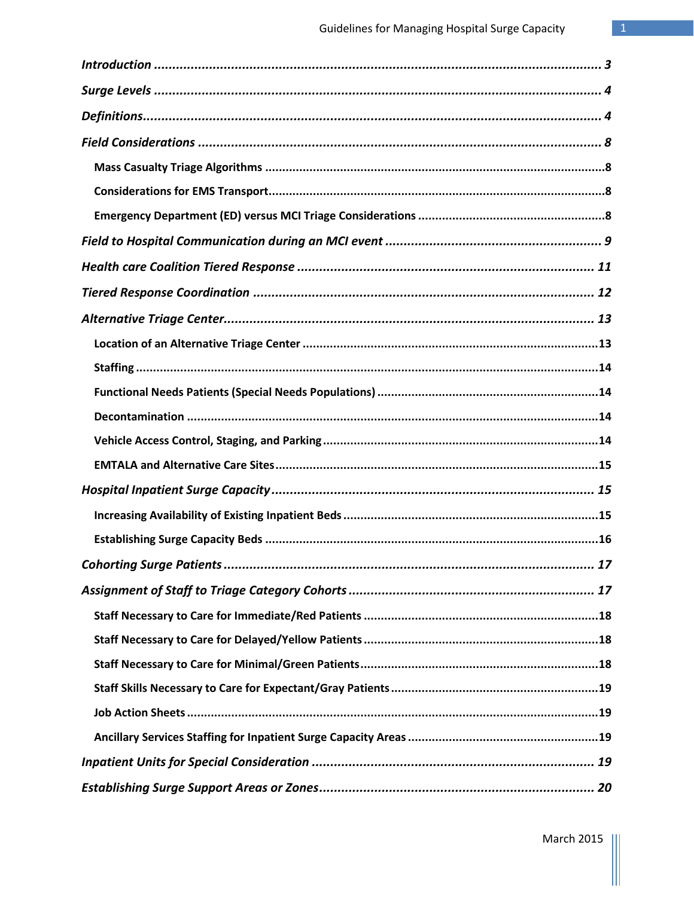*Introduction* ........................................................................................................... *3*

*Surge Levels* ........................................................................................................... *4*

*Definitions*.............................................................................................................. *4*

*Field Considerations* ............................................................................................... *8*

**Mass Casualty Triage Algorithms** ..................................................................................8

**Considerations for EMS Transport**.................................................................................8

**Emergency Department (ED) versus MCI Triage Considerations** ......................................8

*Field to Hospital Communication during an MCI event* ........................................................... *9*

*Health care Coalition Tiered Response* ................................................................................ *11*

*Tiered Response Coordination* ............................................................................................ *12*

*Alternative Triage Center*.................................................................................................... *13*

**Location of an Alternative Triage Center** ....................................................................13

**Staffing** ......................................................................................................................14

**Functional Needs Patients (Special Needs Populations)** ................................................14

**Decontamination** .......................................................................................................14

**Vehicle Access Control, Staging, and Parking** ................................................................14

**EMTALA and Alternative Care Sites**..............................................................................15

*Hospital Inpatient Surge Capacity* ........................................................................................ *15*

**Increasing Availability of Existing Inpatient Beds** ..........................................................15

**Establishing Surge Capacity Beds** ................................................................................16

*Cohorting Surge Patients* ..................................................................................................... *17*

*Assignment of Staff to Triage Category Cohorts* ................................................................... *17*

**Staff Necessary to Care for Immediate/Red Patients** ....................................................18

**Staff Necessary to Care for Delayed/Yellow Patients** ....................................................18

**Staff Necessary to Care for Minimal/Green Patients**.....................................................18

**Staff Skills Necessary to Care for Expectant/Gray Patients** ............................................19

**Job Action Sheets** .....................................................................................................19

**Ancillary Services Staffing for Inpatient Surge Capacity Areas** .......................................19

*Inpatient Units for Special Consideration* ............................................................................ *19*

*Establishing Surge Support Areas or Zones*........................................................................... *20*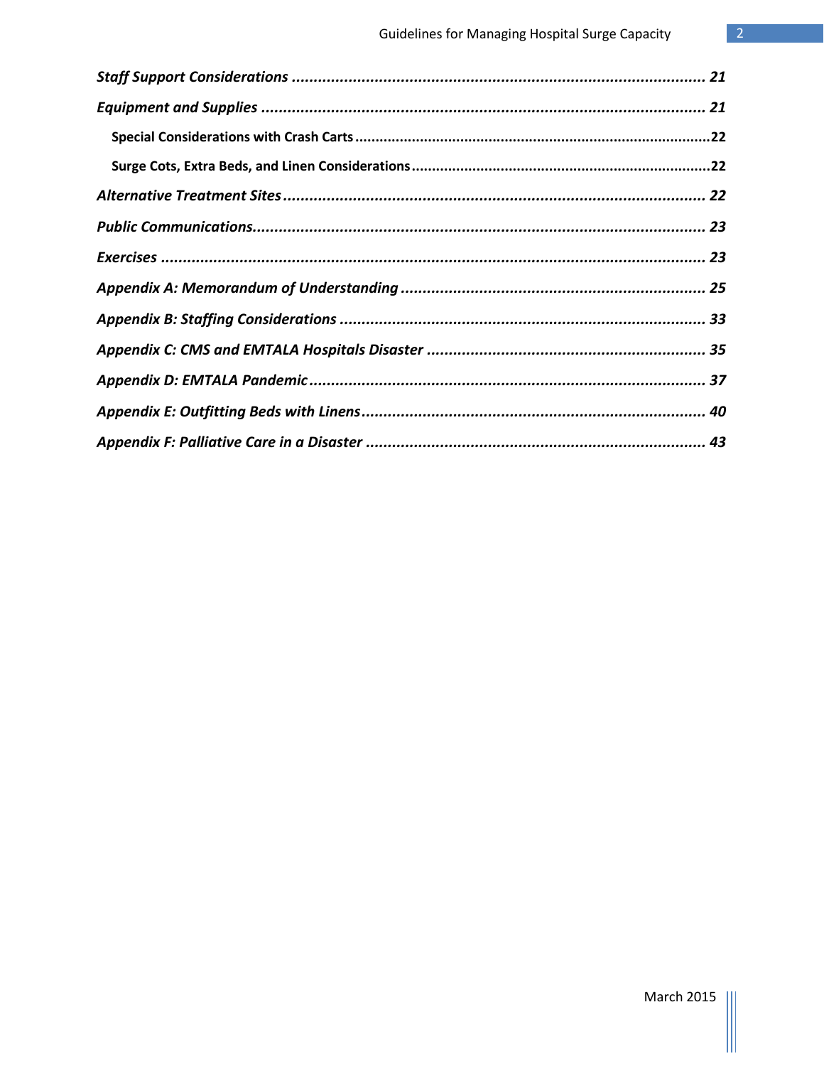***Staff Support Considerations*** ............................................................................................. ***21***

***Equipment and Supplies*** ..................................................................................................... ***21***

**Special Considerations with Crash Carts** ......................................................................................22

**Surge Cots, Extra Beds, and Linen Considerations** ........................................................................22

***Alternative Treatment Sites*** ................................................................................................. ***22***

***Public Communications*** ....................................................................................................... ***23***

***Exercises*** ............................................................................................................................. ***23***

***Appendix A: Memorandum of Understanding*** ..................................................................... ***25***

***Appendix B: Staffing Considerations*** ................................................................................... ***33***

***Appendix C: CMS and EMTALA Hospitals Disaster*** ............................................................... ***35***

***Appendix D: EMTALA Pandemic*** .......................................................................................... ***37***

***Appendix E: Outfitting Beds with Linens*** .............................................................................. ***40***

***Appendix F: Palliative Care in a Disaster*** .............................................................................. ***43***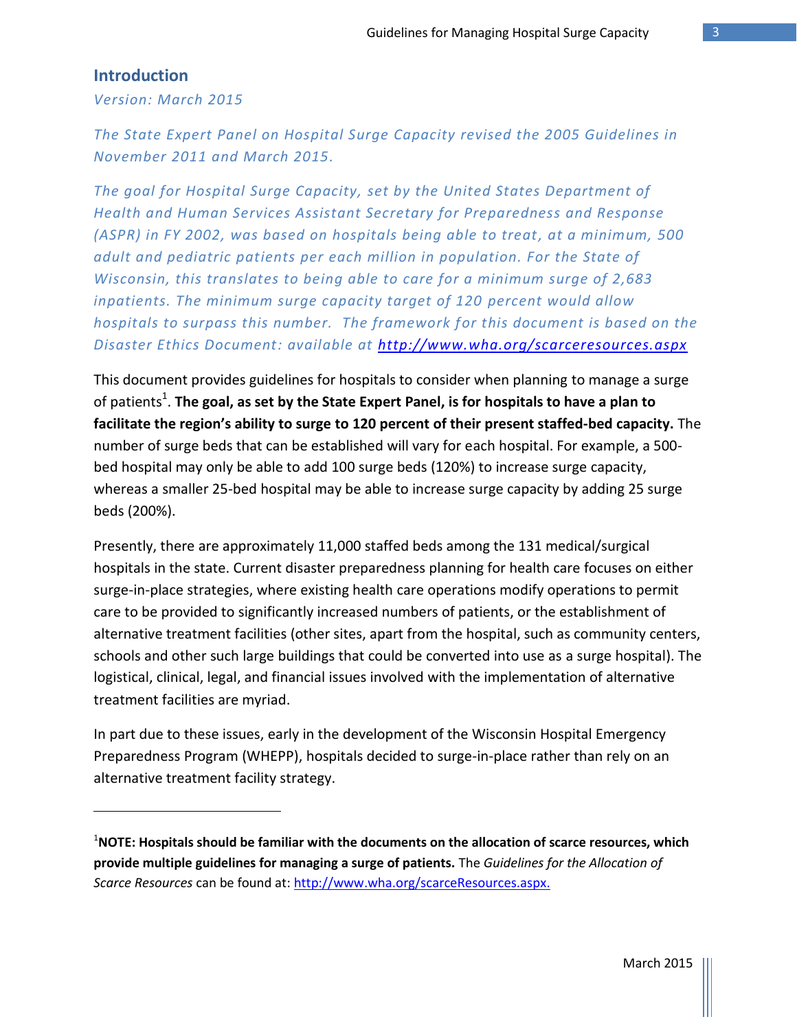## Introduction

*Version: March 2015*

*The State Expert Panel on Hospital Surge Capacity revised the 2005 Guidelines in November 2011 and March 2015.*

*The goal for Hospital Surge Capacity, set by the United States Department of Health and Human Services Assistant Secretary for Preparedness and Response (ASPR) in FY 2002, was based on hospitals being able to treat, at a minimum, 500 adult and pediatric patients per each million in population. For the State of Wisconsin, this translates to being able to care for a minimum surge of 2,683 inpatients. The minimum surge capacity target of 120 percent would allow hospitals to surpass this number. The framework for this document is based on the Disaster Ethics Document: available at* ***http://www.wha.org/scarceresources.aspx***

This document provides guidelines for hospitals to consider when planning to manage a surge of patients[1]. **The goal, as set by the State Expert Panel, is for hospitals to have a plan to facilitate the region's ability to surge to 120 percent of their present staffed-bed capacity.** The number of surge beds that can be established will vary for each hospital. For example, a 500-bed hospital may only be able to add 100 surge beds (120%) to increase surge capacity, whereas a smaller 25-bed hospital may be able to increase surge capacity by adding 25 surge beds (200%).

Presently, there are approximately 11,000 staffed beds among the 131 medical/surgical hospitals in the state. Current disaster preparedness planning for health care focuses on either surge-in-place strategies, where existing health care operations modify operations to permit care to be provided to significantly increased numbers of patients, or the establishment of alternative treatment facilities (other sites, apart from the hospital, such as community centers, schools and other such large buildings that could be converted into use as a surge hospital). The logistical, clinical, legal, and financial issues involved with the implementation of alternative treatment facilities are myriad.

In part due to these issues, early in the development of the Wisconsin Hospital Emergency Preparedness Program (WHEPP), hospitals decided to surge-in-place rather than rely on an alternative treatment facility strategy.

---

[1]**NOTE: Hospitals should be familiar with the documents on the allocation of scarce resources, which provide multiple guidelines for managing a surge of patients.** The *Guidelines for the Allocation of Scarce Resources* can be found at: http://www.wha.org/scarceResources.aspx.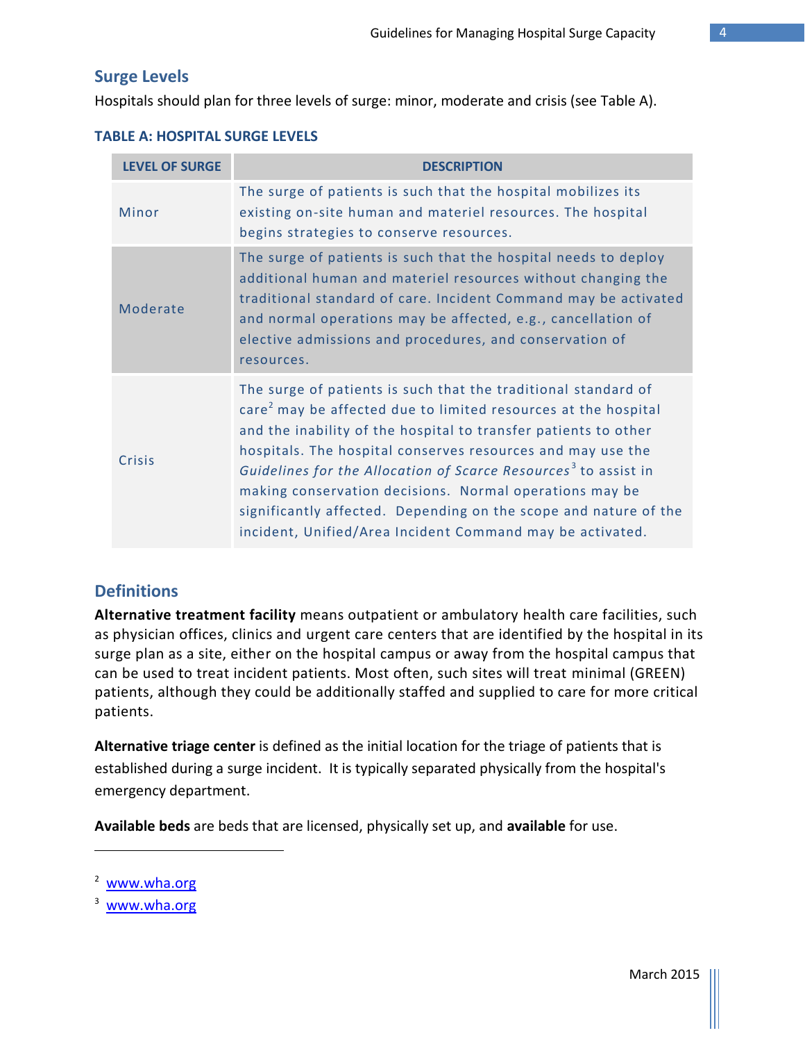## Surge Levels

Hospitals should plan for three levels of surge: minor, moderate and crisis (see Table A).

### TABLE A: HOSPITAL SURGE LEVELS

| LEVEL OF SURGE | DESCRIPTION |
| --- | --- |
| Minor | The surge of patients is such that the hospital mobilizes its existing on-site human and materiel resources. The hospital begins strategies to conserve resources. |
| Moderate | The surge of patients is such that the hospital needs to deploy additional human and materiel resources without changing the traditional standard of care. Incident Command may be activated and normal operations may be affected, e.g., cancellation of elective admissions and procedures, and conservation of resources. |
| Crisis | The surge of patients is such that the traditional standard of care[2] may be affected due to limited resources at the hospital and the inability of the hospital to transfer patients to other hospitals. The hospital conserves resources and may use the *Guidelines for the Allocation of Scarce Resources*[3] to assist in making conservation decisions. Normal operations may be significantly affected. Depending on the scope and nature of the incident, Unified/Area Incident Command may be activated. |

## Definitions

**Alternative treatment facility** means outpatient or ambulatory health care facilities, such as physician offices, clinics and urgent care centers that are identified by the hospital in its surge plan as a site, either on the hospital campus or away from the hospital campus that can be used to treat incident patients. Most often, such sites will treat minimal (GREEN) patients, although they could be additionally staffed and supplied to care for more critical patients.

**Alternative triage center** is defined as the initial location for the triage of patients that is established during a surge incident. It is typically separated physically from the hospital's emergency department.

**Available beds** are beds that are licensed, physically set up, and **available** for use.

---

[2] www.wha.org

[3] www.wha.org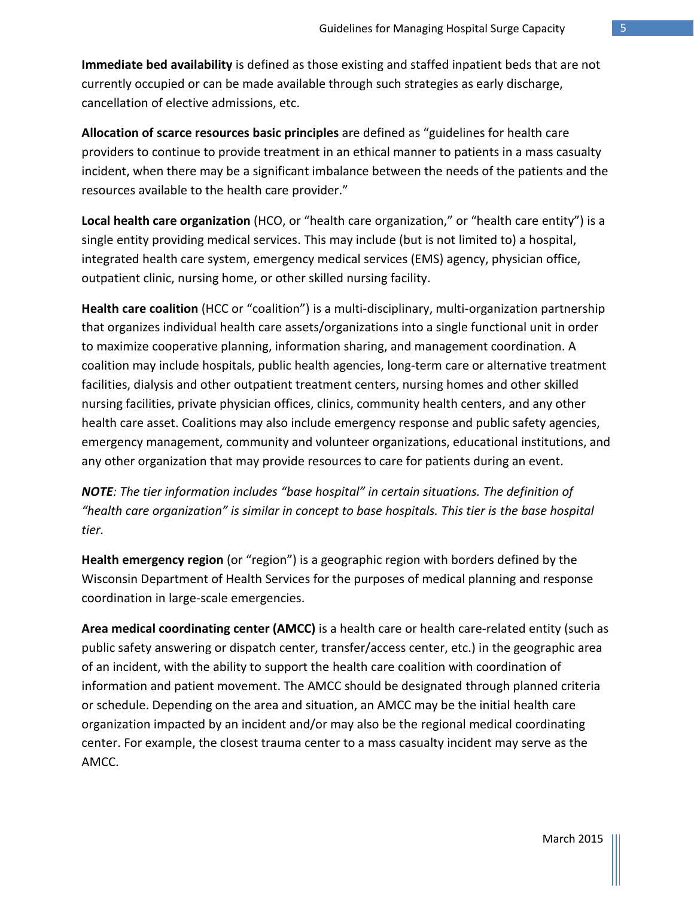**Immediate bed availability** is defined as those existing and staffed inpatient beds that are not currently occupied or can be made available through such strategies as early discharge, cancellation of elective admissions, etc.

**Allocation of scarce resources basic principles** are defined as "guidelines for health care providers to continue to provide treatment in an ethical manner to patients in a mass casualty incident, when there may be a significant imbalance between the needs of the patients and the resources available to the health care provider."

**Local health care organization** (HCO, or "health care organization," or "health care entity") is a single entity providing medical services. This may include (but is not limited to) a hospital, integrated health care system, emergency medical services (EMS) agency, physician office, outpatient clinic, nursing home, or other skilled nursing facility.

**Health care coalition** (HCC or "coalition") is a multi-disciplinary, multi-organization partnership that organizes individual health care assets/organizations into a single functional unit in order to maximize cooperative planning, information sharing, and management coordination. A coalition may include hospitals, public health agencies, long-term care or alternative treatment facilities, dialysis and other outpatient treatment centers, nursing homes and other skilled nursing facilities, private physician offices, clinics, community health centers, and any other health care asset. Coalitions may also include emergency response and public safety agencies, emergency management, community and volunteer organizations, educational institutions, and any other organization that may provide resources to care for patients during an event.

***NOTE**: The tier information includes "base hospital" in certain situations. The definition of "health care organization" is similar in concept to base hospitals. This tier is the base hospital tier.*

**Health emergency region** (or "region") is a geographic region with borders defined by the Wisconsin Department of Health Services for the purposes of medical planning and response coordination in large-scale emergencies.

**Area medical coordinating center (AMCC)** is a health care or health care-related entity (such as public safety answering or dispatch center, transfer/access center, etc.) in the geographic area of an incident, with the ability to support the health care coalition with coordination of information and patient movement. The AMCC should be designated through planned criteria or schedule. Depending on the area and situation, an AMCC may be the initial health care organization impacted by an incident and/or may also be the regional medical coordinating center. For example, the closest trauma center to a mass casualty incident may serve as the AMCC.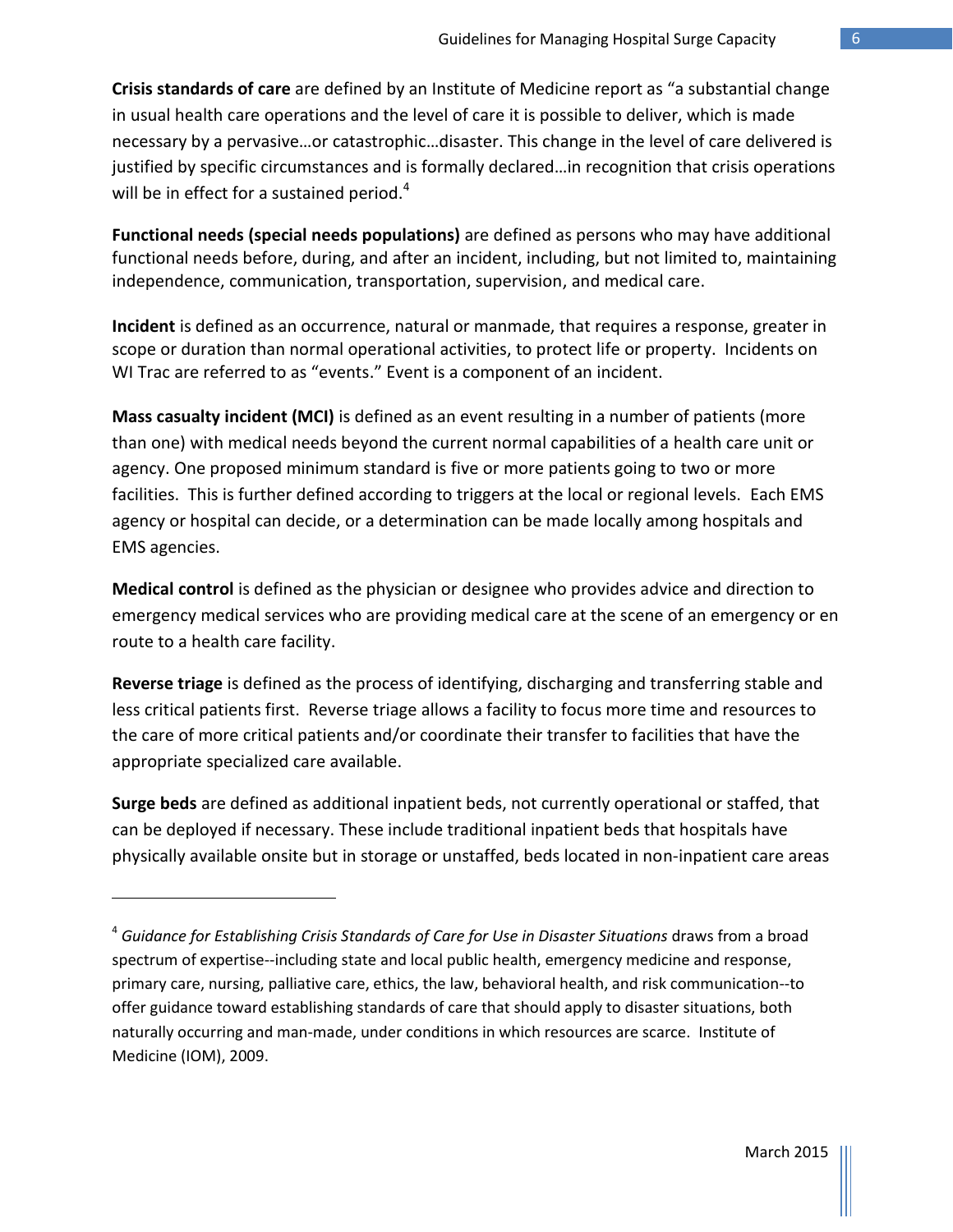**Crisis standards of care** are defined by an Institute of Medicine report as "a substantial change in usual health care operations and the level of care it is possible to deliver, which is made necessary by a pervasive…or catastrophic…disaster. This change in the level of care delivered is justified by specific circumstances and is formally declared…in recognition that crisis operations will be in effect for a sustained period.[4]

**Functional needs (special needs populations)** are defined as persons who may have additional functional needs before, during, and after an incident, including, but not limited to, maintaining independence, communication, transportation, supervision, and medical care.

**Incident** is defined as an occurrence, natural or manmade, that requires a response, greater in scope or duration than normal operational activities, to protect life or property. Incidents on WI Trac are referred to as "events." Event is a component of an incident.

**Mass casualty incident (MCI)** is defined as an event resulting in a number of patients (more than one) with medical needs beyond the current normal capabilities of a health care unit or agency. One proposed minimum standard is five or more patients going to two or more facilities. This is further defined according to triggers at the local or regional levels. Each EMS agency or hospital can decide, or a determination can be made locally among hospitals and EMS agencies.

**Medical control** is defined as the physician or designee who provides advice and direction to emergency medical services who are providing medical care at the scene of an emergency or en route to a health care facility.

**Reverse triage** is defined as the process of identifying, discharging and transferring stable and less critical patients first. Reverse triage allows a facility to focus more time and resources to the care of more critical patients and/or coordinate their transfer to facilities that have the appropriate specialized care available.

**Surge beds** are defined as additional inpatient beds, not currently operational or staffed, that can be deployed if necessary. These include traditional inpatient beds that hospitals have physically available onsite but in storage or unstaffed, beds located in non-inpatient care areas

---

[4] *Guidance for Establishing Crisis Standards of Care for Use in Disaster Situations* draws from a broad spectrum of expertise--including state and local public health, emergency medicine and response, primary care, nursing, palliative care, ethics, the law, behavioral health, and risk communication--to offer guidance toward establishing standards of care that should apply to disaster situations, both naturally occurring and man-made, under conditions in which resources are scarce. Institute of Medicine (IOM), 2009.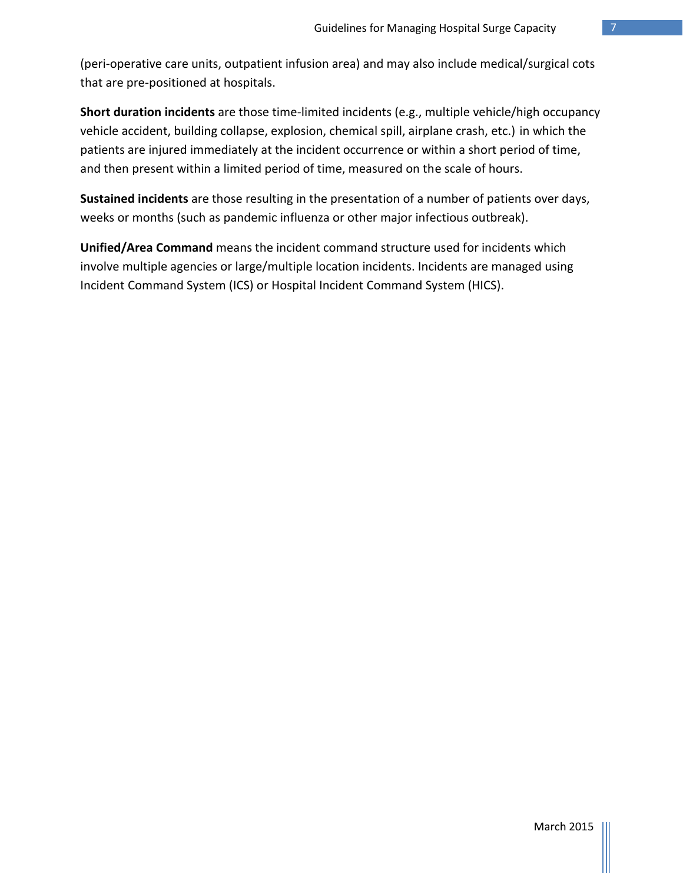(peri-operative care units, outpatient infusion area) and may also include medical/surgical cots that are pre-positioned at hospitals.

**Short duration incidents** are those time-limited incidents (e.g., multiple vehicle/high occupancy vehicle accident, building collapse, explosion, chemical spill, airplane crash, etc.) in which the patients are injured immediately at the incident occurrence or within a short period of time, and then present within a limited period of time, measured on the scale of hours.

**Sustained incidents** are those resulting in the presentation of a number of patients over days, weeks or months (such as pandemic influenza or other major infectious outbreak).

**Unified/Area Command** means the incident command structure used for incidents which involve multiple agencies or large/multiple location incidents. Incidents are managed using Incident Command System (ICS) or Hospital Incident Command System (HICS).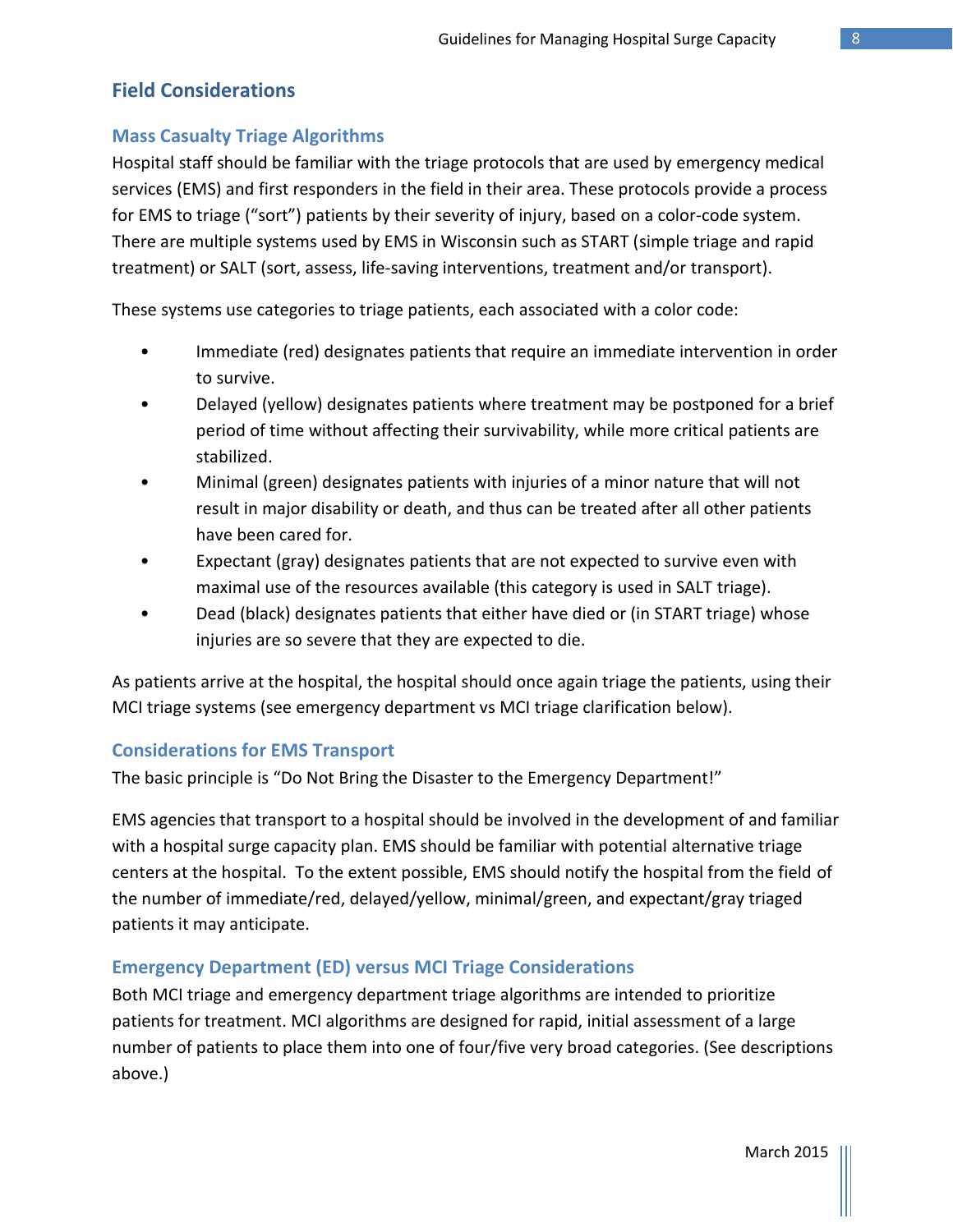## Field Considerations

### Mass Casualty Triage Algorithms

Hospital staff should be familiar with the triage protocols that are used by emergency medical services (EMS) and first responders in the field in their area. These protocols provide a process for EMS to triage ("sort") patients by their severity of injury, based on a color-code system. There are multiple systems used by EMS in Wisconsin such as START (simple triage and rapid treatment) or SALT (sort, assess, life-saving interventions, treatment and/or transport).

These systems use categories to triage patients, each associated with a color code:

- Immediate (red) designates patients that require an immediate intervention in order to survive.
- Delayed (yellow) designates patients where treatment may be postponed for a brief period of time without affecting their survivability, while more critical patients are stabilized.
- Minimal (green) designates patients with injuries of a minor nature that will not result in major disability or death, and thus can be treated after all other patients have been cared for.
- Expectant (gray) designates patients that are not expected to survive even with maximal use of the resources available (this category is used in SALT triage).
- Dead (black) designates patients that either have died or (in START triage) whose injuries are so severe that they are expected to die.

As patients arrive at the hospital, the hospital should once again triage the patients, using their MCI triage systems (see emergency department vs MCI triage clarification below).

### Considerations for EMS Transport

The basic principle is "Do Not Bring the Disaster to the Emergency Department!"

EMS agencies that transport to a hospital should be involved in the development of and familiar with a hospital surge capacity plan. EMS should be familiar with potential alternative triage centers at the hospital. To the extent possible, EMS should notify the hospital from the field of the number of immediate/red, delayed/yellow, minimal/green, and expectant/gray triaged patients it may anticipate.

### Emergency Department (ED) versus MCI Triage Considerations

Both MCI triage and emergency department triage algorithms are intended to prioritize patients for treatment. MCI algorithms are designed for rapid, initial assessment of a large number of patients to place them into one of four/five very broad categories. (See descriptions above.)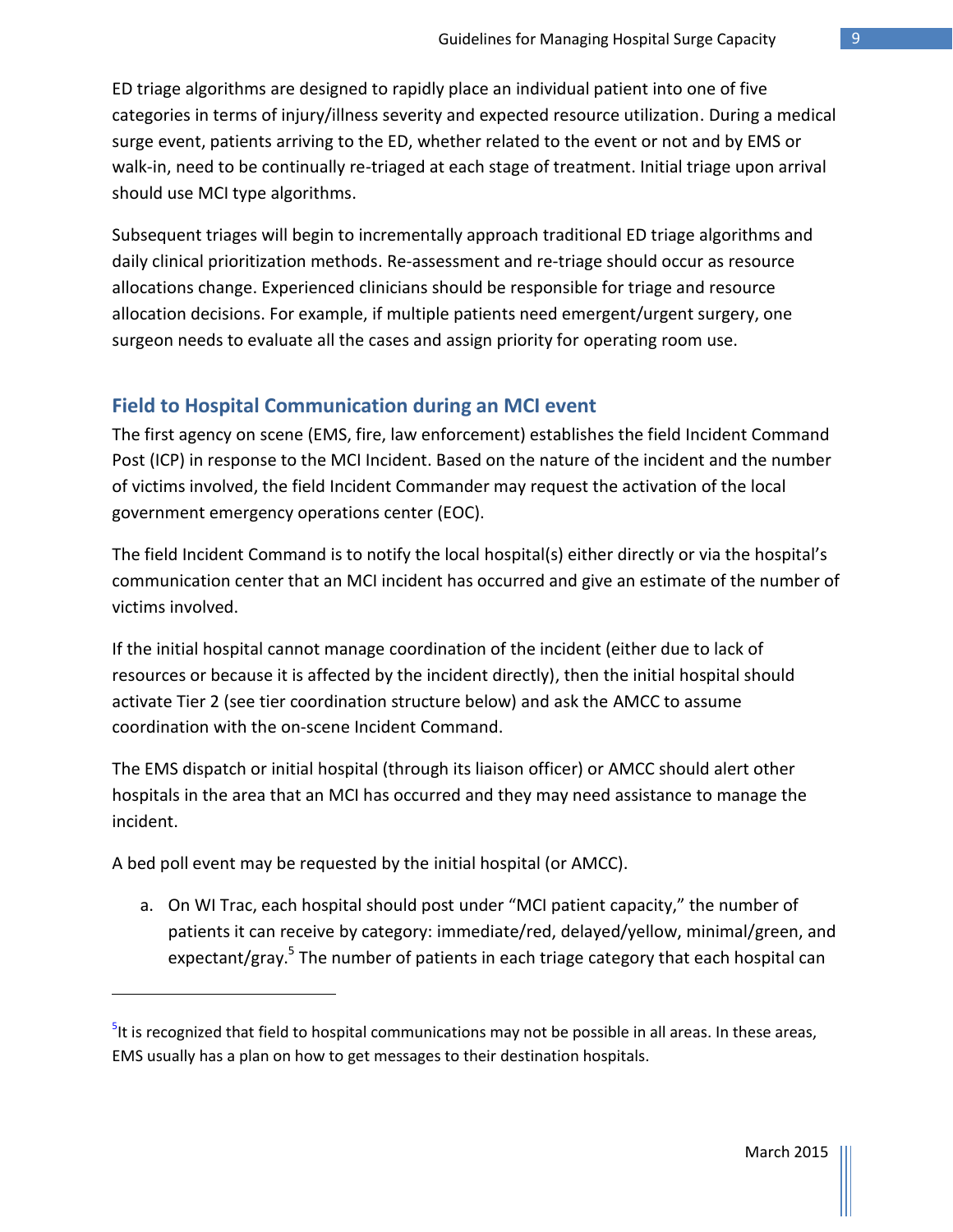ED triage algorithms are designed to rapidly place an individual patient into one of five categories in terms of injury/illness severity and expected resource utilization. During a medical surge event, patients arriving to the ED, whether related to the event or not and by EMS or walk-in, need to be continually re-triaged at each stage of treatment. Initial triage upon arrival should use MCI type algorithms.

Subsequent triages will begin to incrementally approach traditional ED triage algorithms and daily clinical prioritization methods. Re-assessment and re-triage should occur as resource allocations change. Experienced clinicians should be responsible for triage and resource allocation decisions. For example, if multiple patients need emergent/urgent surgery, one surgeon needs to evaluate all the cases and assign priority for operating room use.

## Field to Hospital Communication during an MCI event

The first agency on scene (EMS, fire, law enforcement) establishes the field Incident Command Post (ICP) in response to the MCI Incident. Based on the nature of the incident and the number of victims involved, the field Incident Commander may request the activation of the local government emergency operations center (EOC).

The field Incident Command is to notify the local hospital(s) either directly or via the hospital's communication center that an MCI incident has occurred and give an estimate of the number of victims involved.

If the initial hospital cannot manage coordination of the incident (either due to lack of resources or because it is affected by the incident directly), then the initial hospital should activate Tier 2 (see tier coordination structure below) and ask the AMCC to assume coordination with the on-scene Incident Command.

The EMS dispatch or initial hospital (through its liaison officer) or AMCC should alert other hospitals in the area that an MCI has occurred and they may need assistance to manage the incident.

A bed poll event may be requested by the initial hospital (or AMCC).

a. On WI Trac, each hospital should post under "MCI patient capacity," the number of patients it can receive by category: immediate/red, delayed/yellow, minimal/green, and expectant/gray.[5] The number of patients in each triage category that each hospital can

[5] It is recognized that field to hospital communications may not be possible in all areas. In these areas, EMS usually has a plan on how to get messages to their destination hospitals.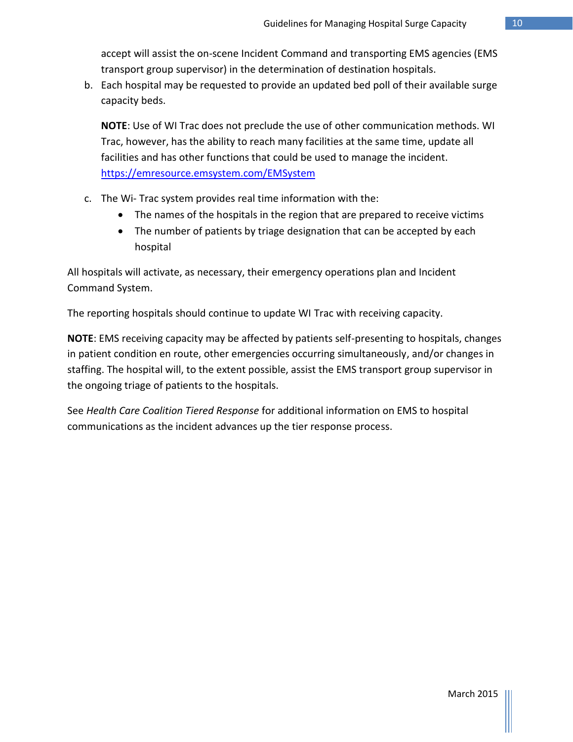accept will assist the on-scene Incident Command and transporting EMS agencies (EMS transport group supervisor) in the determination of destination hospitals.

b. Each hospital may be requested to provide an updated bed poll of their available surge capacity beds.

   **NOTE**: Use of WI Trac does not preclude the use of other communication methods. WI Trac, however, has the ability to reach many facilities at the same time, update all facilities and has other functions that could be used to manage the incident. [https://emresource.emsystem.com/EMSystem](https://emresource.emsystem.com/EMSystem)

c. The Wi- Trac system provides real time information with the:
   - The names of the hospitals in the region that are prepared to receive victims
   - The number of patients by triage designation that can be accepted by each hospital

All hospitals will activate, as necessary, their emergency operations plan and Incident Command System.

The reporting hospitals should continue to update WI Trac with receiving capacity.

**NOTE**: EMS receiving capacity may be affected by patients self-presenting to hospitals, changes in patient condition en route, other emergencies occurring simultaneously, and/or changes in staffing. The hospital will, to the extent possible, assist the EMS transport group supervisor in the ongoing triage of patients to the hospitals.

See *Health Care Coalition Tiered Response* for additional information on EMS to hospital communications as the incident advances up the tier response process.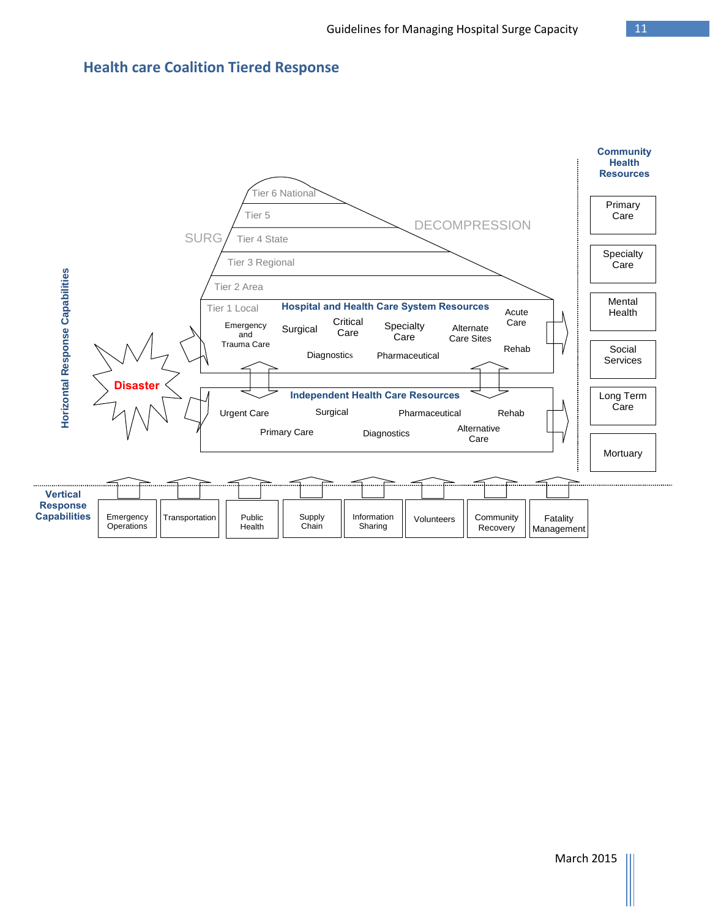## Health care Coalition Tiered Response

Community Health Resources

- Primary Care
- Specialty Care
- Mental Health
- Social Services
- Long Term Care
- Mortuary

Tier 6 National

Tier 5

SURG

DECOMPRESSION

Tier 4 State

Tier 3 Regional

Tier 2 Area

Tier 1 Local

**Hospital and Health Care System Resources**

Emergency and Trauma Care, Surgical, Critical Care, Specialty Care, Alternate Care Sites, Acute Care, Rehab, Diagnostics, Pharmaceutical

Disaster

**Horizontal Response Capabilities**

**Independent Health Care Resources**

Urgent Care, Surgical, Pharmaceutical, Rehab, Primary Care, Diagnostics, Alternative Care

**Vertical Response Capabilities**

- Emergency Operations
- Transportation
- Public Health
- Supply Chain
- Information Sharing
- Volunteers
- Community Recovery
- Fatality Management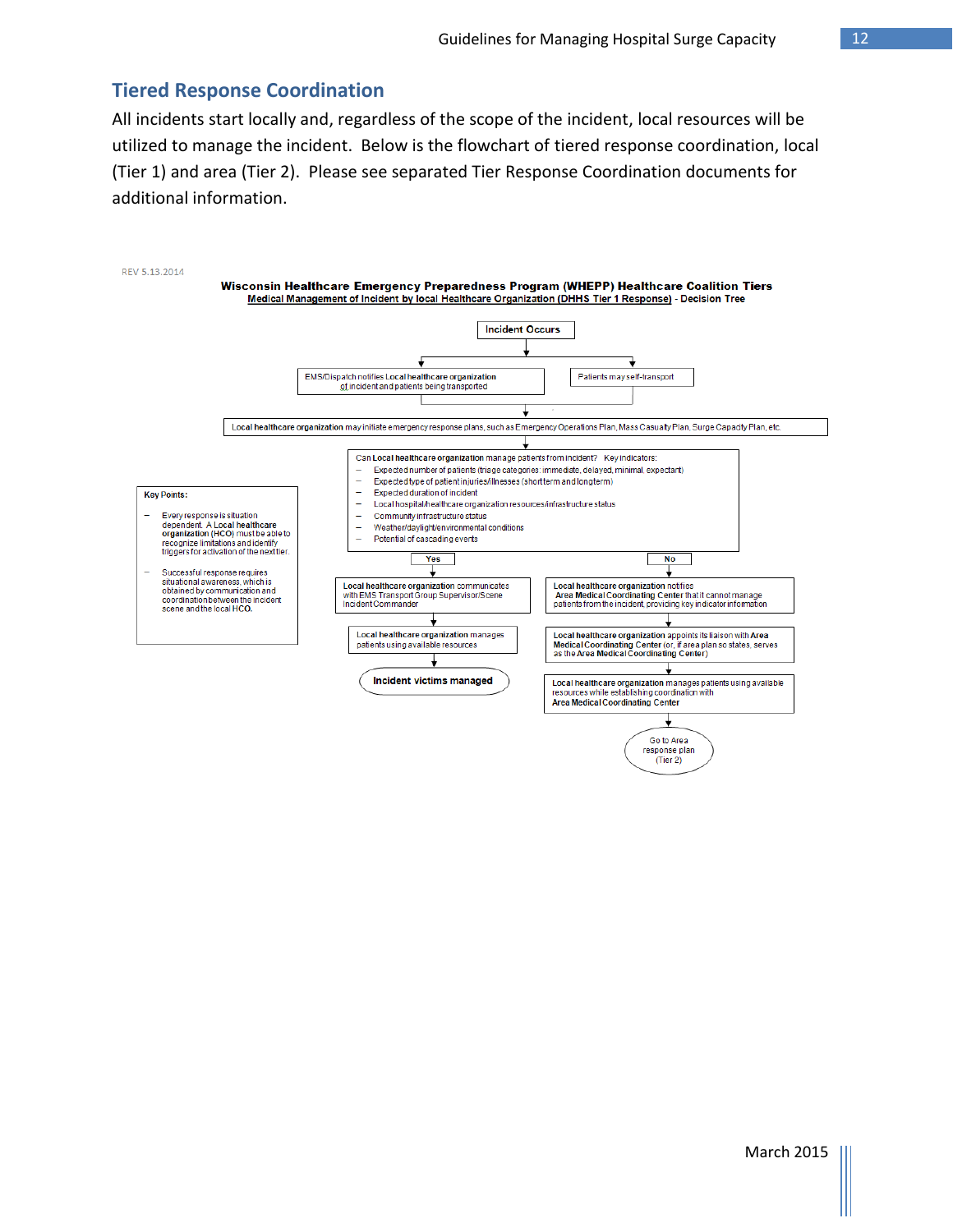## Tiered Response Coordination

All incidents start locally and, regardless of the scope of the incident, local resources will be utilized to manage the incident. Below is the flowchart of tiered response coordination, local (Tier 1) and area (Tier 2). Please see separated Tier Response Coordination documents for additional information.

REV 5.13.2014

**Wisconsin Healthcare Emergency Preparedness Program (WHEPP) Healthcare Coalition Tiers**
**Medical Management of Incident by local Healthcare Organization (DHHS Tier 1 Response) - Decision Tree**

Incident Occurs

- EMS/Dispatch notifies **Local healthcare organization** of incident and patients being transported
- Patients may self-transport

**Local healthcare organization** may initiate emergency response plans, such as Emergency Operations Plan, Mass Casualty Plan, Surge Capacity Plan, etc.

Can **Local healthcare organization** manage patients from incident? Key indicators:

- Expected number of patients (triage categories: immediate, delayed, minimal, expectant)
- Expected type of patient injuries/illnesses (short term and long term)
- Expected duration of incident
- Local hospital/healthcare organization resources/infrastructure status
- Community infrastructure status
- Weather/daylight/environmental conditions
- Potential of cascading events

**Yes**

1. **Local healthcare organization** communicates with EMS Transport Group Supervisor/Scene Incident Commander
2. **Local healthcare organization** manages patients using available resources
3. **Incident victims managed**

**No**

1. **Local healthcare organization** notifies **Area Medical Coordinating Center** that it cannot manage patients from the incident, providing key indicator information
2. **Local healthcare organization** appoints its liaison with **Area Medical Coordinating Center** (or, if area plan so states, serves as the **Area Medical Coordinating Center**)
3. **Local healthcare organization** manages patients using available resources while establishing coordination with **Area Medical Coordinating Center**
4. Go to Area response plan (Tier 2)

**Key Points:**

- Every response is situation dependent. A **Local healthcare organization (HCO)** must be able to recognize limitations and identify triggers for activation of the next tier.
- Successful response requires situational awareness, which is obtained by communication and coordination between the incident scene and the local **HCO**.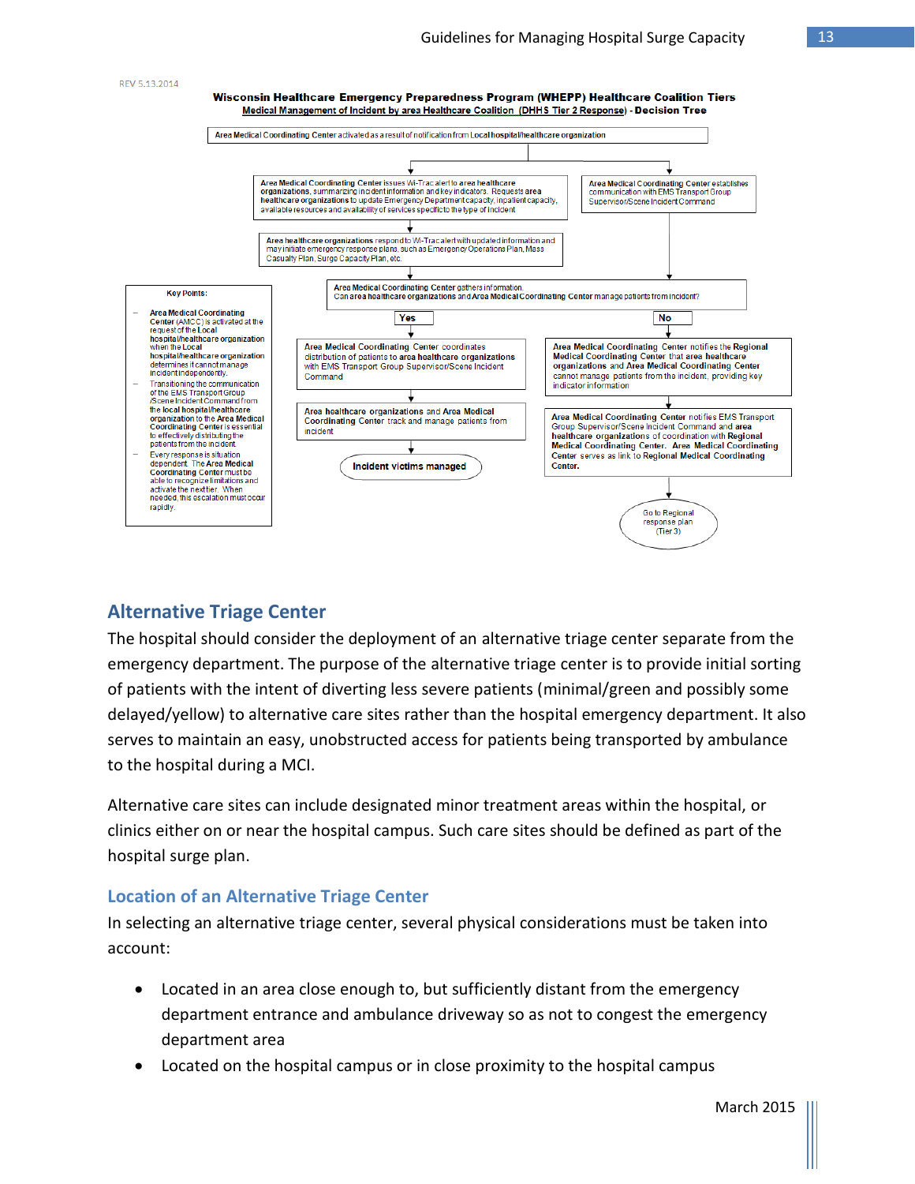REV 5.13.2014

**Wisconsin Healthcare Emergency Preparedness Program (WHEPP) Healthcare Coalition Tiers**

**Medical Management of Incident by area Healthcare Coalition (DHHS Tier 2 Response) - Decision Tree**

Area Medical Coordinating Center activated as a result of notification from Local hospital/healthcare organization

↓

- **Area Medical Coordinating Center** issues Wi-Trac alert to area healthcare **organizations**, summarizing incident information and key indicators. Requests **area healthcare organizations** to update Emergency Department capacity, inpatient capacity, available resources and availability of services specific to the type of incident
  - ↓ **Area healthcare organizations** respond to Wi-Trac alert with updated information and may initiate emergency response plans, such as Emergency Operations Plan, Mass Casualty Plan, Surge Capacity Plan, etc.
- **Area Medical Coordinating Center** establishes communication with EMS Transport Group Supervisor/Scene Incident Command

↓

**Area Medical Coordinating Center** gathers information.
Can **area healthcare organizations** and **Area Medical Coordinating Center** manage patients from incident?

**Yes**

1. **Area Medical Coordinating Center** coordinates distribution of patients to **area healthcare organizations** with EMS Transport Group Supervisor/Scene Incident Command
2. **Area healthcare organizations** and **Area Medical Coordinating Center** track and manage patients from incident
3. **Incident victims managed**

**No**

1. **Area Medical Coordinating Center** notifies the **Regional Medical Coordinating Center** that **area healthcare organizations** and **Area Medical Coordinating Center** cannot manage patients from the incident, providing key indicator information
2. **Area Medical Coordinating Center** notifies EMS Transport Group Supervisor/Scene Incident Command and **area healthcare organizations** of coordination with **Regional Medical Coordinating Center. Area Medical Coordinating Center** serves as link to **Regional Medical Coordinating Center.**
3. Go to Regional response plan (Tier 3)

**Key Points:**

- **Area Medical Coordinating Center** (AMCC) is activated at the request of the **Local hospital/healthcare organization** when the **Local hospital/healthcare organization** determines it cannot manage incident independently.
- Transitioning the communication of the EMS Transport Group /Scene Incident Command from the **local hospital/healthcare organization** to the **Area Medical Coordinating Center** is essential to effectively distributing the patients from the incident.
- Every response is situation dependent. The **Area Medical Coordinating Center** must be able to recognize limitations and activate the next tier. When needed, this escalation must occur rapidly.

## Alternative Triage Center

The hospital should consider the deployment of an alternative triage center separate from the emergency department. The purpose of the alternative triage center is to provide initial sorting of patients with the intent of diverting less severe patients (minimal/green and possibly some delayed/yellow) to alternative care sites rather than the hospital emergency department. It also serves to maintain an easy, unobstructed access for patients being transported by ambulance to the hospital during a MCI.

Alternative care sites can include designated minor treatment areas within the hospital, or clinics either on or near the hospital campus. Such care sites should be defined as part of the hospital surge plan.

### Location of an Alternative Triage Center

In selecting an alternative triage center, several physical considerations must be taken into account:

- Located in an area close enough to, but sufficiently distant from the emergency department entrance and ambulance driveway so as not to congest the emergency department area
- Located on the hospital campus or in close proximity to the hospital campus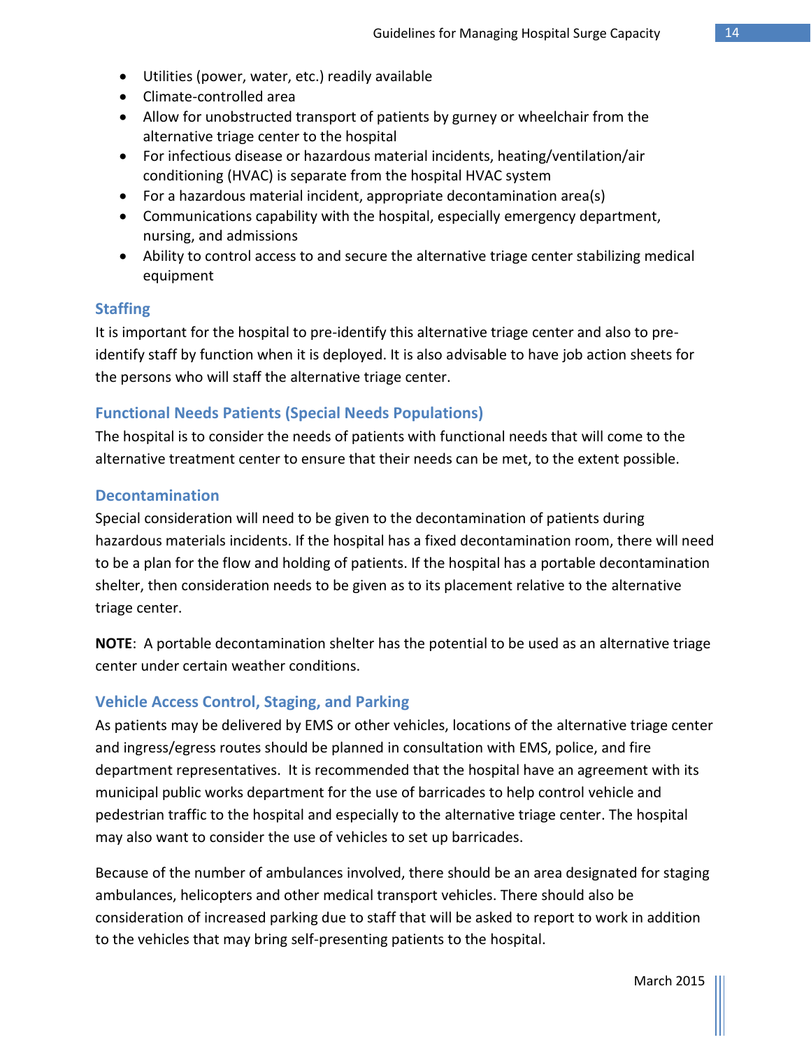- Utilities (power, water, etc.) readily available
- Climate-controlled area
- Allow for unobstructed transport of patients by gurney or wheelchair from the alternative triage center to the hospital
- For infectious disease or hazardous material incidents, heating/ventilation/air conditioning (HVAC) is separate from the hospital HVAC system
- For a hazardous material incident, appropriate decontamination area(s)
- Communications capability with the hospital, especially emergency department, nursing, and admissions
- Ability to control access to and secure the alternative triage center stabilizing medical equipment

### Staffing

It is important for the hospital to pre-identify this alternative triage center and also to pre-identify staff by function when it is deployed. It is also advisable to have job action sheets for the persons who will staff the alternative triage center.

### Functional Needs Patients (Special Needs Populations)

The hospital is to consider the needs of patients with functional needs that will come to the alternative treatment center to ensure that their needs can be met, to the extent possible.

### Decontamination

Special consideration will need to be given to the decontamination of patients during hazardous materials incidents. If the hospital has a fixed decontamination room, there will need to be a plan for the flow and holding of patients. If the hospital has a portable decontamination shelter, then consideration needs to be given as to its placement relative to the alternative triage center.

**NOTE**: A portable decontamination shelter has the potential to be used as an alternative triage center under certain weather conditions.

### Vehicle Access Control, Staging, and Parking

As patients may be delivered by EMS or other vehicles, locations of the alternative triage center and ingress/egress routes should be planned in consultation with EMS, police, and fire department representatives. It is recommended that the hospital have an agreement with its municipal public works department for the use of barricades to help control vehicle and pedestrian traffic to the hospital and especially to the alternative triage center. The hospital may also want to consider the use of vehicles to set up barricades.

Because of the number of ambulances involved, there should be an area designated for staging ambulances, helicopters and other medical transport vehicles. There should also be consideration of increased parking due to staff that will be asked to report to work in addition to the vehicles that may bring self-presenting patients to the hospital.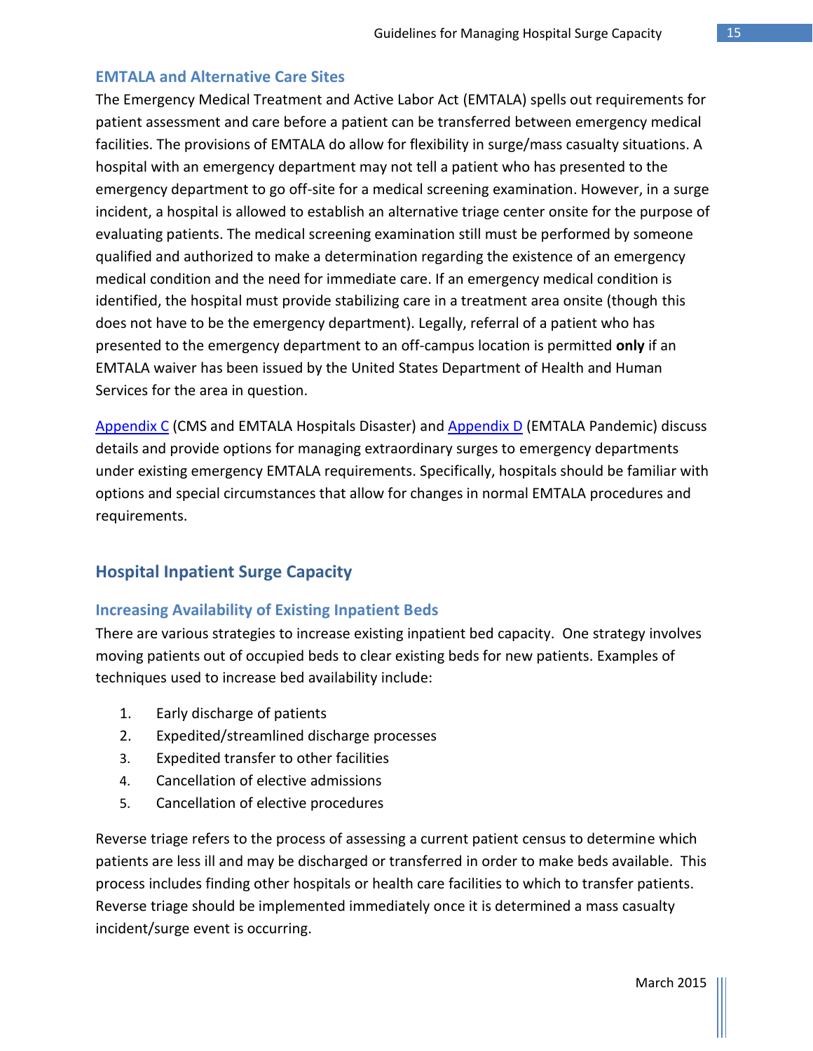### EMTALA and Alternative Care Sites

The Emergency Medical Treatment and Active Labor Act (EMTALA) spells out requirements for patient assessment and care before a patient can be transferred between emergency medical facilities. The provisions of EMTALA do allow for flexibility in surge/mass casualty situations. A hospital with an emergency department may not tell a patient who has presented to the emergency department to go off-site for a medical screening examination. However, in a surge incident, a hospital is allowed to establish an alternative triage center onsite for the purpose of evaluating patients. The medical screening examination still must be performed by someone qualified and authorized to make a determination regarding the existence of an emergency medical condition and the need for immediate care. If an emergency medical condition is identified, the hospital must provide stabilizing care in a treatment area onsite (though this does not have to be the emergency department). Legally, referral of a patient who has presented to the emergency department to an off-campus location is permitted **only** if an EMTALA waiver has been issued by the United States Department of Health and Human Services for the area in question.

Appendix C (CMS and EMTALA Hospitals Disaster) and Appendix D (EMTALA Pandemic) discuss details and provide options for managing extraordinary surges to emergency departments under existing emergency EMTALA requirements. Specifically, hospitals should be familiar with options and special circumstances that allow for changes in normal EMTALA procedures and requirements.

## Hospital Inpatient Surge Capacity

### Increasing Availability of Existing Inpatient Beds

There are various strategies to increase existing inpatient bed capacity. One strategy involves moving patients out of occupied beds to clear existing beds for new patients. Examples of techniques used to increase bed availability include:

1. Early discharge of patients
2. Expedited/streamlined discharge processes
3. Expedited transfer to other facilities
4. Cancellation of elective admissions
5. Cancellation of elective procedures

Reverse triage refers to the process of assessing a current patient census to determine which patients are less ill and may be discharged or transferred in order to make beds available. This process includes finding other hospitals or health care facilities to which to transfer patients. Reverse triage should be implemented immediately once it is determined a mass casualty incident/surge event is occurring.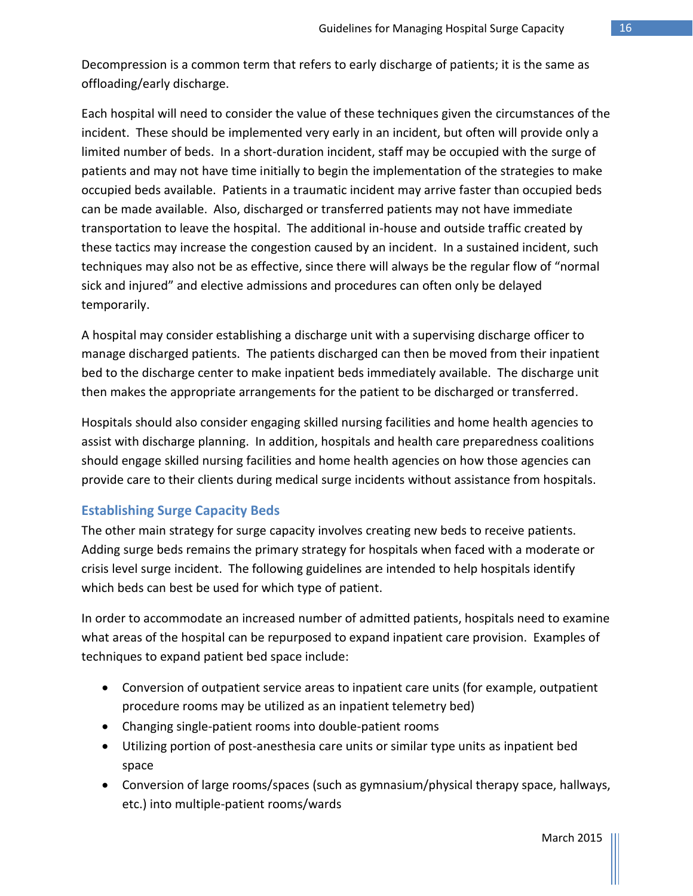Decompression is a common term that refers to early discharge of patients; it is the same as offloading/early discharge.

Each hospital will need to consider the value of these techniques given the circumstances of the incident. These should be implemented very early in an incident, but often will provide only a limited number of beds. In a short-duration incident, staff may be occupied with the surge of patients and may not have time initially to begin the implementation of the strategies to make occupied beds available. Patients in a traumatic incident may arrive faster than occupied beds can be made available. Also, discharged or transferred patients may not have immediate transportation to leave the hospital. The additional in-house and outside traffic created by these tactics may increase the congestion caused by an incident. In a sustained incident, such techniques may also not be as effective, since there will always be the regular flow of "normal sick and injured" and elective admissions and procedures can often only be delayed temporarily.

A hospital may consider establishing a discharge unit with a supervising discharge officer to manage discharged patients. The patients discharged can then be moved from their inpatient bed to the discharge center to make inpatient beds immediately available. The discharge unit then makes the appropriate arrangements for the patient to be discharged or transferred.

Hospitals should also consider engaging skilled nursing facilities and home health agencies to assist with discharge planning. In addition, hospitals and health care preparedness coalitions should engage skilled nursing facilities and home health agencies on how those agencies can provide care to their clients during medical surge incidents without assistance from hospitals.

### Establishing Surge Capacity Beds

The other main strategy for surge capacity involves creating new beds to receive patients. Adding surge beds remains the primary strategy for hospitals when faced with a moderate or crisis level surge incident. The following guidelines are intended to help hospitals identify which beds can best be used for which type of patient.

In order to accommodate an increased number of admitted patients, hospitals need to examine what areas of the hospital can be repurposed to expand inpatient care provision. Examples of techniques to expand patient bed space include:

- Conversion of outpatient service areas to inpatient care units (for example, outpatient procedure rooms may be utilized as an inpatient telemetry bed)
- Changing single-patient rooms into double-patient rooms
- Utilizing portion of post-anesthesia care units or similar type units as inpatient bed space
- Conversion of large rooms/spaces (such as gymnasium/physical therapy space, hallways, etc.) into multiple-patient rooms/wards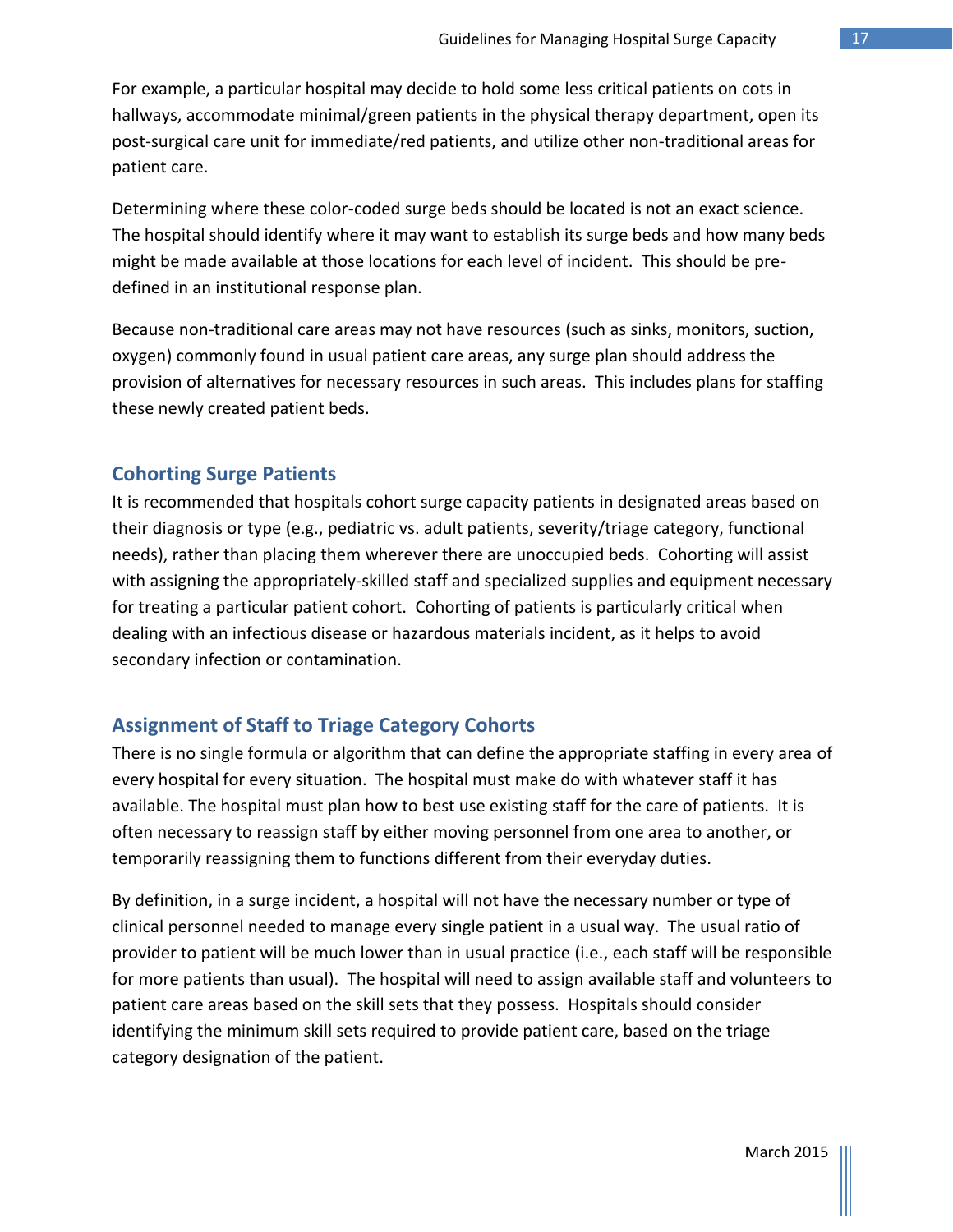For example, a particular hospital may decide to hold some less critical patients on cots in hallways, accommodate minimal/green patients in the physical therapy department, open its post-surgical care unit for immediate/red patients, and utilize other non-traditional areas for patient care.

Determining where these color-coded surge beds should be located is not an exact science. The hospital should identify where it may want to establish its surge beds and how many beds might be made available at those locations for each level of incident. This should be pre-defined in an institutional response plan.

Because non-traditional care areas may not have resources (such as sinks, monitors, suction, oxygen) commonly found in usual patient care areas, any surge plan should address the provision of alternatives for necessary resources in such areas. This includes plans for staffing these newly created patient beds.

## Cohorting Surge Patients

It is recommended that hospitals cohort surge capacity patients in designated areas based on their diagnosis or type (e.g., pediatric vs. adult patients, severity/triage category, functional needs), rather than placing them wherever there are unoccupied beds. Cohorting will assist with assigning the appropriately-skilled staff and specialized supplies and equipment necessary for treating a particular patient cohort. Cohorting of patients is particularly critical when dealing with an infectious disease or hazardous materials incident, as it helps to avoid secondary infection or contamination.

## Assignment of Staff to Triage Category Cohorts

There is no single formula or algorithm that can define the appropriate staffing in every area of every hospital for every situation. The hospital must make do with whatever staff it has available. The hospital must plan how to best use existing staff for the care of patients. It is often necessary to reassign staff by either moving personnel from one area to another, or temporarily reassigning them to functions different from their everyday duties.

By definition, in a surge incident, a hospital will not have the necessary number or type of clinical personnel needed to manage every single patient in a usual way. The usual ratio of provider to patient will be much lower than in usual practice (i.e., each staff will be responsible for more patients than usual). The hospital will need to assign available staff and volunteers to patient care areas based on the skill sets that they possess. Hospitals should consider identifying the minimum skill sets required to provide patient care, based on the triage category designation of the patient.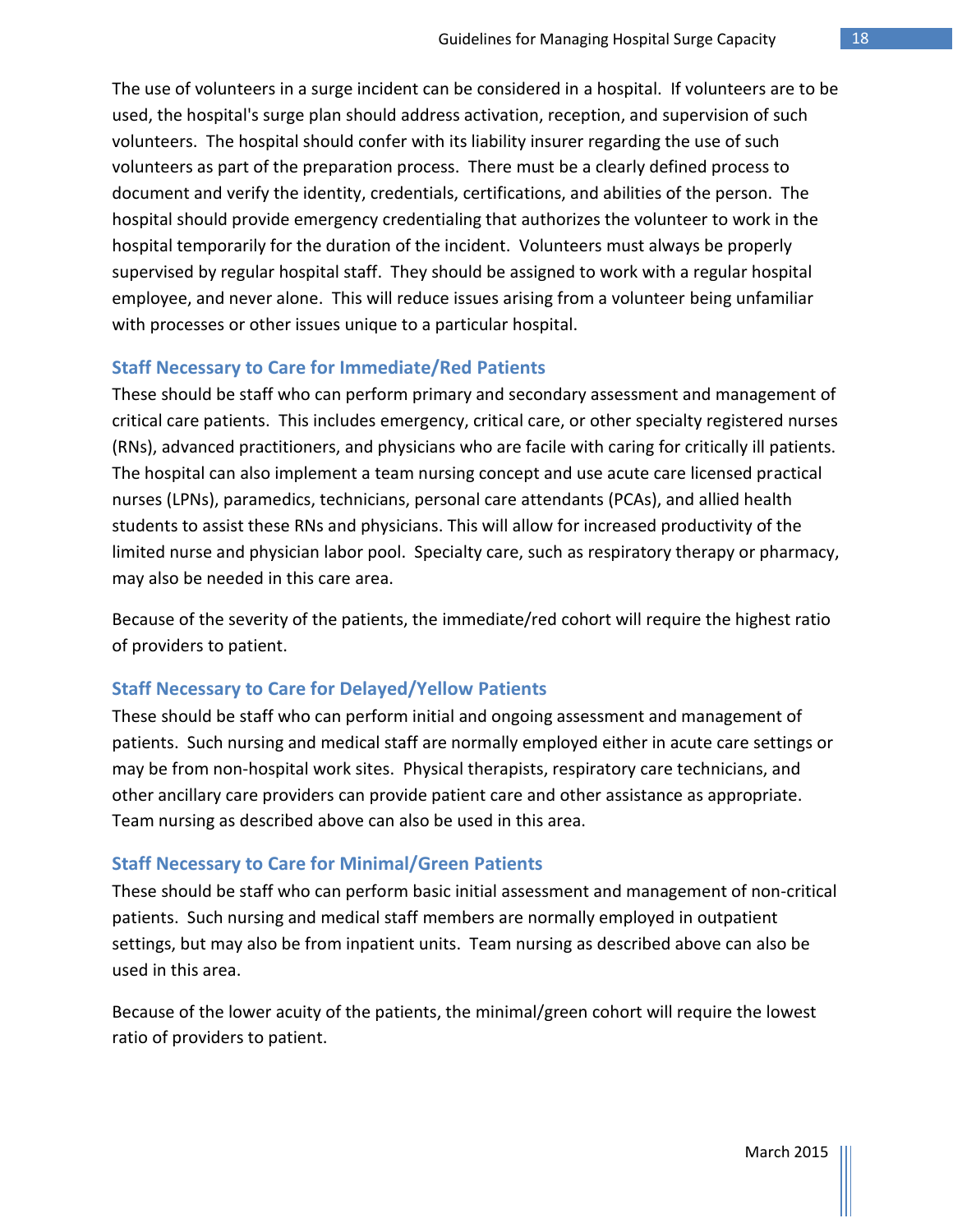The use of volunteers in a surge incident can be considered in a hospital. If volunteers are to be used, the hospital's surge plan should address activation, reception, and supervision of such volunteers. The hospital should confer with its liability insurer regarding the use of such volunteers as part of the preparation process. There must be a clearly defined process to document and verify the identity, credentials, certifications, and abilities of the person. The hospital should provide emergency credentialing that authorizes the volunteer to work in the hospital temporarily for the duration of the incident. Volunteers must always be properly supervised by regular hospital staff. They should be assigned to work with a regular hospital employee, and never alone. This will reduce issues arising from a volunteer being unfamiliar with processes or other issues unique to a particular hospital.

### Staff Necessary to Care for Immediate/Red Patients

These should be staff who can perform primary and secondary assessment and management of critical care patients. This includes emergency, critical care, or other specialty registered nurses (RNs), advanced practitioners, and physicians who are facile with caring for critically ill patients. The hospital can also implement a team nursing concept and use acute care licensed practical nurses (LPNs), paramedics, technicians, personal care attendants (PCAs), and allied health students to assist these RNs and physicians. This will allow for increased productivity of the limited nurse and physician labor pool. Specialty care, such as respiratory therapy or pharmacy, may also be needed in this care area.

Because of the severity of the patients, the immediate/red cohort will require the highest ratio of providers to patient.

### Staff Necessary to Care for Delayed/Yellow Patients

These should be staff who can perform initial and ongoing assessment and management of patients. Such nursing and medical staff are normally employed either in acute care settings or may be from non-hospital work sites. Physical therapists, respiratory care technicians, and other ancillary care providers can provide patient care and other assistance as appropriate. Team nursing as described above can also be used in this area.

### Staff Necessary to Care for Minimal/Green Patients

These should be staff who can perform basic initial assessment and management of non-critical patients. Such nursing and medical staff members are normally employed in outpatient settings, but may also be from inpatient units. Team nursing as described above can also be used in this area.

Because of the lower acuity of the patients, the minimal/green cohort will require the lowest ratio of providers to patient.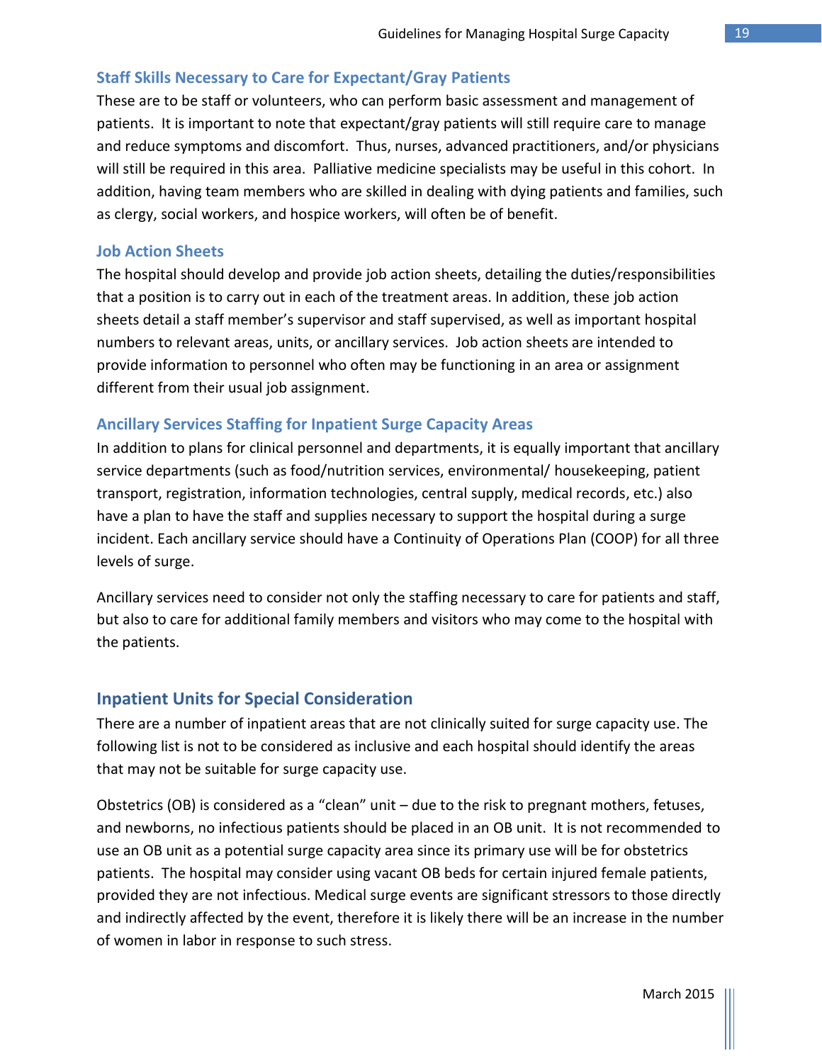### Staff Skills Necessary to Care for Expectant/Gray Patients

These are to be staff or volunteers, who can perform basic assessment and management of patients. It is important to note that expectant/gray patients will still require care to manage and reduce symptoms and discomfort. Thus, nurses, advanced practitioners, and/or physicians will still be required in this area. Palliative medicine specialists may be useful in this cohort. In addition, having team members who are skilled in dealing with dying patients and families, such as clergy, social workers, and hospice workers, will often be of benefit.

### Job Action Sheets

The hospital should develop and provide job action sheets, detailing the duties/responsibilities that a position is to carry out in each of the treatment areas. In addition, these job action sheets detail a staff member's supervisor and staff supervised, as well as important hospital numbers to relevant areas, units, or ancillary services. Job action sheets are intended to provide information to personnel who often may be functioning in an area or assignment different from their usual job assignment.

### Ancillary Services Staffing for Inpatient Surge Capacity Areas

In addition to plans for clinical personnel and departments, it is equally important that ancillary service departments (such as food/nutrition services, environmental/ housekeeping, patient transport, registration, information technologies, central supply, medical records, etc.) also have a plan to have the staff and supplies necessary to support the hospital during a surge incident. Each ancillary service should have a Continuity of Operations Plan (COOP) for all three levels of surge.

Ancillary services need to consider not only the staffing necessary to care for patients and staff, but also to care for additional family members and visitors who may come to the hospital with the patients.

## Inpatient Units for Special Consideration

There are a number of inpatient areas that are not clinically suited for surge capacity use. The following list is not to be considered as inclusive and each hospital should identify the areas that may not be suitable for surge capacity use.

Obstetrics (OB) is considered as a "clean" unit – due to the risk to pregnant mothers, fetuses, and newborns, no infectious patients should be placed in an OB unit. It is not recommended to use an OB unit as a potential surge capacity area since its primary use will be for obstetrics patients. The hospital may consider using vacant OB beds for certain injured female patients, provided they are not infectious. Medical surge events are significant stressors to those directly and indirectly affected by the event, therefore it is likely there will be an increase in the number of women in labor in response to such stress.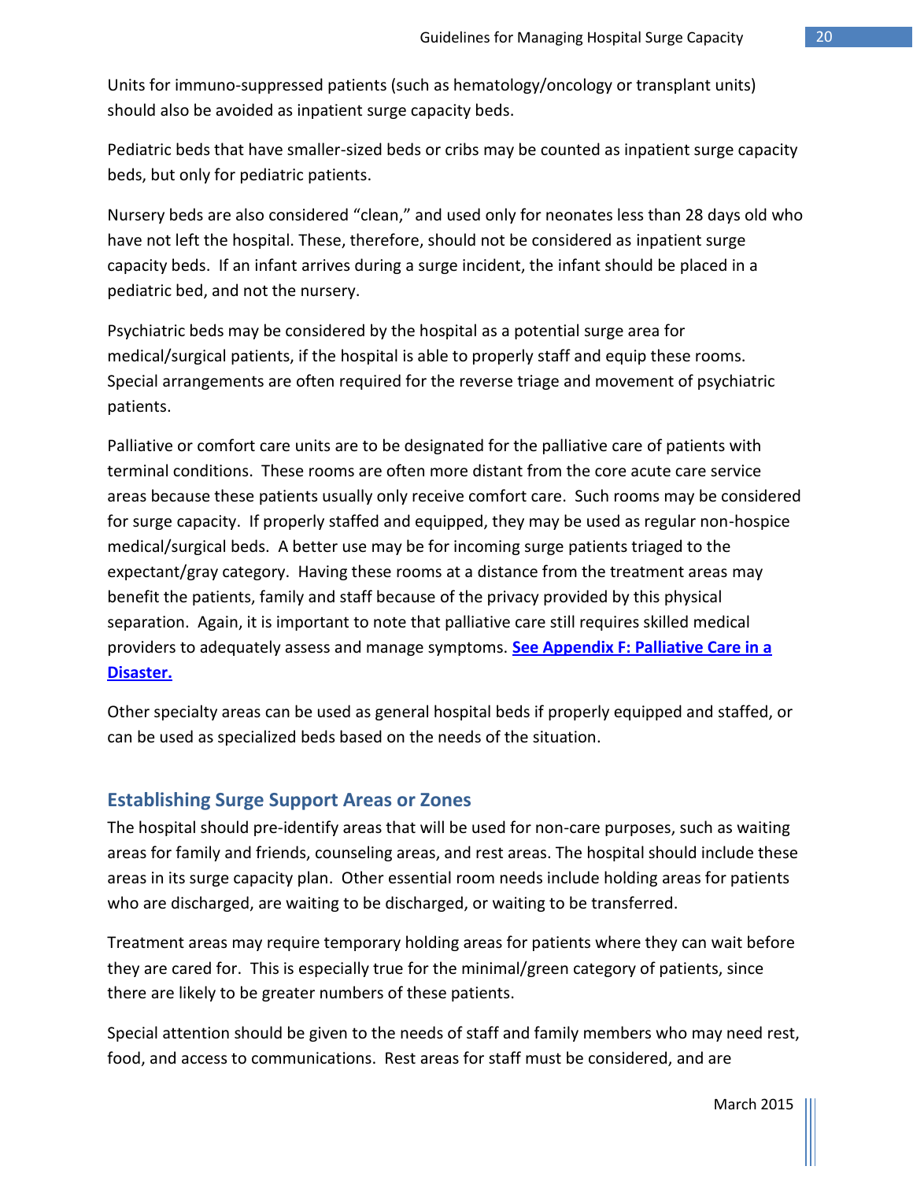Units for immuno-suppressed patients (such as hematology/oncology or transplant units) should also be avoided as inpatient surge capacity beds.

Pediatric beds that have smaller-sized beds or cribs may be counted as inpatient surge capacity beds, but only for pediatric patients.

Nursery beds are also considered "clean," and used only for neonates less than 28 days old who have not left the hospital. These, therefore, should not be considered as inpatient surge capacity beds. If an infant arrives during a surge incident, the infant should be placed in a pediatric bed, and not the nursery.

Psychiatric beds may be considered by the hospital as a potential surge area for medical/surgical patients, if the hospital is able to properly staff and equip these rooms. Special arrangements are often required for the reverse triage and movement of psychiatric patients.

Palliative or comfort care units are to be designated for the palliative care of patients with terminal conditions. These rooms are often more distant from the core acute care service areas because these patients usually only receive comfort care. Such rooms may be considered for surge capacity. If properly staffed and equipped, they may be used as regular non-hospice medical/surgical beds. A better use may be for incoming surge patients triaged to the expectant/gray category. Having these rooms at a distance from the treatment areas may benefit the patients, family and staff because of the privacy provided by this physical separation. Again, it is important to note that palliative care still requires skilled medical providers to adequately assess and manage symptoms. **See Appendix F: Palliative Care in a Disaster.**

Other specialty areas can be used as general hospital beds if properly equipped and staffed, or can be used as specialized beds based on the needs of the situation.

## Establishing Surge Support Areas or Zones

The hospital should pre-identify areas that will be used for non-care purposes, such as waiting areas for family and friends, counseling areas, and rest areas. The hospital should include these areas in its surge capacity plan. Other essential room needs include holding areas for patients who are discharged, are waiting to be discharged, or waiting to be transferred.

Treatment areas may require temporary holding areas for patients where they can wait before they are cared for. This is especially true for the minimal/green category of patients, since there are likely to be greater numbers of these patients.

Special attention should be given to the needs of staff and family members who may need rest, food, and access to communications. Rest areas for staff must be considered, and are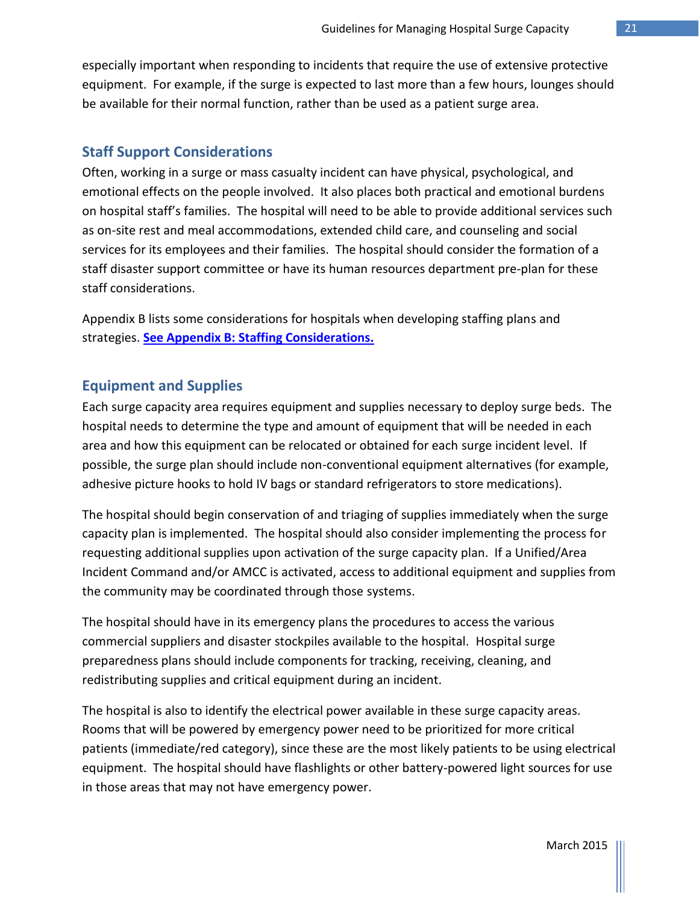especially important when responding to incidents that require the use of extensive protective equipment. For example, if the surge is expected to last more than a few hours, lounges should be available for their normal function, rather than be used as a patient surge area.

## Staff Support Considerations

Often, working in a surge or mass casualty incident can have physical, psychological, and emotional effects on the people involved. It also places both practical and emotional burdens on hospital staff's families. The hospital will need to be able to provide additional services such as on-site rest and meal accommodations, extended child care, and counseling and social services for its employees and their families. The hospital should consider the formation of a staff disaster support committee or have its human resources department pre-plan for these staff considerations.

Appendix B lists some considerations for hospitals when developing staffing plans and strategies. **See Appendix B: Staffing Considerations.**

## Equipment and Supplies

Each surge capacity area requires equipment and supplies necessary to deploy surge beds. The hospital needs to determine the type and amount of equipment that will be needed in each area and how this equipment can be relocated or obtained for each surge incident level. If possible, the surge plan should include non-conventional equipment alternatives (for example, adhesive picture hooks to hold IV bags or standard refrigerators to store medications).

The hospital should begin conservation of and triaging of supplies immediately when the surge capacity plan is implemented. The hospital should also consider implementing the process for requesting additional supplies upon activation of the surge capacity plan. If a Unified/Area Incident Command and/or AMCC is activated, access to additional equipment and supplies from the community may be coordinated through those systems.

The hospital should have in its emergency plans the procedures to access the various commercial suppliers and disaster stockpiles available to the hospital. Hospital surge preparedness plans should include components for tracking, receiving, cleaning, and redistributing supplies and critical equipment during an incident.

The hospital is also to identify the electrical power available in these surge capacity areas. Rooms that will be powered by emergency power need to be prioritized for more critical patients (immediate/red category), since these are the most likely patients to be using electrical equipment. The hospital should have flashlights or other battery-powered light sources for use in those areas that may not have emergency power.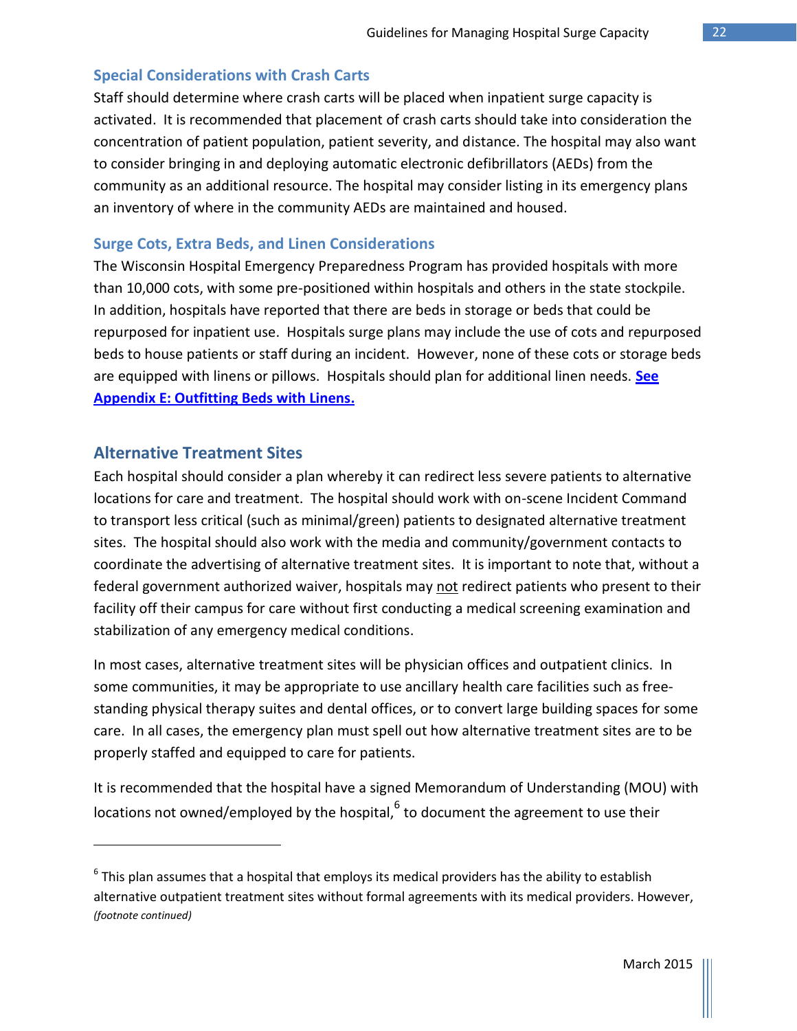### Special Considerations with Crash Carts

Staff should determine where crash carts will be placed when inpatient surge capacity is activated. It is recommended that placement of crash carts should take into consideration the concentration of patient population, patient severity, and distance. The hospital may also want to consider bringing in and deploying automatic electronic defibrillators (AEDs) from the community as an additional resource. The hospital may consider listing in its emergency plans an inventory of where in the community AEDs are maintained and housed.

### Surge Cots, Extra Beds, and Linen Considerations

The Wisconsin Hospital Emergency Preparedness Program has provided hospitals with more than 10,000 cots, with some pre-positioned within hospitals and others in the state stockpile. In addition, hospitals have reported that there are beds in storage or beds that could be repurposed for inpatient use. Hospitals surge plans may include the use of cots and repurposed beds to house patients or staff during an incident. However, none of these cots or storage beds are equipped with linens or pillows. Hospitals should plan for additional linen needs. **See Appendix E: Outfitting Beds with Linens.**

## Alternative Treatment Sites

Each hospital should consider a plan whereby it can redirect less severe patients to alternative locations for care and treatment. The hospital should work with on-scene Incident Command to transport less critical (such as minimal/green) patients to designated alternative treatment sites. The hospital should also work with the media and community/government contacts to coordinate the advertising of alternative treatment sites. It is important to note that, without a federal government authorized waiver, hospitals may not redirect patients who present to their facility off their campus for care without first conducting a medical screening examination and stabilization of any emergency medical conditions.

In most cases, alternative treatment sites will be physician offices and outpatient clinics. In some communities, it may be appropriate to use ancillary health care facilities such as free-standing physical therapy suites and dental offices, or to convert large building spaces for some care. In all cases, the emergency plan must spell out how alternative treatment sites are to be properly staffed and equipped to care for patients.

It is recommended that the hospital have a signed Memorandum of Understanding (MOU) with locations not owned/employed by the hospital,[6] to document the agreement to use their

---

[6] This plan assumes that a hospital that employs its medical providers has the ability to establish alternative outpatient treatment sites without formal agreements with its medical providers. However, *(footnote continued)*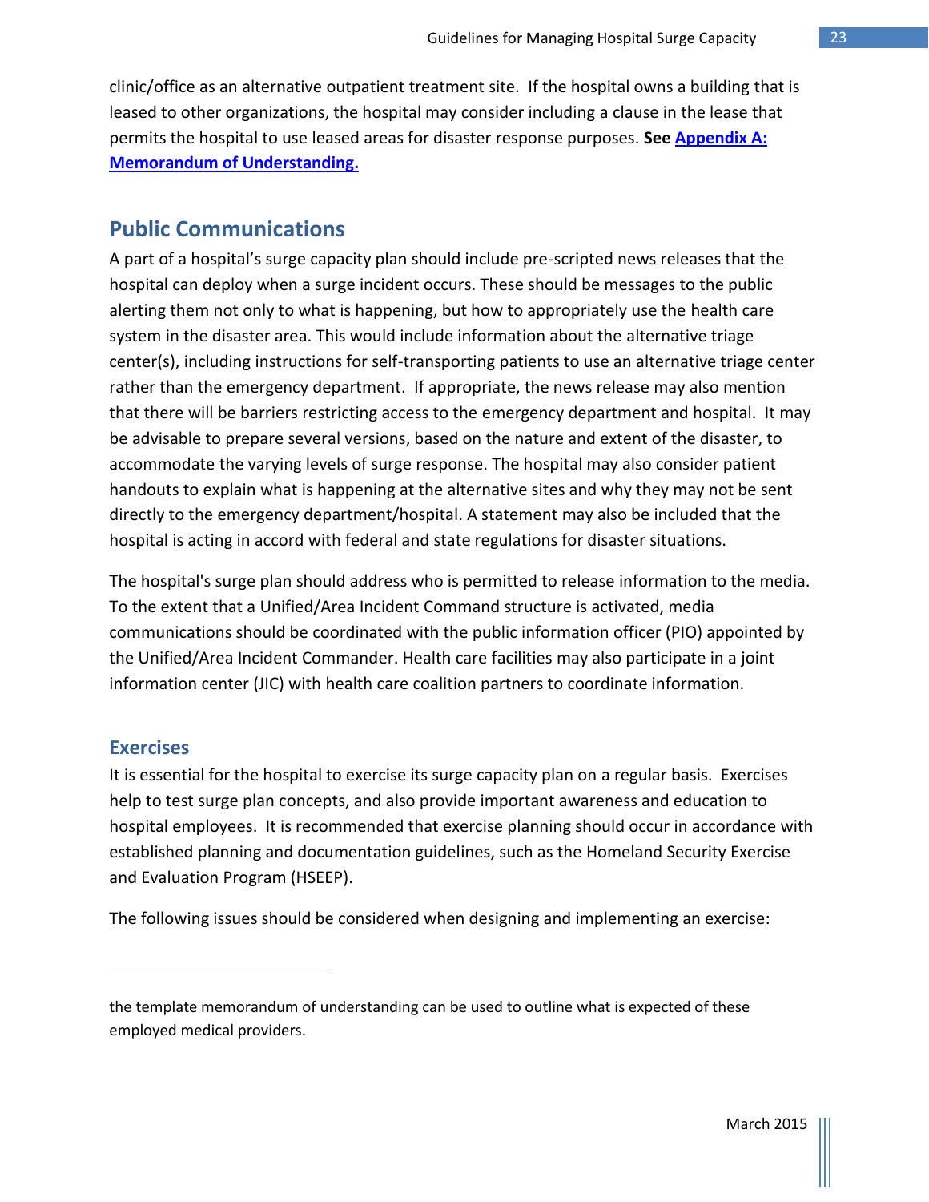clinic/office as an alternative outpatient treatment site. If the hospital owns a building that is leased to other organizations, the hospital may consider including a clause in the lease that permits the hospital to use leased areas for disaster response purposes. **See Appendix A: Memorandum of Understanding.**

## Public Communications

A part of a hospital's surge capacity plan should include pre-scripted news releases that the hospital can deploy when a surge incident occurs. These should be messages to the public alerting them not only to what is happening, but how to appropriately use the health care system in the disaster area. This would include information about the alternative triage center(s), including instructions for self-transporting patients to use an alternative triage center rather than the emergency department. If appropriate, the news release may also mention that there will be barriers restricting access to the emergency department and hospital. It may be advisable to prepare several versions, based on the nature and extent of the disaster, to accommodate the varying levels of surge response. The hospital may also consider patient handouts to explain what is happening at the alternative sites and why they may not be sent directly to the emergency department/hospital. A statement may also be included that the hospital is acting in accord with federal and state regulations for disaster situations.

The hospital's surge plan should address who is permitted to release information to the media. To the extent that a Unified/Area Incident Command structure is activated, media communications should be coordinated with the public information officer (PIO) appointed by the Unified/Area Incident Commander. Health care facilities may also participate in a joint information center (JIC) with health care coalition partners to coordinate information.

### Exercises

It is essential for the hospital to exercise its surge capacity plan on a regular basis. Exercises help to test surge plan concepts, and also provide important awareness and education to hospital employees. It is recommended that exercise planning should occur in accordance with established planning and documentation guidelines, such as the Homeland Security Exercise and Evaluation Program (HSEEP).

The following issues should be considered when designing and implementing an exercise:

---

the template memorandum of understanding can be used to outline what is expected of these employed medical providers.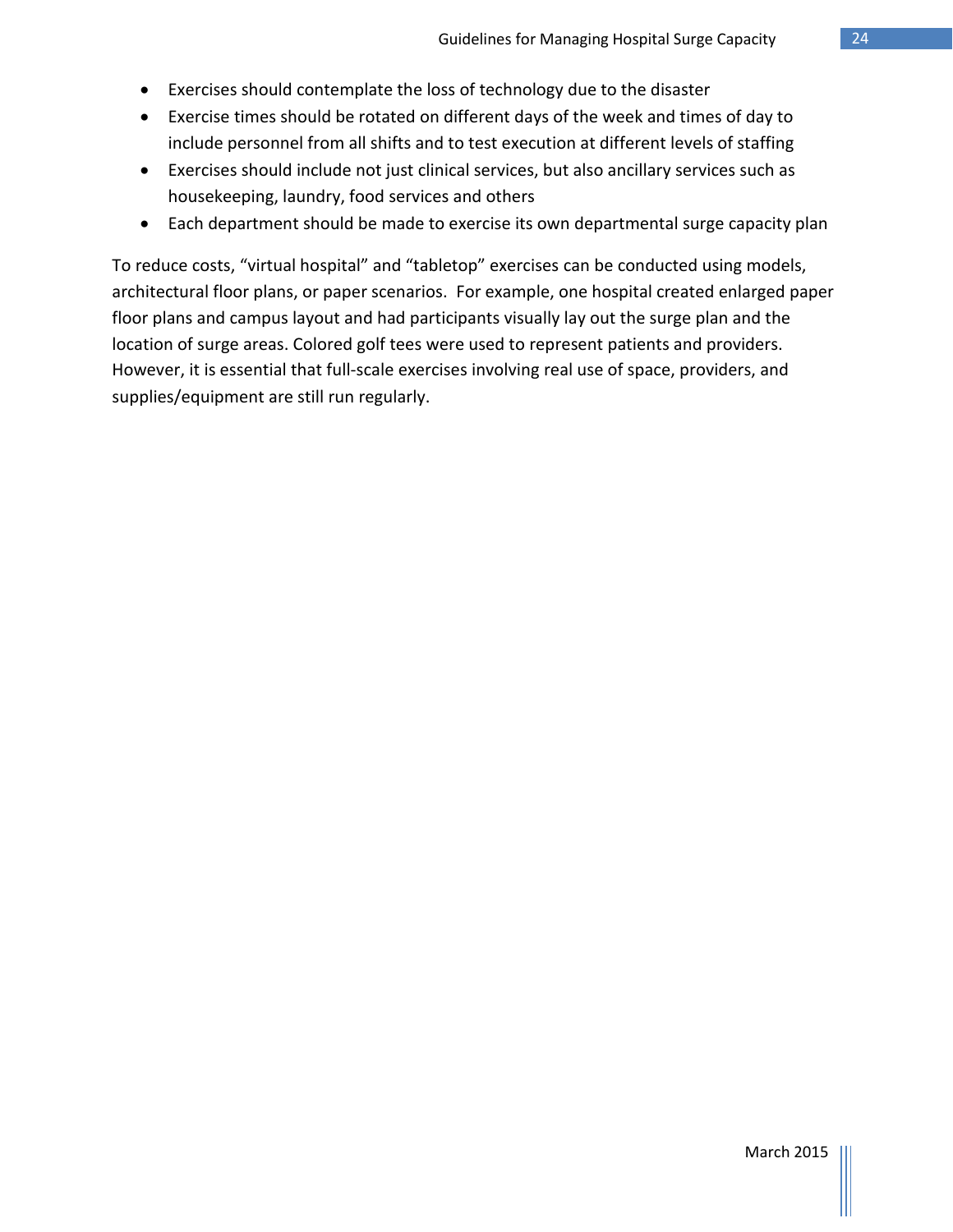- Exercises should contemplate the loss of technology due to the disaster
- Exercise times should be rotated on different days of the week and times of day to include personnel from all shifts and to test execution at different levels of staffing
- Exercises should include not just clinical services, but also ancillary services such as housekeeping, laundry, food services and others
- Each department should be made to exercise its own departmental surge capacity plan

To reduce costs, "virtual hospital" and "tabletop" exercises can be conducted using models, architectural floor plans, or paper scenarios. For example, one hospital created enlarged paper floor plans and campus layout and had participants visually lay out the surge plan and the location of surge areas. Colored golf tees were used to represent patients and providers. However, it is essential that full-scale exercises involving real use of space, providers, and supplies/equipment are still run regularly.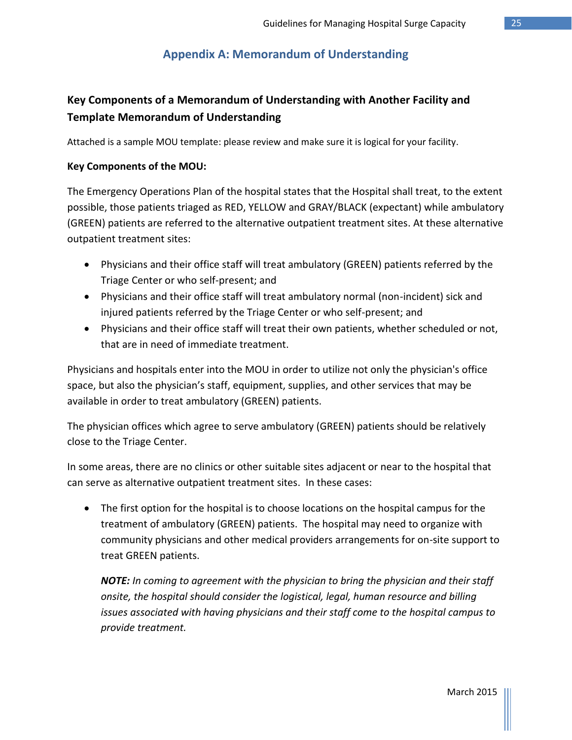# Appendix A: Memorandum of Understanding

## Key Components of a Memorandum of Understanding with Another Facility and Template Memorandum of Understanding

Attached is a sample MOU template: please review and make sure it is logical for your facility.

**Key Components of the MOU:**

The Emergency Operations Plan of the hospital states that the Hospital shall treat, to the extent possible, those patients triaged as RED, YELLOW and GRAY/BLACK (expectant) while ambulatory (GREEN) patients are referred to the alternative outpatient treatment sites. At these alternative outpatient treatment sites:

- Physicians and their office staff will treat ambulatory (GREEN) patients referred by the Triage Center or who self-present; and
- Physicians and their office staff will treat ambulatory normal (non-incident) sick and injured patients referred by the Triage Center or who self-present; and
- Physicians and their office staff will treat their own patients, whether scheduled or not, that are in need of immediate treatment.

Physicians and hospitals enter into the MOU in order to utilize not only the physician's office space, but also the physician's staff, equipment, supplies, and other services that may be available in order to treat ambulatory (GREEN) patients.

The physician offices which agree to serve ambulatory (GREEN) patients should be relatively close to the Triage Center.

In some areas, there are no clinics or other suitable sites adjacent or near to the hospital that can serve as alternative outpatient treatment sites. In these cases:

- The first option for the hospital is to choose locations on the hospital campus for the treatment of ambulatory (GREEN) patients. The hospital may need to organize with community physicians and other medical providers arrangements for on-site support to treat GREEN patients.

  ***NOTE:*** *In coming to agreement with the physician to bring the physician and their staff onsite, the hospital should consider the logistical, legal, human resource and billing issues associated with having physicians and their staff come to the hospital campus to provide treatment.*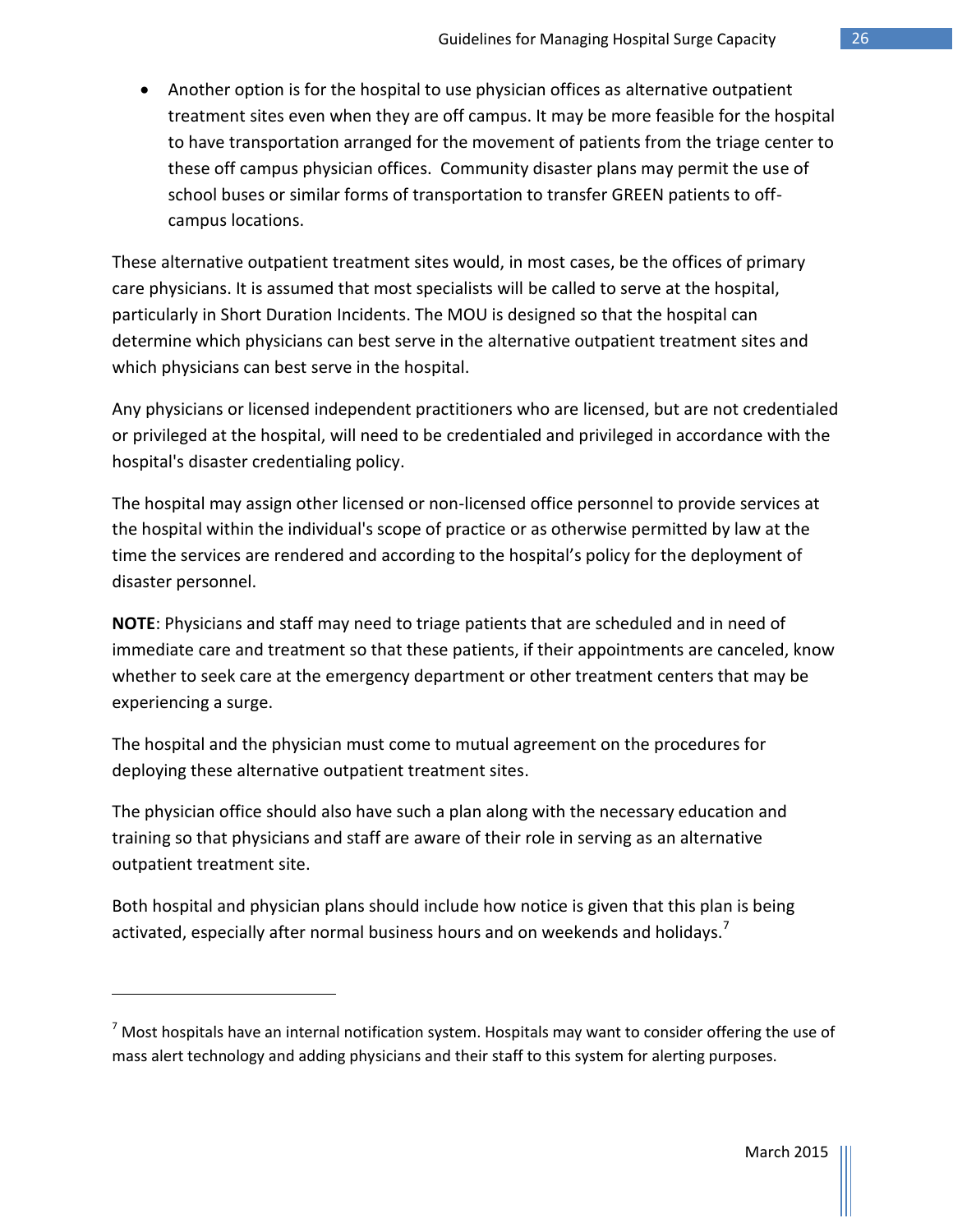- Another option is for the hospital to use physician offices as alternative outpatient treatment sites even when they are off campus. It may be more feasible for the hospital to have transportation arranged for the movement of patients from the triage center to these off campus physician offices. Community disaster plans may permit the use of school buses or similar forms of transportation to transfer GREEN patients to off-campus locations.

These alternative outpatient treatment sites would, in most cases, be the offices of primary care physicians. It is assumed that most specialists will be called to serve at the hospital, particularly in Short Duration Incidents. The MOU is designed so that the hospital can determine which physicians can best serve in the alternative outpatient treatment sites and which physicians can best serve in the hospital.

Any physicians or licensed independent practitioners who are licensed, but are not credentialed or privileged at the hospital, will need to be credentialed and privileged in accordance with the hospital's disaster credentialing policy.

The hospital may assign other licensed or non-licensed office personnel to provide services at the hospital within the individual's scope of practice or as otherwise permitted by law at the time the services are rendered and according to the hospital's policy for the deployment of disaster personnel.

**NOTE**: Physicians and staff may need to triage patients that are scheduled and in need of immediate care and treatment so that these patients, if their appointments are canceled, know whether to seek care at the emergency department or other treatment centers that may be experiencing a surge.

The hospital and the physician must come to mutual agreement on the procedures for deploying these alternative outpatient treatment sites.

The physician office should also have such a plan along with the necessary education and training so that physicians and staff are aware of their role in serving as an alternative outpatient treatment site.

Both hospital and physician plans should include how notice is given that this plan is being activated, especially after normal business hours and on weekends and holidays.[7]

---

[7] Most hospitals have an internal notification system. Hospitals may want to consider offering the use of mass alert technology and adding physicians and their staff to this system for alerting purposes.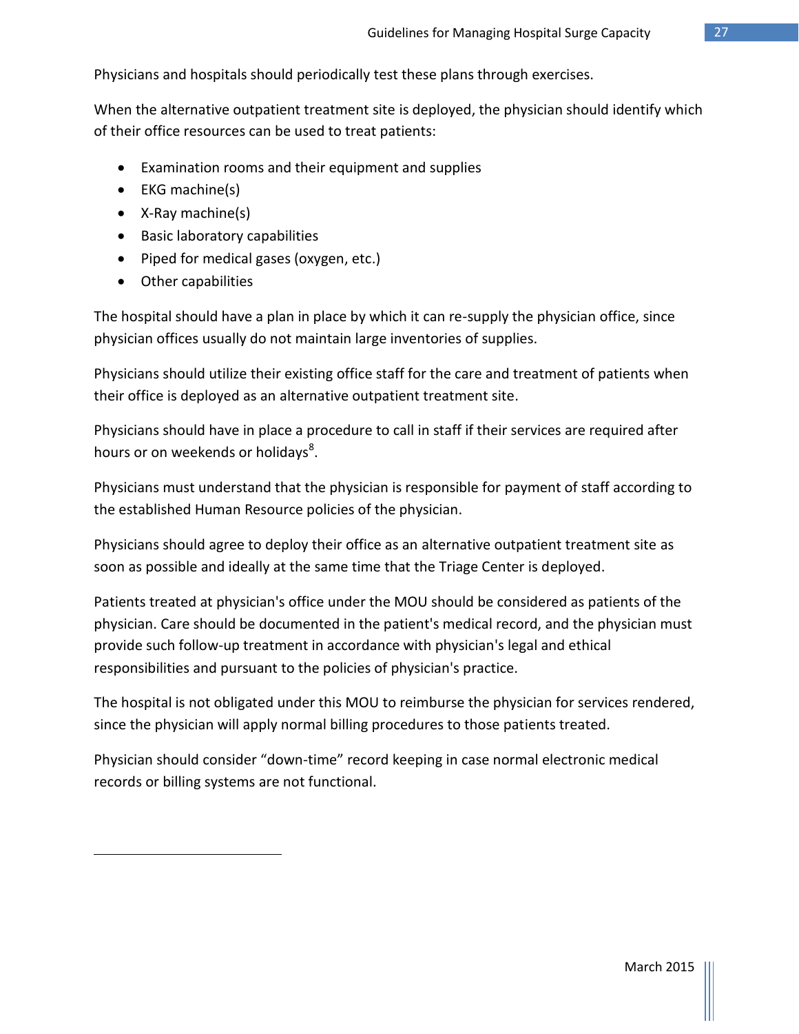Physicians and hospitals should periodically test these plans through exercises.

When the alternative outpatient treatment site is deployed, the physician should identify which of their office resources can be used to treat patients:

- Examination rooms and their equipment and supplies
- EKG machine(s)
- X-Ray machine(s)
- Basic laboratory capabilities
- Piped for medical gases (oxygen, etc.)
- Other capabilities

The hospital should have a plan in place by which it can re-supply the physician office, since physician offices usually do not maintain large inventories of supplies.

Physicians should utilize their existing office staff for the care and treatment of patients when their office is deployed as an alternative outpatient treatment site.

Physicians should have in place a procedure to call in staff if their services are required after hours or on weekends or holidays[8].

Physicians must understand that the physician is responsible for payment of staff according to the established Human Resource policies of the physician.

Physicians should agree to deploy their office as an alternative outpatient treatment site as soon as possible and ideally at the same time that the Triage Center is deployed.

Patients treated at physician's office under the MOU should be considered as patients of the physician. Care should be documented in the patient's medical record, and the physician must provide such follow-up treatment in accordance with physician's legal and ethical responsibilities and pursuant to the policies of physician's practice.

The hospital is not obligated under this MOU to reimburse the physician for services rendered, since the physician will apply normal billing procedures to those patients treated.

Physician should consider "down-time" record keeping in case normal electronic medical records or billing systems are not functional.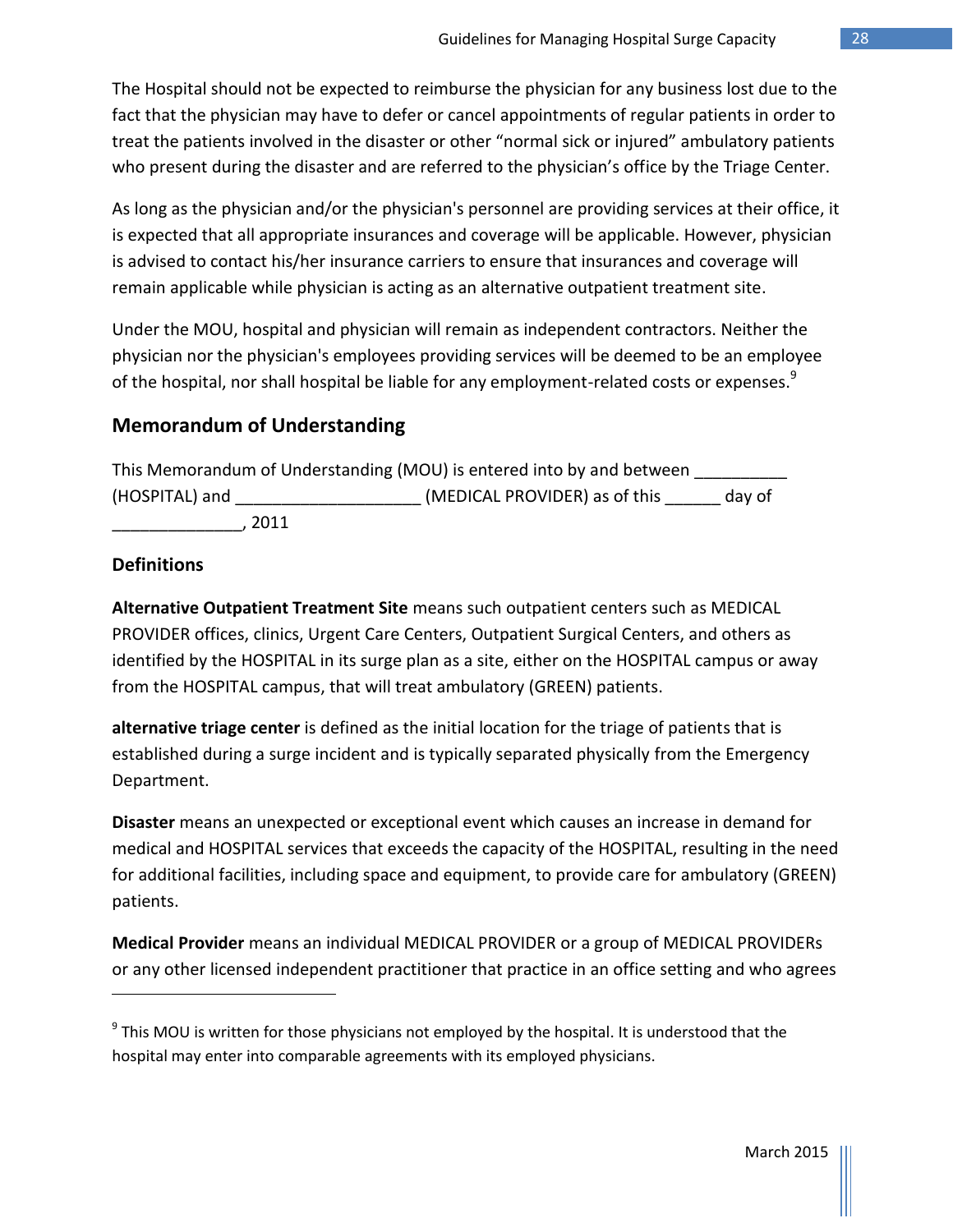The Hospital should not be expected to reimburse the physician for any business lost due to the fact that the physician may have to defer or cancel appointments of regular patients in order to treat the patients involved in the disaster or other “normal sick or injured” ambulatory patients who present during the disaster and are referred to the physician’s office by the Triage Center.

As long as the physician and/or the physician's personnel are providing services at their office, it is expected that all appropriate insurances and coverage will be applicable. However, physician is advised to contact his/her insurance carriers to ensure that insurances and coverage will remain applicable while physician is acting as an alternative outpatient treatment site.

Under the MOU, hospital and physician will remain as independent contractors. Neither the physician nor the physician's employees providing services will be deemed to be an employee of the hospital, nor shall hospital be liable for any employment-related costs or expenses.[9]

## Memorandum of Understanding

This Memorandum of Understanding (MOU) is entered into by and between __________ (HOSPITAL) and ____________________ (MEDICAL PROVIDER) as of this ______ day of ______________, 2011

### Definitions

**Alternative Outpatient Treatment Site** means such outpatient centers such as MEDICAL PROVIDER offices, clinics, Urgent Care Centers, Outpatient Surgical Centers, and others as identified by the HOSPITAL in its surge plan as a site, either on the HOSPITAL campus or away from the HOSPITAL campus, that will treat ambulatory (GREEN) patients.

**alternative triage center** is defined as the initial location for the triage of patients that is established during a surge incident and is typically separated physically from the Emergency Department.

**Disaster** means an unexpected or exceptional event which causes an increase in demand for medical and HOSPITAL services that exceeds the capacity of the HOSPITAL, resulting in the need for additional facilities, including space and equipment, to provide care for ambulatory (GREEN) patients.

**Medical Provider** means an individual MEDICAL PROVIDER or a group of MEDICAL PROVIDERs or any other licensed independent practitioner that practice in an office setting and who agrees

---

[9] This MOU is written for those physicians not employed by the hospital. It is understood that the hospital may enter into comparable agreements with its employed physicians.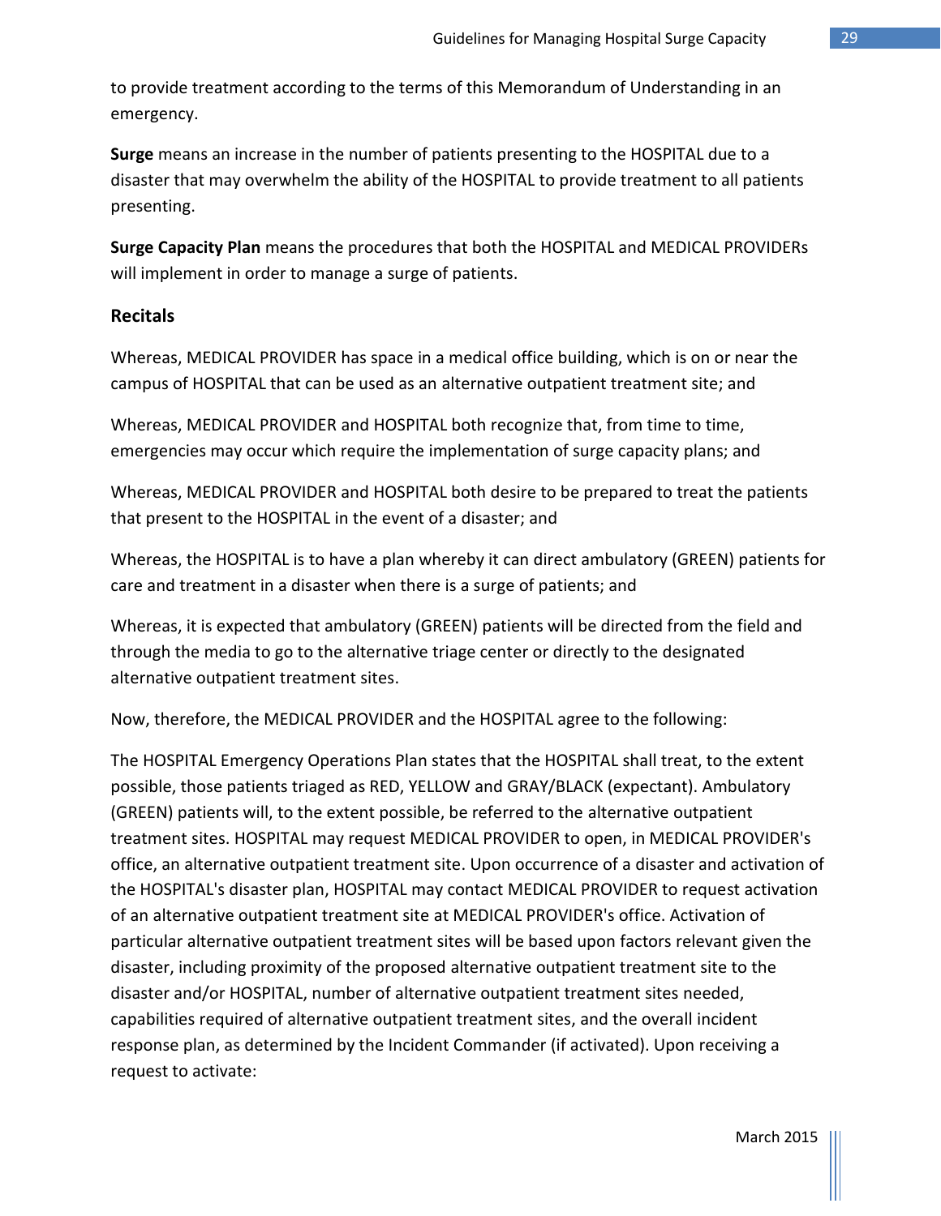to provide treatment according to the terms of this Memorandum of Understanding in an emergency.

**Surge** means an increase in the number of patients presenting to the HOSPITAL due to a disaster that may overwhelm the ability of the HOSPITAL to provide treatment to all patients presenting.

**Surge Capacity Plan** means the procedures that both the HOSPITAL and MEDICAL PROVIDERs will implement in order to manage a surge of patients.

### Recitals

Whereas, MEDICAL PROVIDER has space in a medical office building, which is on or near the campus of HOSPITAL that can be used as an alternative outpatient treatment site; and

Whereas, MEDICAL PROVIDER and HOSPITAL both recognize that, from time to time, emergencies may occur which require the implementation of surge capacity plans; and

Whereas, MEDICAL PROVIDER and HOSPITAL both desire to be prepared to treat the patients that present to the HOSPITAL in the event of a disaster; and

Whereas, the HOSPITAL is to have a plan whereby it can direct ambulatory (GREEN) patients for care and treatment in a disaster when there is a surge of patients; and

Whereas, it is expected that ambulatory (GREEN) patients will be directed from the field and through the media to go to the alternative triage center or directly to the designated alternative outpatient treatment sites.

Now, therefore, the MEDICAL PROVIDER and the HOSPITAL agree to the following:

The HOSPITAL Emergency Operations Plan states that the HOSPITAL shall treat, to the extent possible, those patients triaged as RED, YELLOW and GRAY/BLACK (expectant). Ambulatory (GREEN) patients will, to the extent possible, be referred to the alternative outpatient treatment sites. HOSPITAL may request MEDICAL PROVIDER to open, in MEDICAL PROVIDER's office, an alternative outpatient treatment site. Upon occurrence of a disaster and activation of the HOSPITAL's disaster plan, HOSPITAL may contact MEDICAL PROVIDER to request activation of an alternative outpatient treatment site at MEDICAL PROVIDER's office. Activation of particular alternative outpatient treatment sites will be based upon factors relevant given the disaster, including proximity of the proposed alternative outpatient treatment site to the disaster and/or HOSPITAL, number of alternative outpatient treatment sites needed, capabilities required of alternative outpatient treatment sites, and the overall incident response plan, as determined by the Incident Commander (if activated). Upon receiving a request to activate: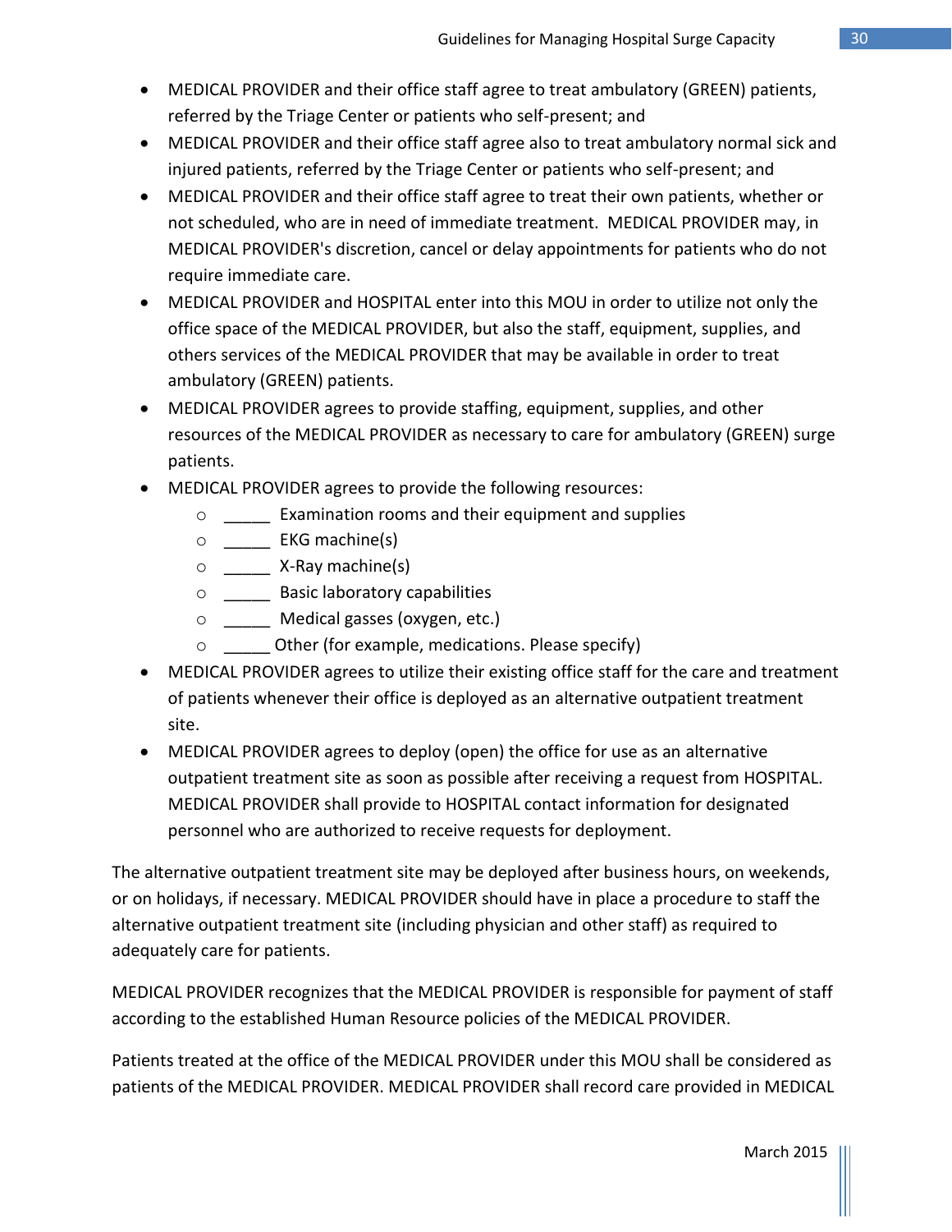- MEDICAL PROVIDER and their office staff agree to treat ambulatory (GREEN) patients, referred by the Triage Center or patients who self-present; and
- MEDICAL PROVIDER and their office staff agree also to treat ambulatory normal sick and injured patients, referred by the Triage Center or patients who self-present; and
- MEDICAL PROVIDER and their office staff agree to treat their own patients, whether or not scheduled, who are in need of immediate treatment. MEDICAL PROVIDER may, in MEDICAL PROVIDER's discretion, cancel or delay appointments for patients who do not require immediate care.
- MEDICAL PROVIDER and HOSPITAL enter into this MOU in order to utilize not only the office space of the MEDICAL PROVIDER, but also the staff, equipment, supplies, and others services of the MEDICAL PROVIDER that may be available in order to treat ambulatory (GREEN) patients.
- MEDICAL PROVIDER agrees to provide staffing, equipment, supplies, and other resources of the MEDICAL PROVIDER as necessary to care for ambulatory (GREEN) surge patients.
- MEDICAL PROVIDER agrees to provide the following resources:
    - _____ Examination rooms and their equipment and supplies
    - _____ EKG machine(s)
    - _____ X-Ray machine(s)
    - _____ Basic laboratory capabilities
    - _____ Medical gasses (oxygen, etc.)
    - _____ Other (for example, medications. Please specify)
- MEDICAL PROVIDER agrees to utilize their existing office staff for the care and treatment of patients whenever their office is deployed as an alternative outpatient treatment site.
- MEDICAL PROVIDER agrees to deploy (open) the office for use as an alternative outpatient treatment site as soon as possible after receiving a request from HOSPITAL. MEDICAL PROVIDER shall provide to HOSPITAL contact information for designated personnel who are authorized to receive requests for deployment.

The alternative outpatient treatment site may be deployed after business hours, on weekends, or on holidays, if necessary. MEDICAL PROVIDER should have in place a procedure to staff the alternative outpatient treatment site (including physician and other staff) as required to adequately care for patients.

MEDICAL PROVIDER recognizes that the MEDICAL PROVIDER is responsible for payment of staff according to the established Human Resource policies of the MEDICAL PROVIDER.

Patients treated at the office of the MEDICAL PROVIDER under this MOU shall be considered as patients of the MEDICAL PROVIDER. MEDICAL PROVIDER shall record care provided in MEDICAL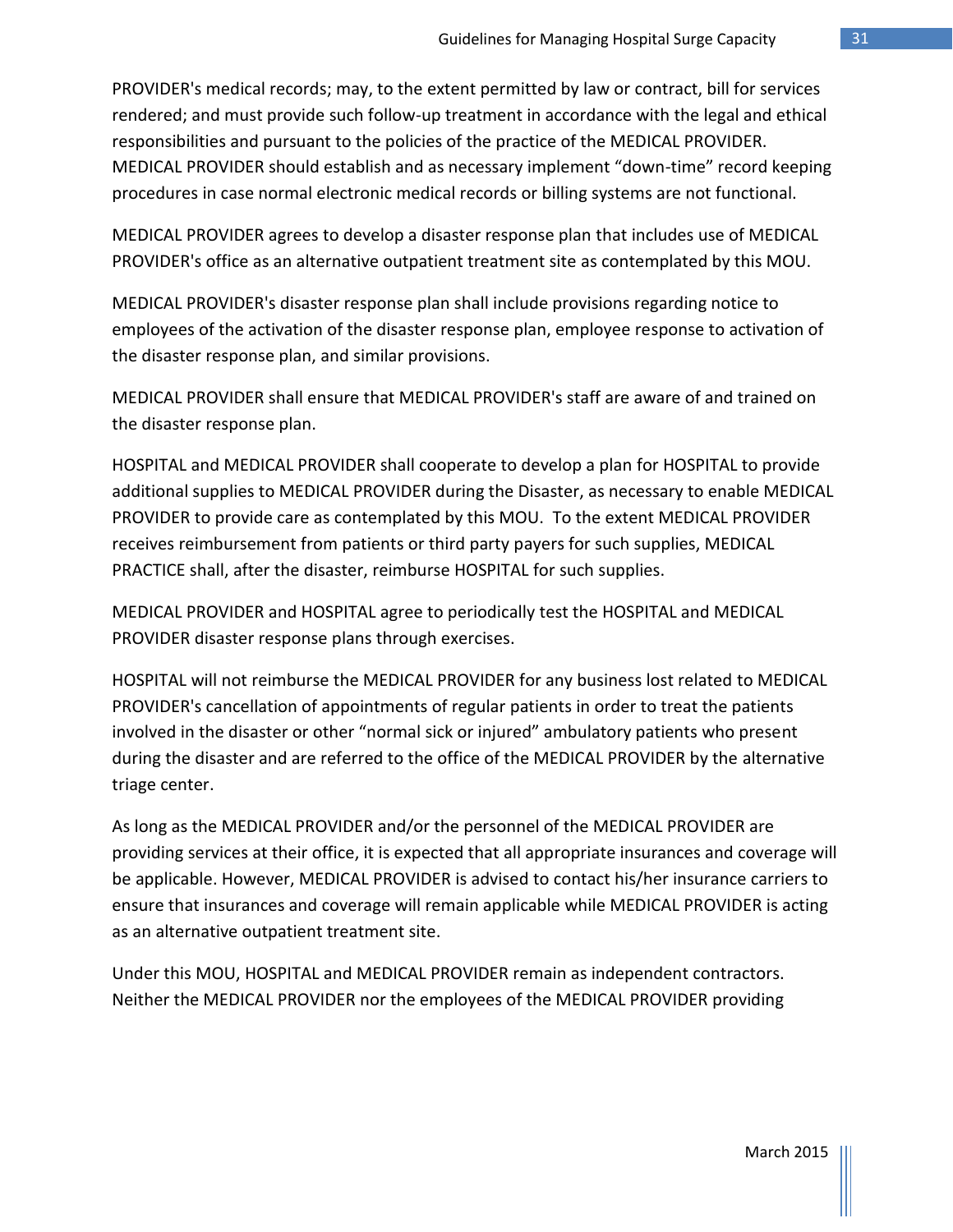PROVIDER's medical records; may, to the extent permitted by law or contract, bill for services rendered; and must provide such follow-up treatment in accordance with the legal and ethical responsibilities and pursuant to the policies of the practice of the MEDICAL PROVIDER. MEDICAL PROVIDER should establish and as necessary implement "down-time" record keeping procedures in case normal electronic medical records or billing systems are not functional.

MEDICAL PROVIDER agrees to develop a disaster response plan that includes use of MEDICAL PROVIDER's office as an alternative outpatient treatment site as contemplated by this MOU.

MEDICAL PROVIDER's disaster response plan shall include provisions regarding notice to employees of the activation of the disaster response plan, employee response to activation of the disaster response plan, and similar provisions.

MEDICAL PROVIDER shall ensure that MEDICAL PROVIDER's staff are aware of and trained on the disaster response plan.

HOSPITAL and MEDICAL PROVIDER shall cooperate to develop a plan for HOSPITAL to provide additional supplies to MEDICAL PROVIDER during the Disaster, as necessary to enable MEDICAL PROVIDER to provide care as contemplated by this MOU. To the extent MEDICAL PROVIDER receives reimbursement from patients or third party payers for such supplies, MEDICAL PRACTICE shall, after the disaster, reimburse HOSPITAL for such supplies.

MEDICAL PROVIDER and HOSPITAL agree to periodically test the HOSPITAL and MEDICAL PROVIDER disaster response plans through exercises.

HOSPITAL will not reimburse the MEDICAL PROVIDER for any business lost related to MEDICAL PROVIDER's cancellation of appointments of regular patients in order to treat the patients involved in the disaster or other "normal sick or injured" ambulatory patients who present during the disaster and are referred to the office of the MEDICAL PROVIDER by the alternative triage center.

As long as the MEDICAL PROVIDER and/or the personnel of the MEDICAL PROVIDER are providing services at their office, it is expected that all appropriate insurances and coverage will be applicable. However, MEDICAL PROVIDER is advised to contact his/her insurance carriers to ensure that insurances and coverage will remain applicable while MEDICAL PROVIDER is acting as an alternative outpatient treatment site.

Under this MOU, HOSPITAL and MEDICAL PROVIDER remain as independent contractors. Neither the MEDICAL PROVIDER nor the employees of the MEDICAL PROVIDER providing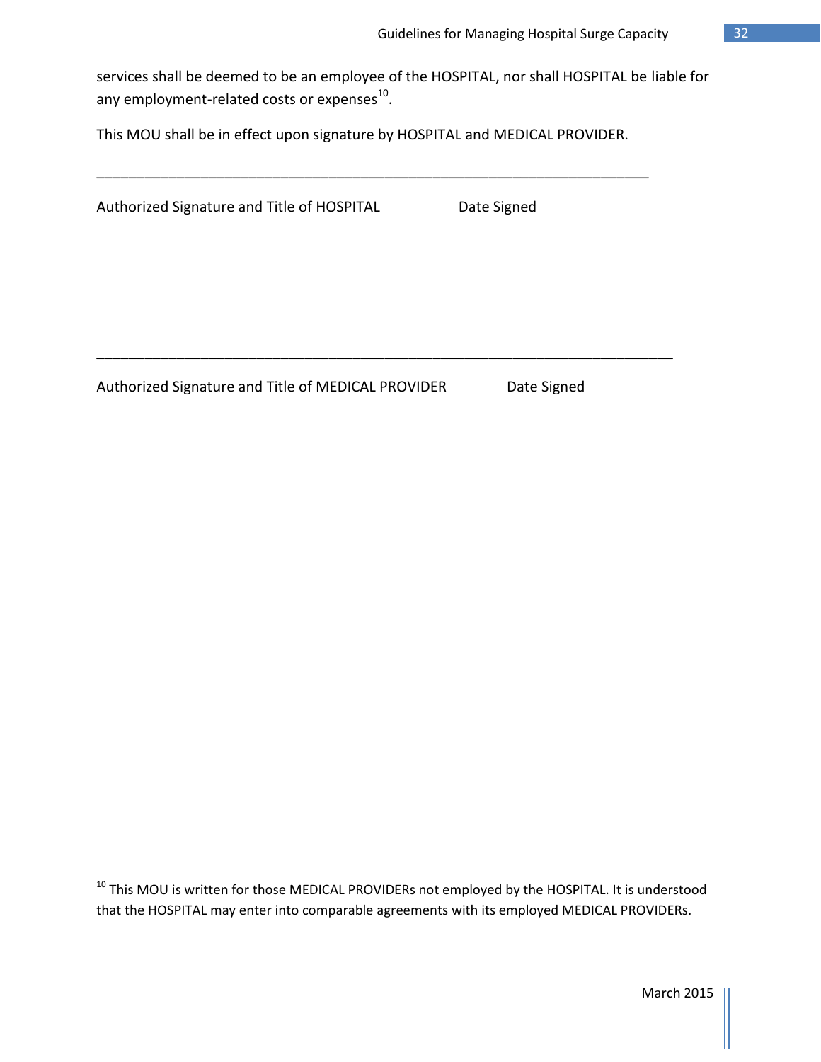services shall be deemed to be an employee of the HOSPITAL, nor shall HOSPITAL be liable for any employment-related costs or expenses[10].

This MOU shall be in effect upon signature by HOSPITAL and MEDICAL PROVIDER.

\_\_\_\_\_\_\_\_\_\_\_\_\_\_\_\_\_\_\_\_\_\_\_\_\_\_\_\_\_\_\_\_\_\_\_\_\_\_\_\_\_\_\_\_\_\_\_\_\_\_\_\_\_\_\_\_\_\_\_\_\_\_\_\_\_\_\_\_\_\_\_\_\_\_

Authorized Signature and Title of HOSPITAL                    Date Signed

\_\_\_\_\_\_\_\_\_\_\_\_\_\_\_\_\_\_\_\_\_\_\_\_\_\_\_\_\_\_\_\_\_\_\_\_\_\_\_\_\_\_\_\_\_\_\_\_\_\_\_\_\_\_\_\_\_\_\_\_\_\_\_\_\_\_\_\_\_\_\_\_\_\_

Authorized Signature and Title of MEDICAL PROVIDER                    Date Signed

---

[10] This MOU is written for those MEDICAL PROVIDERs not employed by the HOSPITAL. It is understood that the HOSPITAL may enter into comparable agreements with its employed MEDICAL PROVIDERs.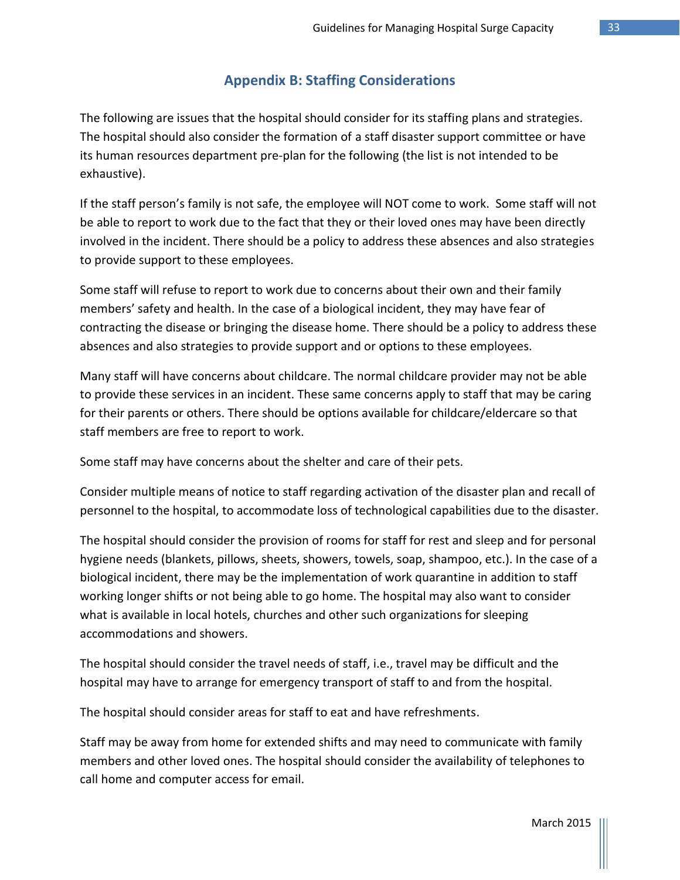## Appendix B: Staffing Considerations

The following are issues that the hospital should consider for its staffing plans and strategies. The hospital should also consider the formation of a staff disaster support committee or have its human resources department pre-plan for the following (the list is not intended to be exhaustive).

If the staff person's family is not safe, the employee will NOT come to work. Some staff will not be able to report to work due to the fact that they or their loved ones may have been directly involved in the incident. There should be a policy to address these absences and also strategies to provide support to these employees.

Some staff will refuse to report to work due to concerns about their own and their family members' safety and health. In the case of a biological incident, they may have fear of contracting the disease or bringing the disease home. There should be a policy to address these absences and also strategies to provide support and or options to these employees.

Many staff will have concerns about childcare. The normal childcare provider may not be able to provide these services in an incident. These same concerns apply to staff that may be caring for their parents or others. There should be options available for childcare/eldercare so that staff members are free to report to work.

Some staff may have concerns about the shelter and care of their pets.

Consider multiple means of notice to staff regarding activation of the disaster plan and recall of personnel to the hospital, to accommodate loss of technological capabilities due to the disaster.

The hospital should consider the provision of rooms for staff for rest and sleep and for personal hygiene needs (blankets, pillows, sheets, showers, towels, soap, shampoo, etc.). In the case of a biological incident, there may be the implementation of work quarantine in addition to staff working longer shifts or not being able to go home. The hospital may also want to consider what is available in local hotels, churches and other such organizations for sleeping accommodations and showers.

The hospital should consider the travel needs of staff, i.e., travel may be difficult and the hospital may have to arrange for emergency transport of staff to and from the hospital.

The hospital should consider areas for staff to eat and have refreshments.

Staff may be away from home for extended shifts and may need to communicate with family members and other loved ones. The hospital should consider the availability of telephones to call home and computer access for email.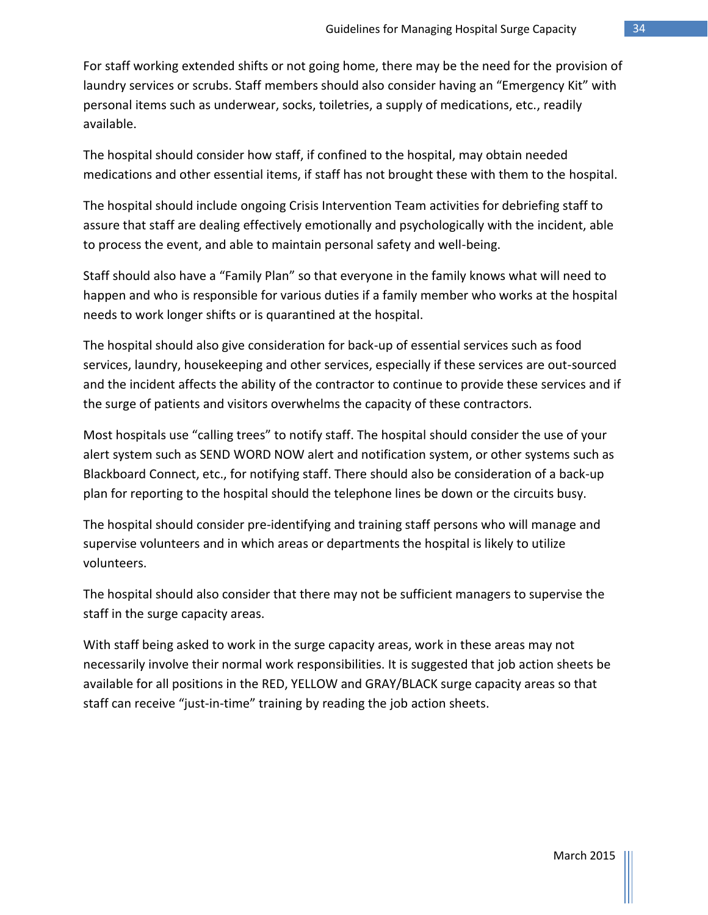For staff working extended shifts or not going home, there may be the need for the provision of laundry services or scrubs. Staff members should also consider having an “Emergency Kit” with personal items such as underwear, socks, toiletries, a supply of medications, etc., readily available.

The hospital should consider how staff, if confined to the hospital, may obtain needed medications and other essential items, if staff has not brought these with them to the hospital.

The hospital should include ongoing Crisis Intervention Team activities for debriefing staff to assure that staff are dealing effectively emotionally and psychologically with the incident, able to process the event, and able to maintain personal safety and well-being.

Staff should also have a “Family Plan” so that everyone in the family knows what will need to happen and who is responsible for various duties if a family member who works at the hospital needs to work longer shifts or is quarantined at the hospital.

The hospital should also give consideration for back-up of essential services such as food services, laundry, housekeeping and other services, especially if these services are out-sourced and the incident affects the ability of the contractor to continue to provide these services and if the surge of patients and visitors overwhelms the capacity of these contractors.

Most hospitals use “calling trees” to notify staff. The hospital should consider the use of your alert system such as SEND WORD NOW alert and notification system, or other systems such as Blackboard Connect, etc., for notifying staff. There should also be consideration of a back-up plan for reporting to the hospital should the telephone lines be down or the circuits busy.

The hospital should consider pre-identifying and training staff persons who will manage and supervise volunteers and in which areas or departments the hospital is likely to utilize volunteers.

The hospital should also consider that there may not be sufficient managers to supervise the staff in the surge capacity areas.

With staff being asked to work in the surge capacity areas, work in these areas may not necessarily involve their normal work responsibilities. It is suggested that job action sheets be available for all positions in the RED, YELLOW and GRAY/BLACK surge capacity areas so that staff can receive “just-in-time” training by reading the job action sheets.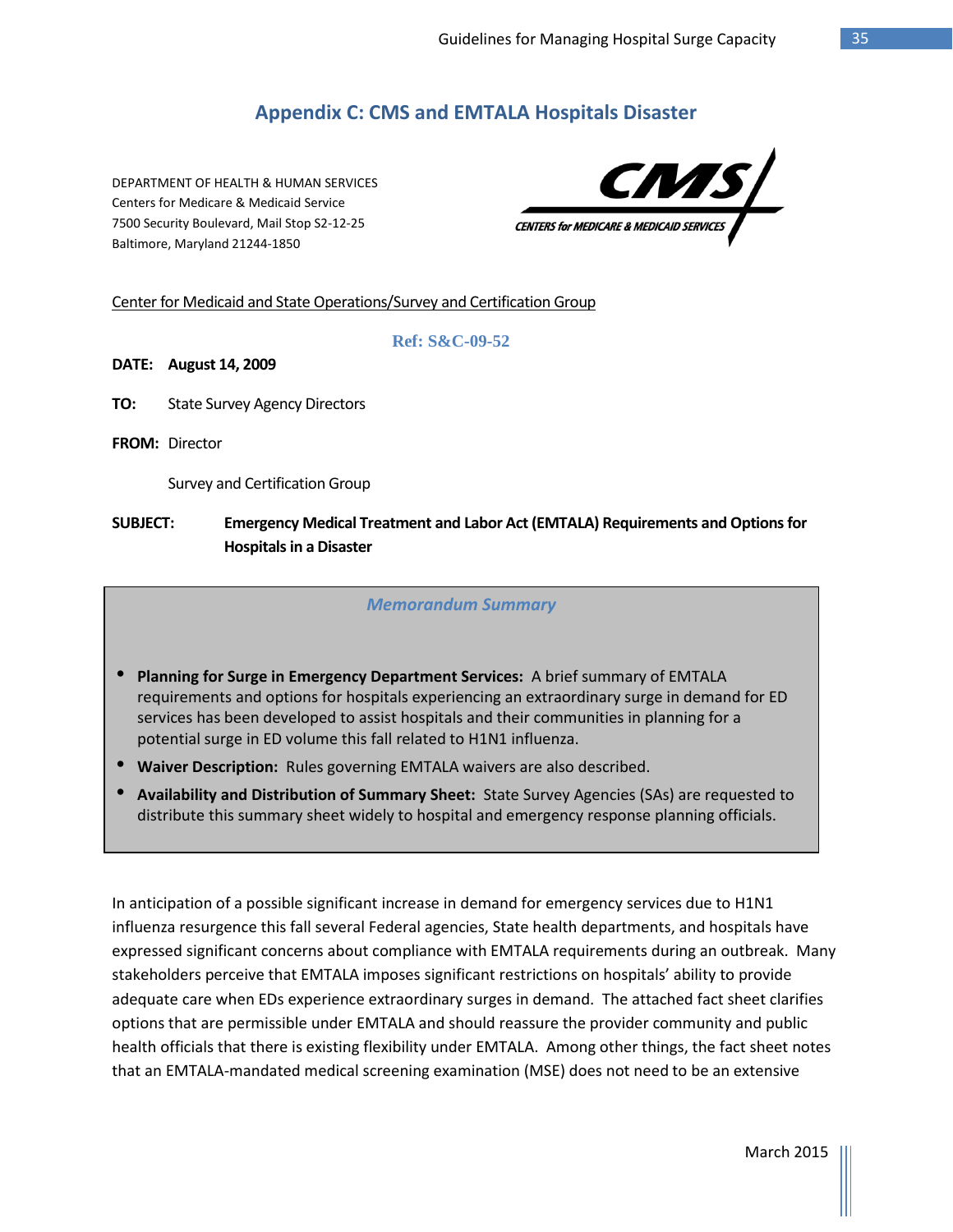## Appendix C: CMS and EMTALA Hospitals Disaster

DEPARTMENT OF HEALTH & HUMAN SERVICES
Centers for Medicare & Medicaid Service
7500 Security Boulevard, Mail Stop S2-12-25
Baltimore, Maryland 21244-1850

CMS
CENTERS for MEDICARE & MEDICAID SERVICES

Center for Medicaid and State Operations/Survey and Certification Group

**Ref: S&C-09-52**

**DATE: August 14, 2009**

**TO:** State Survey Agency Directors

**FROM:** Director

Survey and Certification Group

**SUBJECT: Emergency Medical Treatment and Labor Act (EMTALA) Requirements and Options for Hospitals in a Disaster**

*Memorandum Summary*

- **Planning for Surge in Emergency Department Services:** A brief summary of EMTALA requirements and options for hospitals experiencing an extraordinary surge in demand for ED services has been developed to assist hospitals and their communities in planning for a potential surge in ED volume this fall related to H1N1 influenza.
- **Waiver Description:** Rules governing EMTALA waivers are also described.
- **Availability and Distribution of Summary Sheet:** State Survey Agencies (SAs) are requested to distribute this summary sheet widely to hospital and emergency response planning officials.

In anticipation of a possible significant increase in demand for emergency services due to H1N1 influenza resurgence this fall several Federal agencies, State health departments, and hospitals have expressed significant concerns about compliance with EMTALA requirements during an outbreak. Many stakeholders perceive that EMTALA imposes significant restrictions on hospitals' ability to provide adequate care when EDs experience extraordinary surges in demand. The attached fact sheet clarifies options that are permissible under EMTALA and should reassure the provider community and public health officials that there is existing flexibility under EMTALA. Among other things, the fact sheet notes that an EMTALA-mandated medical screening examination (MSE) does not need to be an extensive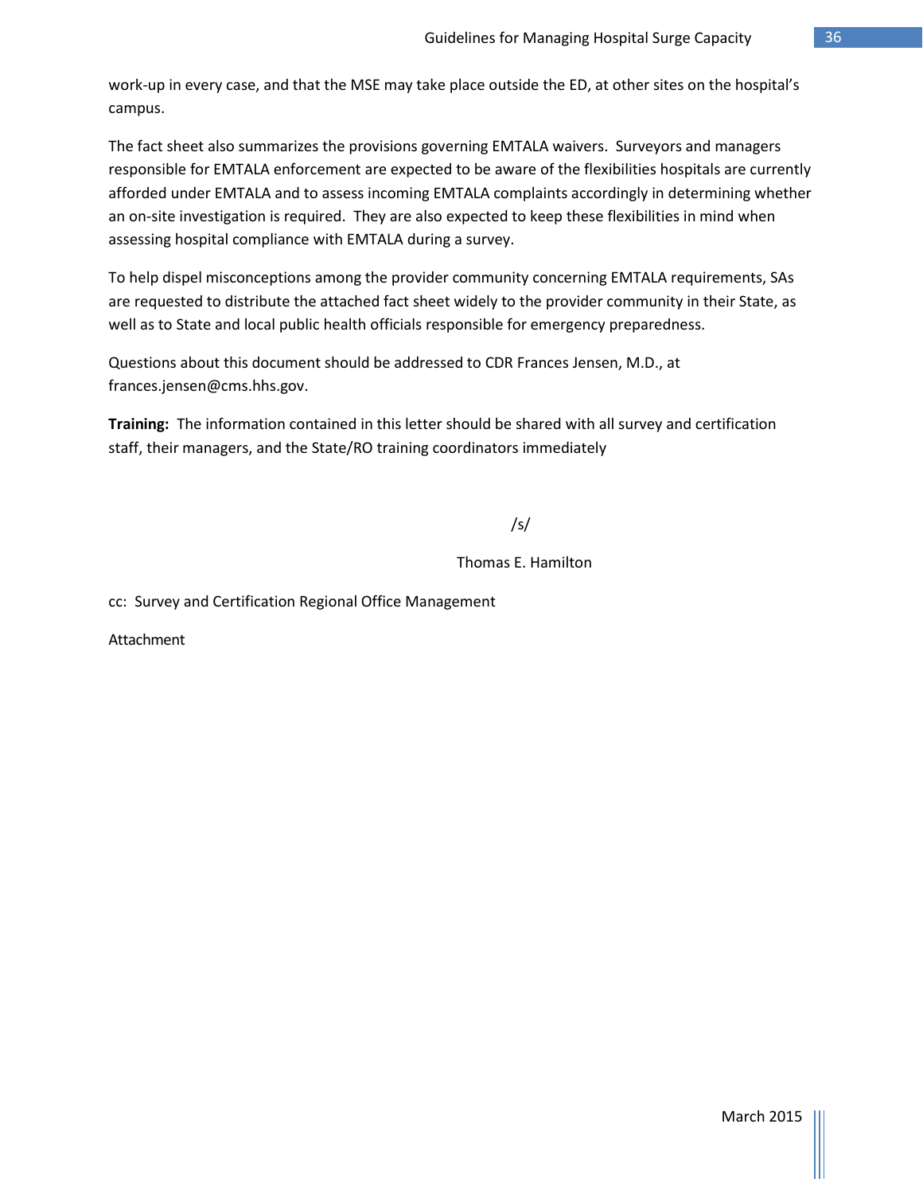work-up in every case, and that the MSE may take place outside the ED, at other sites on the hospital's campus.

The fact sheet also summarizes the provisions governing EMTALA waivers. Surveyors and managers responsible for EMTALA enforcement are expected to be aware of the flexibilities hospitals are currently afforded under EMTALA and to assess incoming EMTALA complaints accordingly in determining whether an on-site investigation is required. They are also expected to keep these flexibilities in mind when assessing hospital compliance with EMTALA during a survey.

To help dispel misconceptions among the provider community concerning EMTALA requirements, SAs are requested to distribute the attached fact sheet widely to the provider community in their State, as well as to State and local public health officials responsible for emergency preparedness.

Questions about this document should be addressed to CDR Frances Jensen, M.D., at frances.jensen@cms.hhs.gov.

**Training:** The information contained in this letter should be shared with all survey and certification staff, their managers, and the State/RO training coordinators immediately

/s/

Thomas E. Hamilton

cc: Survey and Certification Regional Office Management

Attachment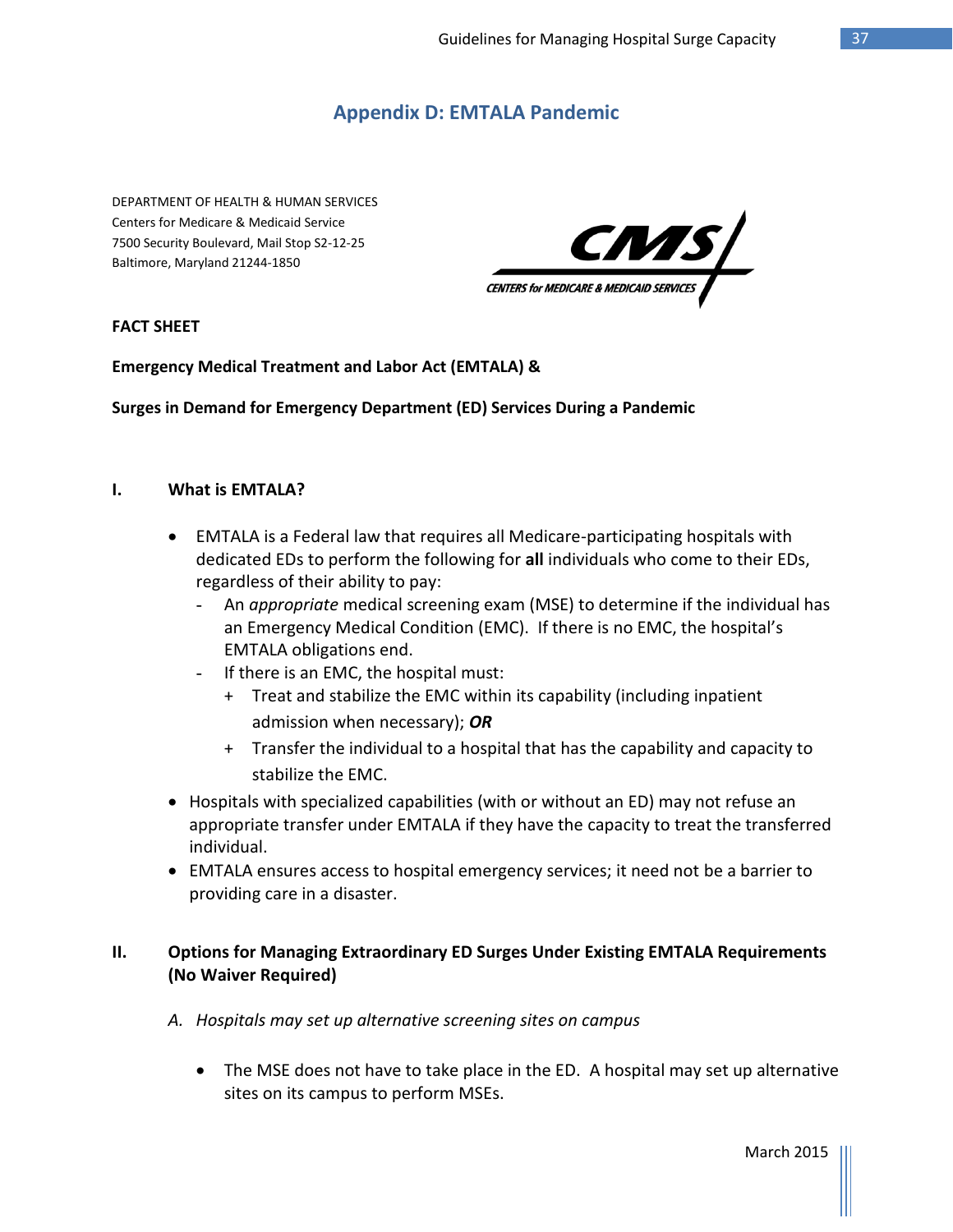# Appendix D: EMTALA Pandemic

DEPARTMENT OF HEALTH & HUMAN SERVICES
Centers for Medicare & Medicaid Service
7500 Security Boulevard, Mail Stop S2-12-25
Baltimore, Maryland 21244-1850

**FACT SHEET**

**Emergency Medical Treatment and Labor Act (EMTALA) &**

**Surges in Demand for Emergency Department (ED) Services During a Pandemic**

## I. What is EMTALA?

- EMTALA is a Federal law that requires all Medicare-participating hospitals with dedicated EDs to perform the following for **all** individuals who come to their EDs, regardless of their ability to pay:
  - An *appropriate* medical screening exam (MSE) to determine if the individual has an Emergency Medical Condition (EMC). If there is no EMC, the hospital's EMTALA obligations end.
  - If there is an EMC, the hospital must:
    - Treat and stabilize the EMC within its capability (including inpatient admission when necessary); ***OR***
    - Transfer the individual to a hospital that has the capability and capacity to stabilize the EMC.
- Hospitals with specialized capabilities (with or without an ED) may not refuse an appropriate transfer under EMTALA if they have the capacity to treat the transferred individual.
- EMTALA ensures access to hospital emergency services; it need not be a barrier to providing care in a disaster.

## II. Options for Managing Extraordinary ED Surges Under Existing EMTALA Requirements (No Waiver Required)

*A. Hospitals may set up alternative screening sites on campus*

- The MSE does not have to take place in the ED. A hospital may set up alternative sites on its campus to perform MSEs.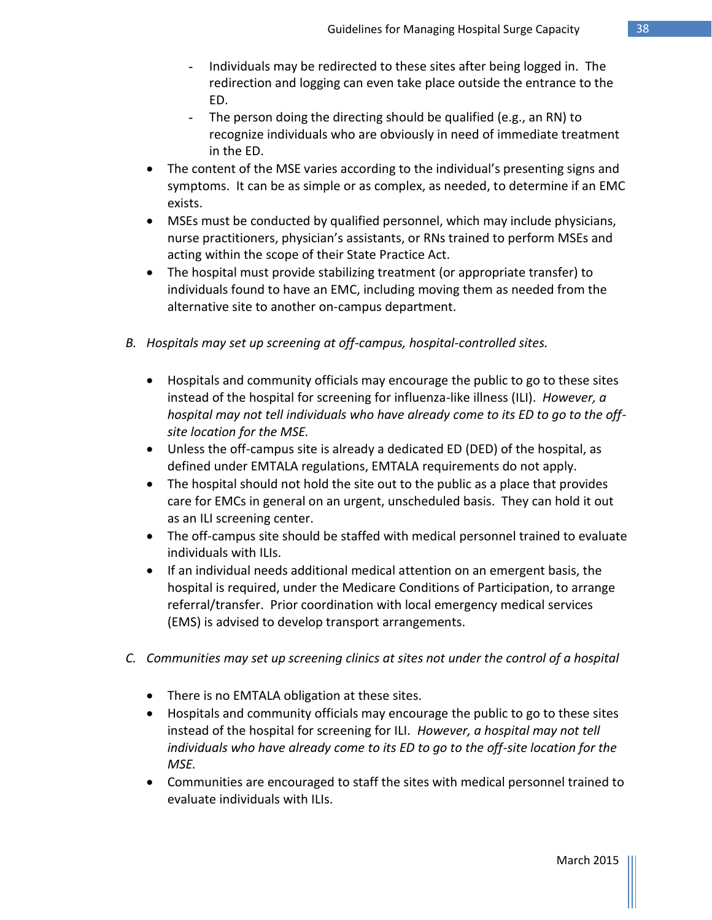- Individuals may be redirected to these sites after being logged in. The redirection and logging can even take place outside the entrance to the ED.
  - The person doing the directing should be qualified (e.g., an RN) to recognize individuals who are obviously in need of immediate treatment in the ED.
- The content of the MSE varies according to the individual's presenting signs and symptoms. It can be as simple or as complex, as needed, to determine if an EMC exists.
- MSEs must be conducted by qualified personnel, which may include physicians, nurse practitioners, physician's assistants, or RNs trained to perform MSEs and acting within the scope of their State Practice Act.
- The hospital must provide stabilizing treatment (or appropriate transfer) to individuals found to have an EMC, including moving them as needed from the alternative site to another on-campus department.

*B. Hospitals may set up screening at off-campus, hospital-controlled sites.*

- Hospitals and community officials may encourage the public to go to these sites instead of the hospital for screening for influenza-like illness (ILI). *However, a hospital may not tell individuals who have already come to its ED to go to the off-site location for the MSE.*
- Unless the off-campus site is already a dedicated ED (DED) of the hospital, as defined under EMTALA regulations, EMTALA requirements do not apply.
- The hospital should not hold the site out to the public as a place that provides care for EMCs in general on an urgent, unscheduled basis. They can hold it out as an ILI screening center.
- The off-campus site should be staffed with medical personnel trained to evaluate individuals with ILIs.
- If an individual needs additional medical attention on an emergent basis, the hospital is required, under the Medicare Conditions of Participation, to arrange referral/transfer. Prior coordination with local emergency medical services (EMS) is advised to develop transport arrangements.

*C. Communities may set up screening clinics at sites not under the control of a hospital*

- There is no EMTALA obligation at these sites.
- Hospitals and community officials may encourage the public to go to these sites instead of the hospital for screening for ILI. *However, a hospital may not tell individuals who have already come to its ED to go to the off-site location for the MSE.*
- Communities are encouraged to staff the sites with medical personnel trained to evaluate individuals with ILIs.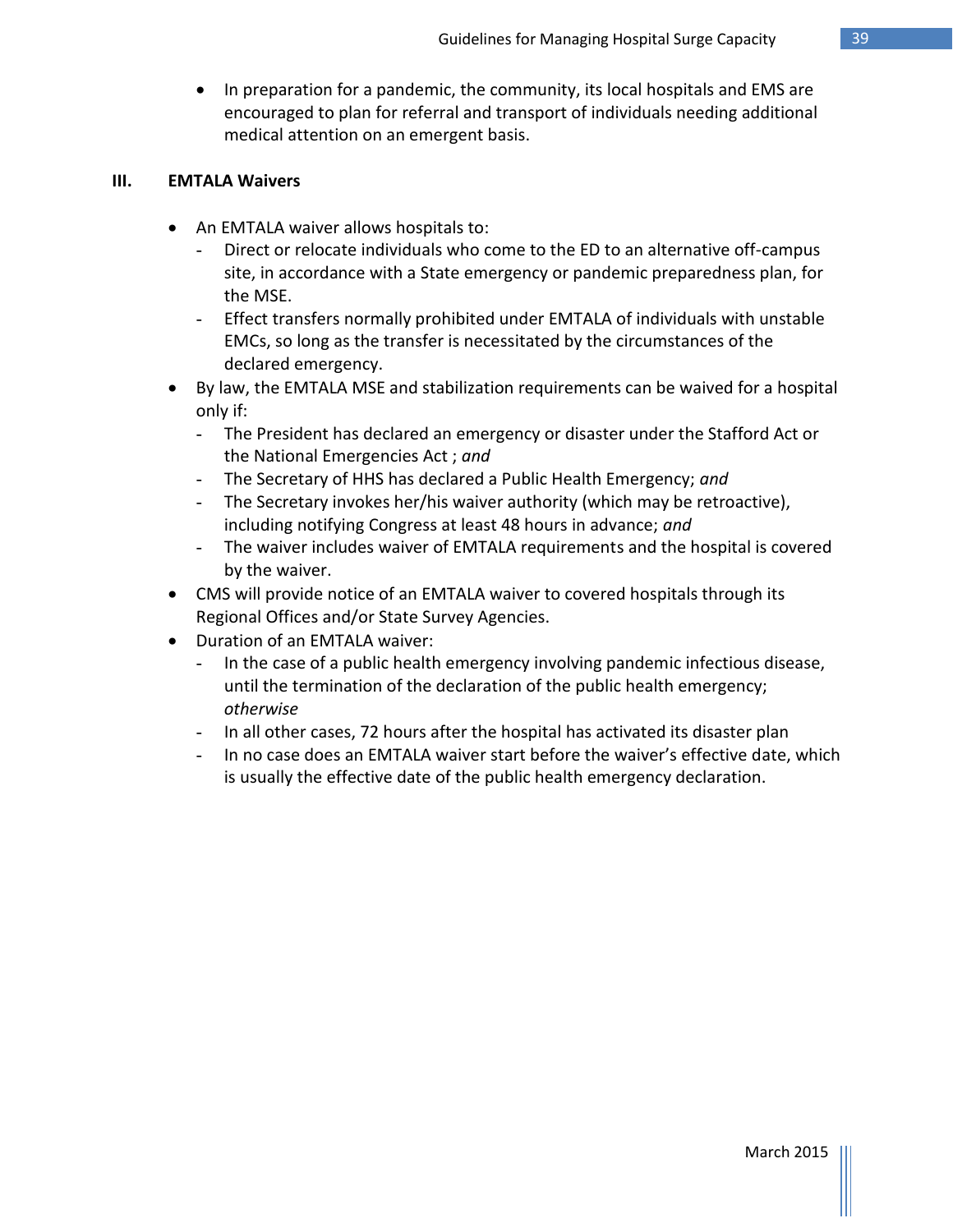- In preparation for a pandemic, the community, its local hospitals and EMS are encouraged to plan for referral and transport of individuals needing additional medical attention on an emergent basis.

## III. EMTALA Waivers

- An EMTALA waiver allows hospitals to:
  - Direct or relocate individuals who come to the ED to an alternative off-campus site, in accordance with a State emergency or pandemic preparedness plan, for the MSE.
  - Effect transfers normally prohibited under EMTALA of individuals with unstable EMCs, so long as the transfer is necessitated by the circumstances of the declared emergency.
- By law, the EMTALA MSE and stabilization requirements can be waived for a hospital only if:
  - The President has declared an emergency or disaster under the Stafford Act or the National Emergencies Act ; *and*
  - The Secretary of HHS has declared a Public Health Emergency; *and*
  - The Secretary invokes her/his waiver authority (which may be retroactive), including notifying Congress at least 48 hours in advance; *and*
  - The waiver includes waiver of EMTALA requirements and the hospital is covered by the waiver.
- CMS will provide notice of an EMTALA waiver to covered hospitals through its Regional Offices and/or State Survey Agencies.
- Duration of an EMTALA waiver:
  - In the case of a public health emergency involving pandemic infectious disease, until the termination of the declaration of the public health emergency; *otherwise*
  - In all other cases, 72 hours after the hospital has activated its disaster plan
  - In no case does an EMTALA waiver start before the waiver's effective date, which is usually the effective date of the public health emergency declaration.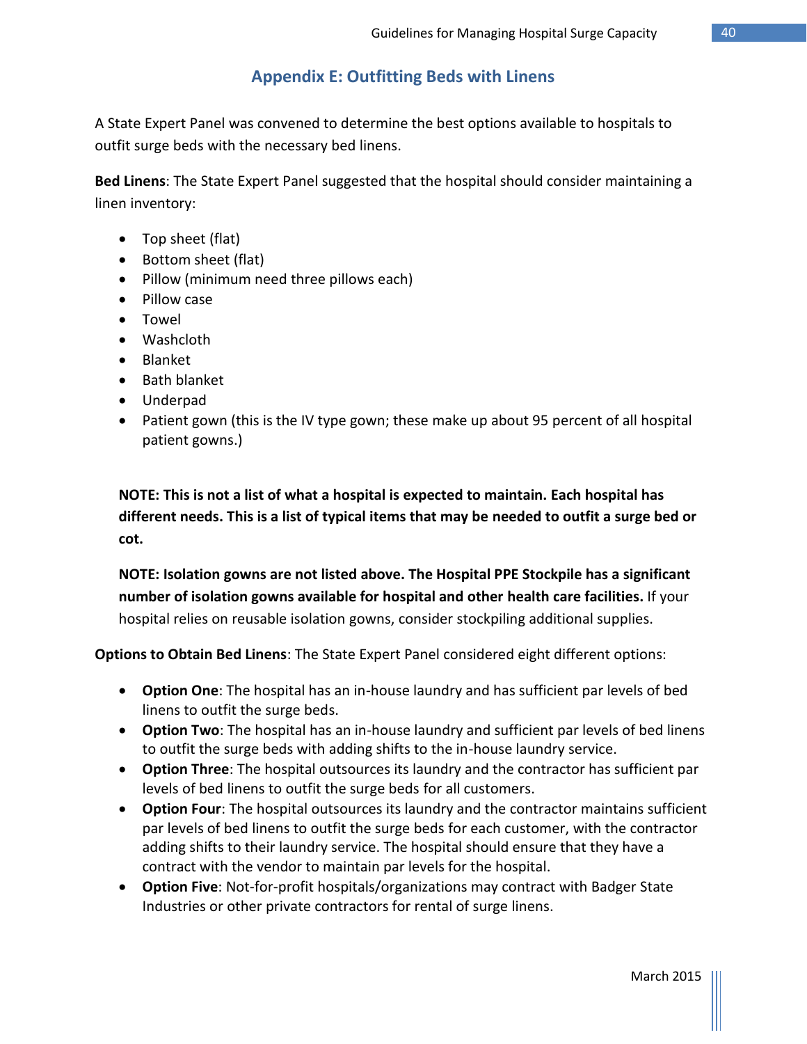## Appendix E: Outfitting Beds with Linens

A State Expert Panel was convened to determine the best options available to hospitals to outfit surge beds with the necessary bed linens.

**Bed Linens**: The State Expert Panel suggested that the hospital should consider maintaining a linen inventory:

- Top sheet (flat)
- Bottom sheet (flat)
- Pillow (minimum need three pillows each)
- Pillow case
- Towel
- Washcloth
- Blanket
- Bath blanket
- Underpad
- Patient gown (this is the IV type gown; these make up about 95 percent of all hospital patient gowns.)

**NOTE: This is not a list of what a hospital is expected to maintain. Each hospital has different needs. This is a list of typical items that may be needed to outfit a surge bed or cot.**

**NOTE: Isolation gowns are not listed above. The Hospital PPE Stockpile has a significant number of isolation gowns available for hospital and other health care facilities.** If your hospital relies on reusable isolation gowns, consider stockpiling additional supplies.

**Options to Obtain Bed Linens**: The State Expert Panel considered eight different options:

- **Option One**: The hospital has an in-house laundry and has sufficient par levels of bed linens to outfit the surge beds.
- **Option Two**: The hospital has an in-house laundry and sufficient par levels of bed linens to outfit the surge beds with adding shifts to the in-house laundry service.
- **Option Three**: The hospital outsources its laundry and the contractor has sufficient par levels of bed linens to outfit the surge beds for all customers.
- **Option Four**: The hospital outsources its laundry and the contractor maintains sufficient par levels of bed linens to outfit the surge beds for each customer, with the contractor adding shifts to their laundry service. The hospital should ensure that they have a contract with the vendor to maintain par levels for the hospital.
- **Option Five**: Not-for-profit hospitals/organizations may contract with Badger State Industries or other private contractors for rental of surge linens.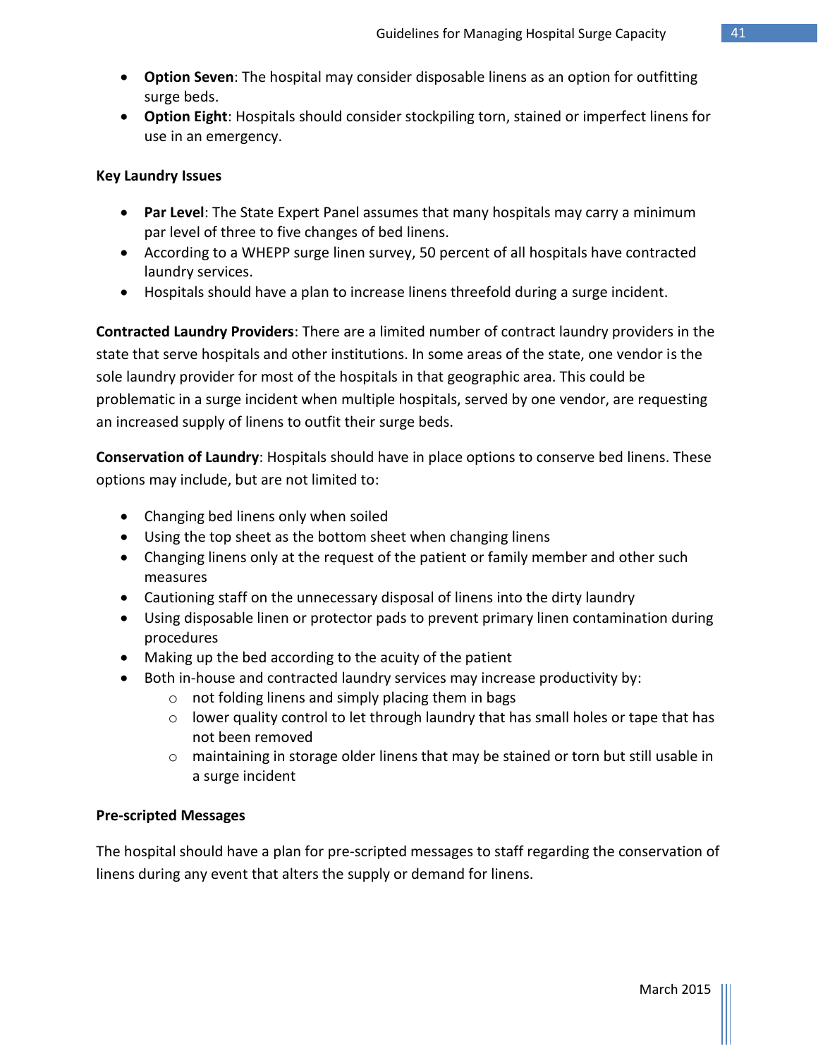- **Option Seven**: The hospital may consider disposable linens as an option for outfitting surge beds.
- **Option Eight**: Hospitals should consider stockpiling torn, stained or imperfect linens for use in an emergency.

**Key Laundry Issues**

- **Par Level**: The State Expert Panel assumes that many hospitals may carry a minimum par level of three to five changes of bed linens.
- According to a WHEPP surge linen survey, 50 percent of all hospitals have contracted laundry services.
- Hospitals should have a plan to increase linens threefold during a surge incident.

**Contracted Laundry Providers**: There are a limited number of contract laundry providers in the state that serve hospitals and other institutions. In some areas of the state, one vendor is the sole laundry provider for most of the hospitals in that geographic area. This could be problematic in a surge incident when multiple hospitals, served by one vendor, are requesting an increased supply of linens to outfit their surge beds.

**Conservation of Laundry**: Hospitals should have in place options to conserve bed linens. These options may include, but are not limited to:

- Changing bed linens only when soiled
- Using the top sheet as the bottom sheet when changing linens
- Changing linens only at the request of the patient or family member and other such measures
- Cautioning staff on the unnecessary disposal of linens into the dirty laundry
- Using disposable linen or protector pads to prevent primary linen contamination during procedures
- Making up the bed according to the acuity of the patient
- Both in-house and contracted laundry services may increase productivity by:
    - not folding linens and simply placing them in bags
    - lower quality control to let through laundry that has small holes or tape that has not been removed
    - maintaining in storage older linens that may be stained or torn but still usable in a surge incident

**Pre-scripted Messages**

The hospital should have a plan for pre-scripted messages to staff regarding the conservation of linens during any event that alters the supply or demand for linens.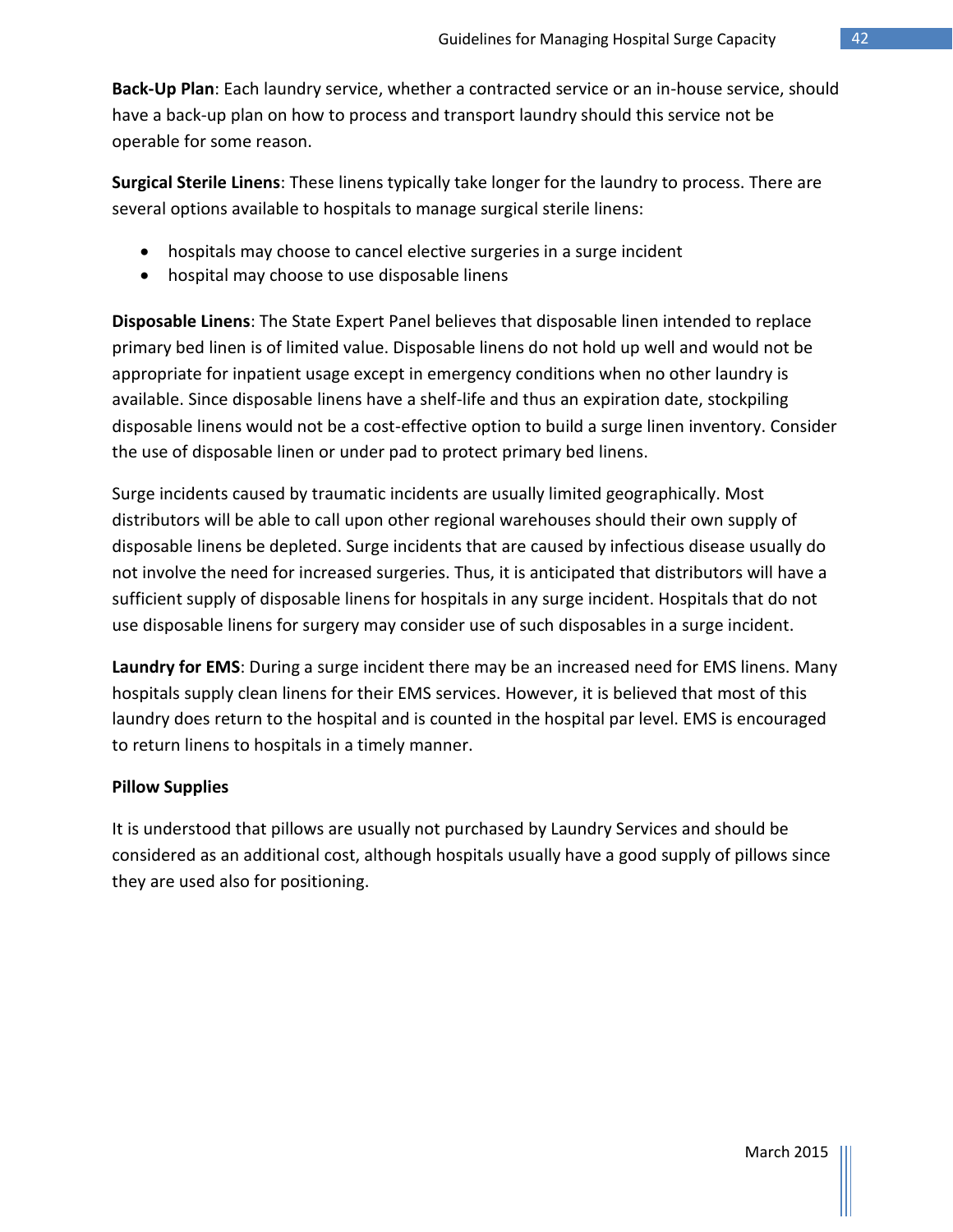**Back-Up Plan**: Each laundry service, whether a contracted service or an in-house service, should have a back-up plan on how to process and transport laundry should this service not be operable for some reason.

**Surgical Sterile Linens**: These linens typically take longer for the laundry to process. There are several options available to hospitals to manage surgical sterile linens:

- hospitals may choose to cancel elective surgeries in a surge incident
- hospital may choose to use disposable linens

**Disposable Linens**: The State Expert Panel believes that disposable linen intended to replace primary bed linen is of limited value. Disposable linens do not hold up well and would not be appropriate for inpatient usage except in emergency conditions when no other laundry is available. Since disposable linens have a shelf-life and thus an expiration date, stockpiling disposable linens would not be a cost-effective option to build a surge linen inventory. Consider the use of disposable linen or under pad to protect primary bed linens.

Surge incidents caused by traumatic incidents are usually limited geographically. Most distributors will be able to call upon other regional warehouses should their own supply of disposable linens be depleted. Surge incidents that are caused by infectious disease usually do not involve the need for increased surgeries. Thus, it is anticipated that distributors will have a sufficient supply of disposable linens for hospitals in any surge incident. Hospitals that do not use disposable linens for surgery may consider use of such disposables in a surge incident.

**Laundry for EMS**: During a surge incident there may be an increased need for EMS linens. Many hospitals supply clean linens for their EMS services. However, it is believed that most of this laundry does return to the hospital and is counted in the hospital par level. EMS is encouraged to return linens to hospitals in a timely manner.

**Pillow Supplies**

It is understood that pillows are usually not purchased by Laundry Services and should be considered as an additional cost, although hospitals usually have a good supply of pillows since they are used also for positioning.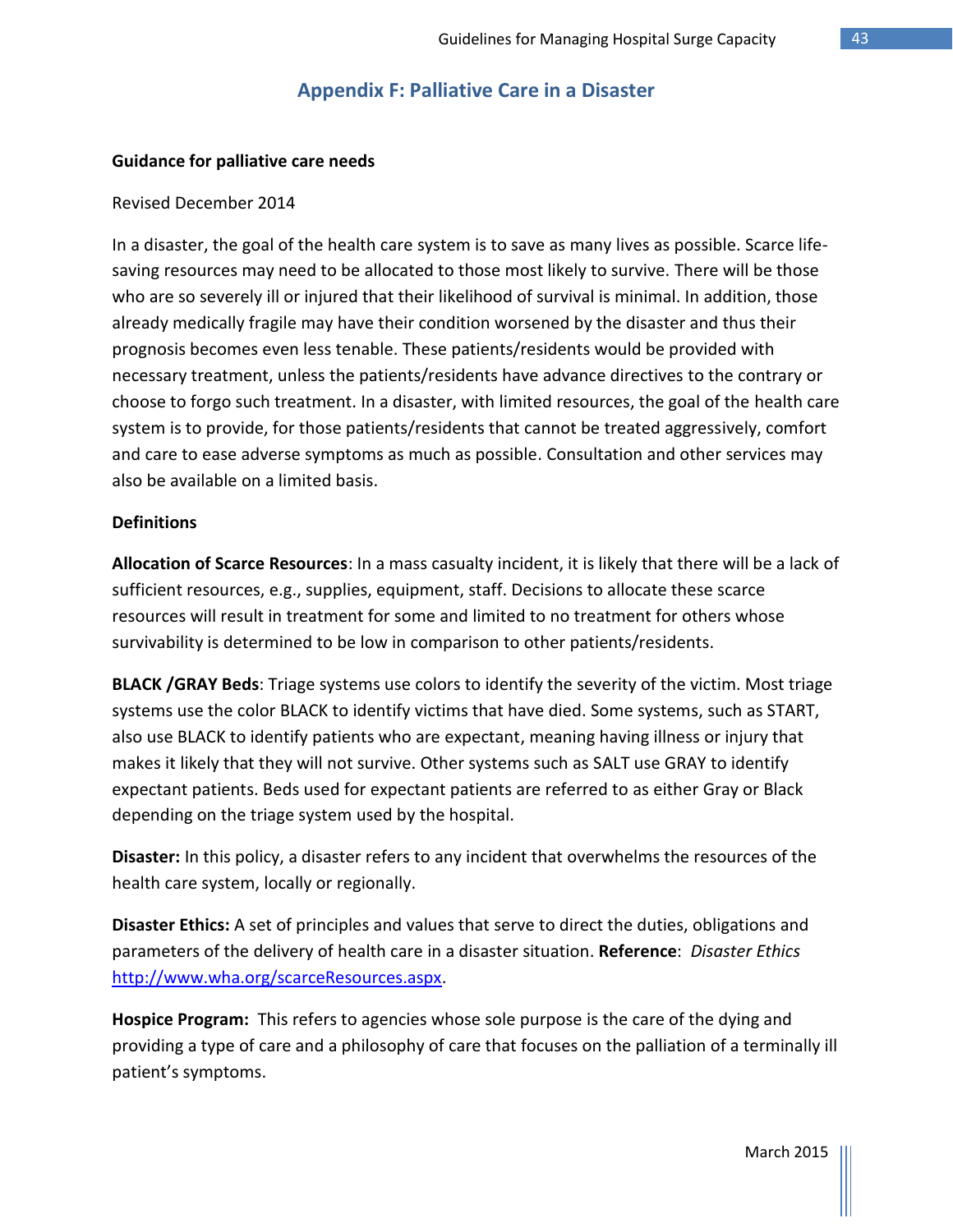# Appendix F: Palliative Care in a Disaster

**Guidance for palliative care needs**

Revised December 2014

In a disaster, the goal of the health care system is to save as many lives as possible. Scarce life-saving resources may need to be allocated to those most likely to survive. There will be those who are so severely ill or injured that their likelihood of survival is minimal. In addition, those already medically fragile may have their condition worsened by the disaster and thus their prognosis becomes even less tenable. These patients/residents would be provided with necessary treatment, unless the patients/residents have advance directives to the contrary or choose to forgo such treatment. In a disaster, with limited resources, the goal of the health care system is to provide, for those patients/residents that cannot be treated aggressively, comfort and care to ease adverse symptoms as much as possible. Consultation and other services may also be available on a limited basis.

**Definitions**

**Allocation of Scarce Resources**: In a mass casualty incident, it is likely that there will be a lack of sufficient resources, e.g., supplies, equipment, staff. Decisions to allocate these scarce resources will result in treatment for some and limited to no treatment for others whose survivability is determined to be low in comparison to other patients/residents.

**BLACK /GRAY Beds**: Triage systems use colors to identify the severity of the victim. Most triage systems use the color BLACK to identify victims that have died. Some systems, such as START, also use BLACK to identify patients who are expectant, meaning having illness or injury that makes it likely that they will not survive. Other systems such as SALT use GRAY to identify expectant patients. Beds used for expectant patients are referred to as either Gray or Black depending on the triage system used by the hospital.

**Disaster:** In this policy, a disaster refers to any incident that overwhelms the resources of the health care system, locally or regionally.

**Disaster Ethics:** A set of principles and values that serve to direct the duties, obligations and parameters of the delivery of health care in a disaster situation. **Reference**: *Disaster Ethics* http://www.wha.org/scarceResources.aspx.

**Hospice Program:** This refers to agencies whose sole purpose is the care of the dying and providing a type of care and a philosophy of care that focuses on the palliation of a terminally ill patient's symptoms.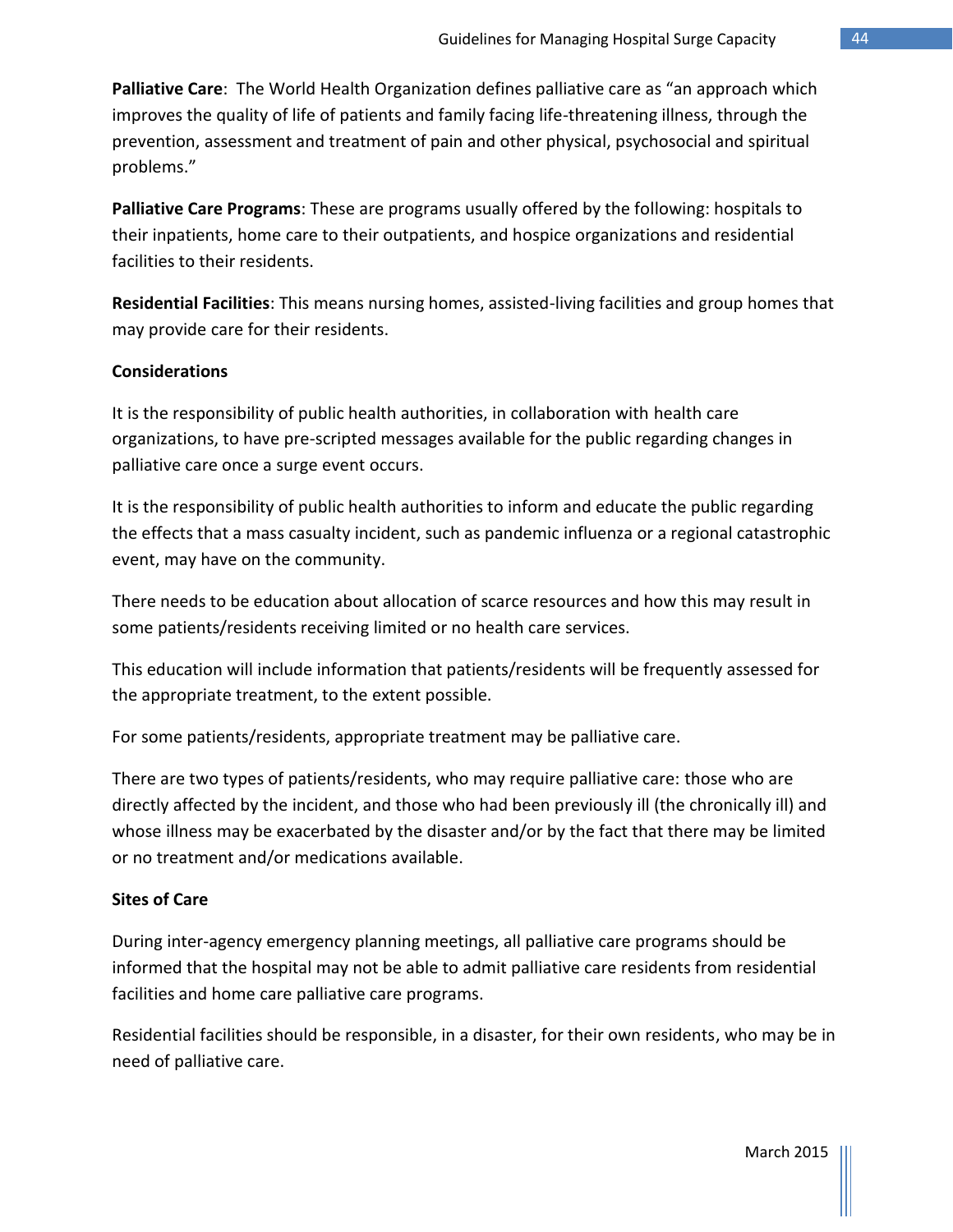**Palliative Care**: The World Health Organization defines palliative care as "an approach which improves the quality of life of patients and family facing life-threatening illness, through the prevention, assessment and treatment of pain and other physical, psychosocial and spiritual problems."

**Palliative Care Programs**: These are programs usually offered by the following: hospitals to their inpatients, home care to their outpatients, and hospice organizations and residential facilities to their residents.

**Residential Facilities**: This means nursing homes, assisted-living facilities and group homes that may provide care for their residents.

**Considerations**

It is the responsibility of public health authorities, in collaboration with health care organizations, to have pre-scripted messages available for the public regarding changes in palliative care once a surge event occurs.

It is the responsibility of public health authorities to inform and educate the public regarding the effects that a mass casualty incident, such as pandemic influenza or a regional catastrophic event, may have on the community.

There needs to be education about allocation of scarce resources and how this may result in some patients/residents receiving limited or no health care services.

This education will include information that patients/residents will be frequently assessed for the appropriate treatment, to the extent possible.

For some patients/residents, appropriate treatment may be palliative care.

There are two types of patients/residents, who may require palliative care: those who are directly affected by the incident, and those who had been previously ill (the chronically ill) and whose illness may be exacerbated by the disaster and/or by the fact that there may be limited or no treatment and/or medications available.

**Sites of Care**

During inter-agency emergency planning meetings, all palliative care programs should be informed that the hospital may not be able to admit palliative care residents from residential facilities and home care palliative care programs.

Residential facilities should be responsible, in a disaster, for their own residents, who may be in need of palliative care.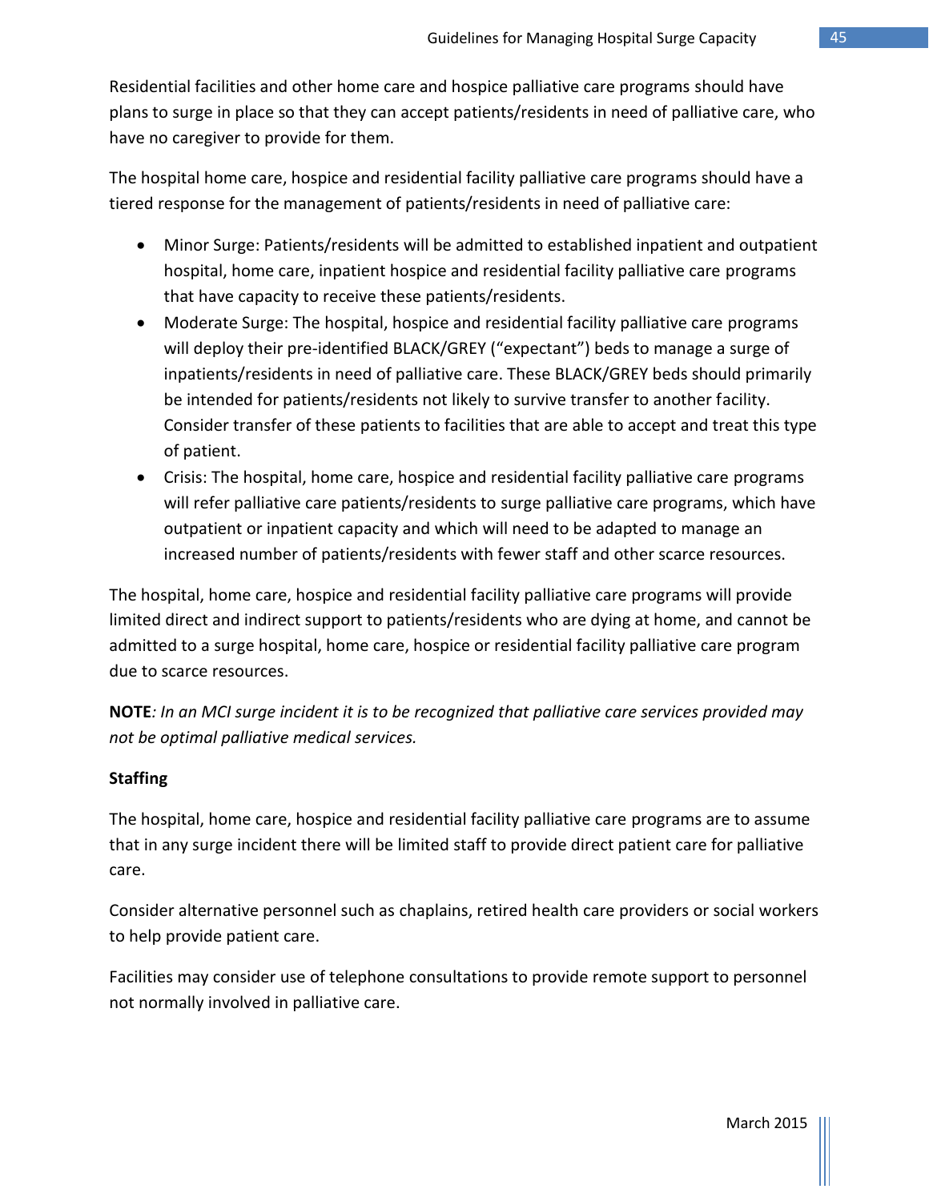Residential facilities and other home care and hospice palliative care programs should have plans to surge in place so that they can accept patients/residents in need of palliative care, who have no caregiver to provide for them.

The hospital home care, hospice and residential facility palliative care programs should have a tiered response for the management of patients/residents in need of palliative care:

- Minor Surge: Patients/residents will be admitted to established inpatient and outpatient hospital, home care, inpatient hospice and residential facility palliative care programs that have capacity to receive these patients/residents.
- Moderate Surge: The hospital, hospice and residential facility palliative care programs will deploy their pre-identified BLACK/GREY ("expectant") beds to manage a surge of inpatients/residents in need of palliative care. These BLACK/GREY beds should primarily be intended for patients/residents not likely to survive transfer to another facility. Consider transfer of these patients to facilities that are able to accept and treat this type of patient.
- Crisis: The hospital, home care, hospice and residential facility palliative care programs will refer palliative care patients/residents to surge palliative care programs, which have outpatient or inpatient capacity and which will need to be adapted to manage an increased number of patients/residents with fewer staff and other scarce resources.

The hospital, home care, hospice and residential facility palliative care programs will provide limited direct and indirect support to patients/residents who are dying at home, and cannot be admitted to a surge hospital, home care, hospice or residential facility palliative care program due to scarce resources.

**NOTE***: In an MCI surge incident it is to be recognized that palliative care services provided may not be optimal palliative medical services.*

**Staffing**

The hospital, home care, hospice and residential facility palliative care programs are to assume that in any surge incident there will be limited staff to provide direct patient care for palliative care.

Consider alternative personnel such as chaplains, retired health care providers or social workers to help provide patient care.

Facilities may consider use of telephone consultations to provide remote support to personnel not normally involved in palliative care.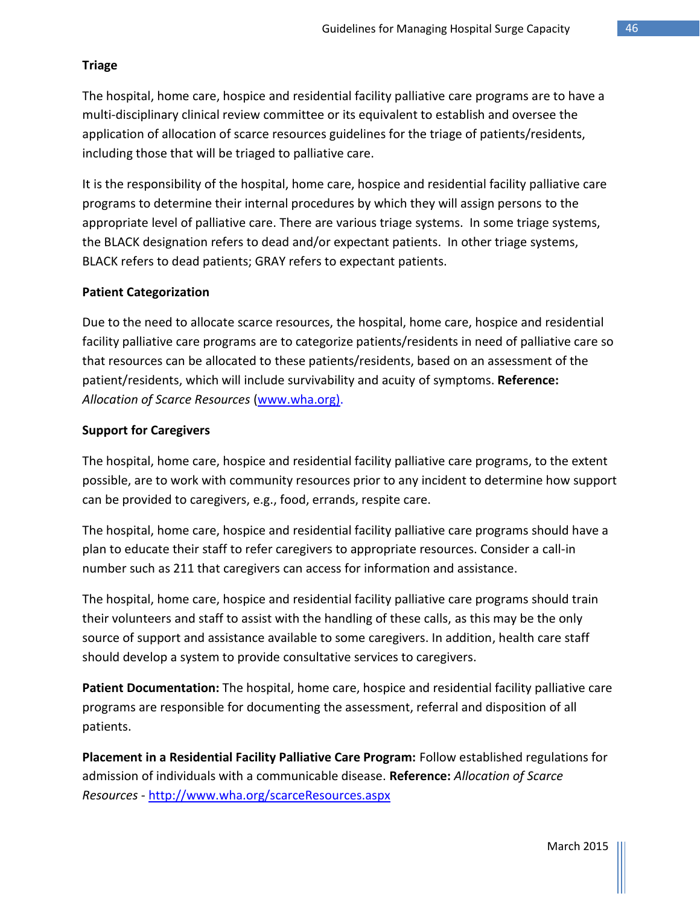### Triage

The hospital, home care, hospice and residential facility palliative care programs are to have a multi-disciplinary clinical review committee or its equivalent to establish and oversee the application of allocation of scarce resources guidelines for the triage of patients/residents, including those that will be triaged to palliative care.

It is the responsibility of the hospital, home care, hospice and residential facility palliative care programs to determine their internal procedures by which they will assign persons to the appropriate level of palliative care. There are various triage systems. In some triage systems, the BLACK designation refers to dead and/or expectant patients. In other triage systems, BLACK refers to dead patients; GRAY refers to expectant patients.

### Patient Categorization

Due to the need to allocate scarce resources, the hospital, home care, hospice and residential facility palliative care programs are to categorize patients/residents in need of palliative care so that resources can be allocated to these patients/residents, based on an assessment of the patient/residents, which will include survivability and acuity of symptoms. **Reference:** *Allocation of Scarce Resources* (www.wha.org).

### Support for Caregivers

The hospital, home care, hospice and residential facility palliative care programs, to the extent possible, are to work with community resources prior to any incident to determine how support can be provided to caregivers, e.g., food, errands, respite care.

The hospital, home care, hospice and residential facility palliative care programs should have a plan to educate their staff to refer caregivers to appropriate resources. Consider a call-in number such as 211 that caregivers can access for information and assistance.

The hospital, home care, hospice and residential facility palliative care programs should train their volunteers and staff to assist with the handling of these calls, as this may be the only source of support and assistance available to some caregivers. In addition, health care staff should develop a system to provide consultative services to caregivers.

**Patient Documentation:** The hospital, home care, hospice and residential facility palliative care programs are responsible for documenting the assessment, referral and disposition of all patients.

**Placement in a Residential Facility Palliative Care Program:** Follow established regulations for admission of individuals with a communicable disease. **Reference:** *Allocation of Scarce Resources* - http://www.wha.org/scarceResources.aspx